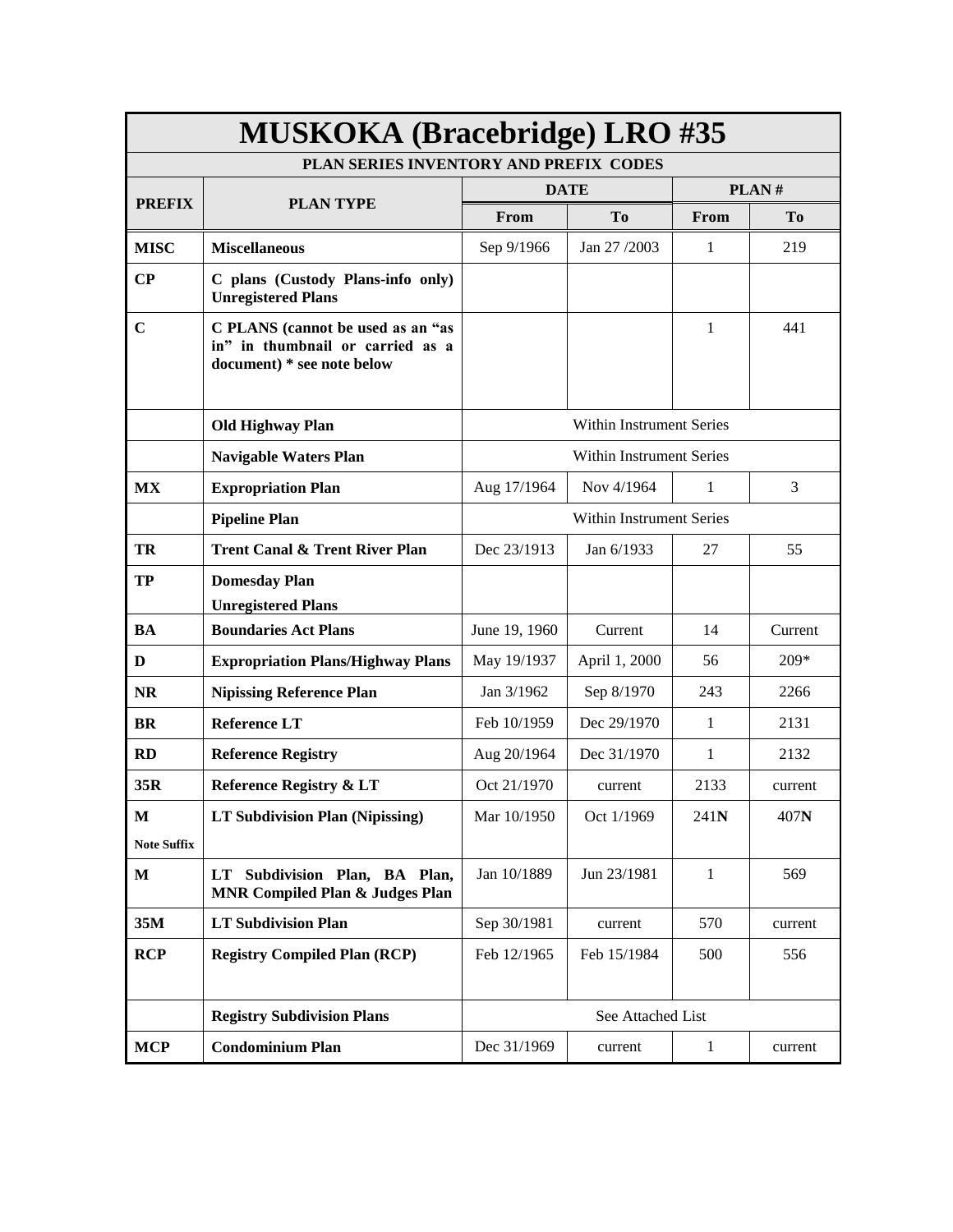# MUSKOKA (Bracebridge) LRO #35

## PLAN SERIES INVENTORY AND PREFIX CODES

| PREFIX | PLAN TYPE | DATE | | PLAN # | |
|---|---|---|---|---|---|
| | | From | To | From | To |
| **MISC** | **Miscellaneous** | Sep 9/1966 | Jan 27 /2003 | 1 | 219 |
| **CP** | **C plans (Custody Plans-info only) Unregistered Plans** | | | | |
| **C** | **C PLANS (cannot be used as an "as in" in thumbnail or carried as a document) * see note below** | | | 1 | 441 |
| | **Old Highway Plan** | Within Instrument Series | | | |
| | **Navigable Waters Plan** | Within Instrument Series | | | |
| **MX** | **Expropriation Plan** | Aug 17/1964 | Nov 4/1964 | 1 | 3 |
| | **Pipeline Plan** | Within Instrument Series | | | |
| **TR** | **Trent Canal & Trent River Plan** | Dec 23/1913 | Jan 6/1933 | 27 | 55 |
| **TP** | **Domesday Plan Unregistered Plans** | | | | |
| **BA** | **Boundaries Act Plans** | June 19, 1960 | Current | 14 | Current |
| **D** | **Expropriation Plans/Highway Plans** | May 19/1937 | April 1, 2000 | 56 | 209* |
| **NR** | **Nipissing Reference Plan** | Jan 3/1962 | Sep 8/1970 | 243 | 2266 |
| **BR** | **Reference LT** | Feb 10/1959 | Dec 29/1970 | 1 | 2131 |
| **RD** | **Reference Registry** | Aug 20/1964 | Dec 31/1970 | 1 | 2132 |
| **35R** | **Reference Registry & LT** | Oct 21/1970 | current | 2133 | current |
| **M** **Note Suffix** | **LT Subdivision Plan (Nipissing)** | Mar 10/1950 | Oct 1/1969 | 241**N** | 407**N** |
| **M** | **LT Subdivision Plan, BA Plan, MNR Compiled Plan & Judges Plan** | Jan 10/1889 | Jun 23/1981 | 1 | 569 |
| **35M** | **LT Subdivision Plan** | Sep 30/1981 | current | 570 | current |
| **RCP** | **Registry Compiled Plan (RCP)** | Feb 12/1965 | Feb 15/1984 | 500 | 556 |
| | **Registry Subdivision Plans** | See Attached List | | | |
| **MCP** | **Condominium Plan** | Dec 31/1969 | current | 1 | current |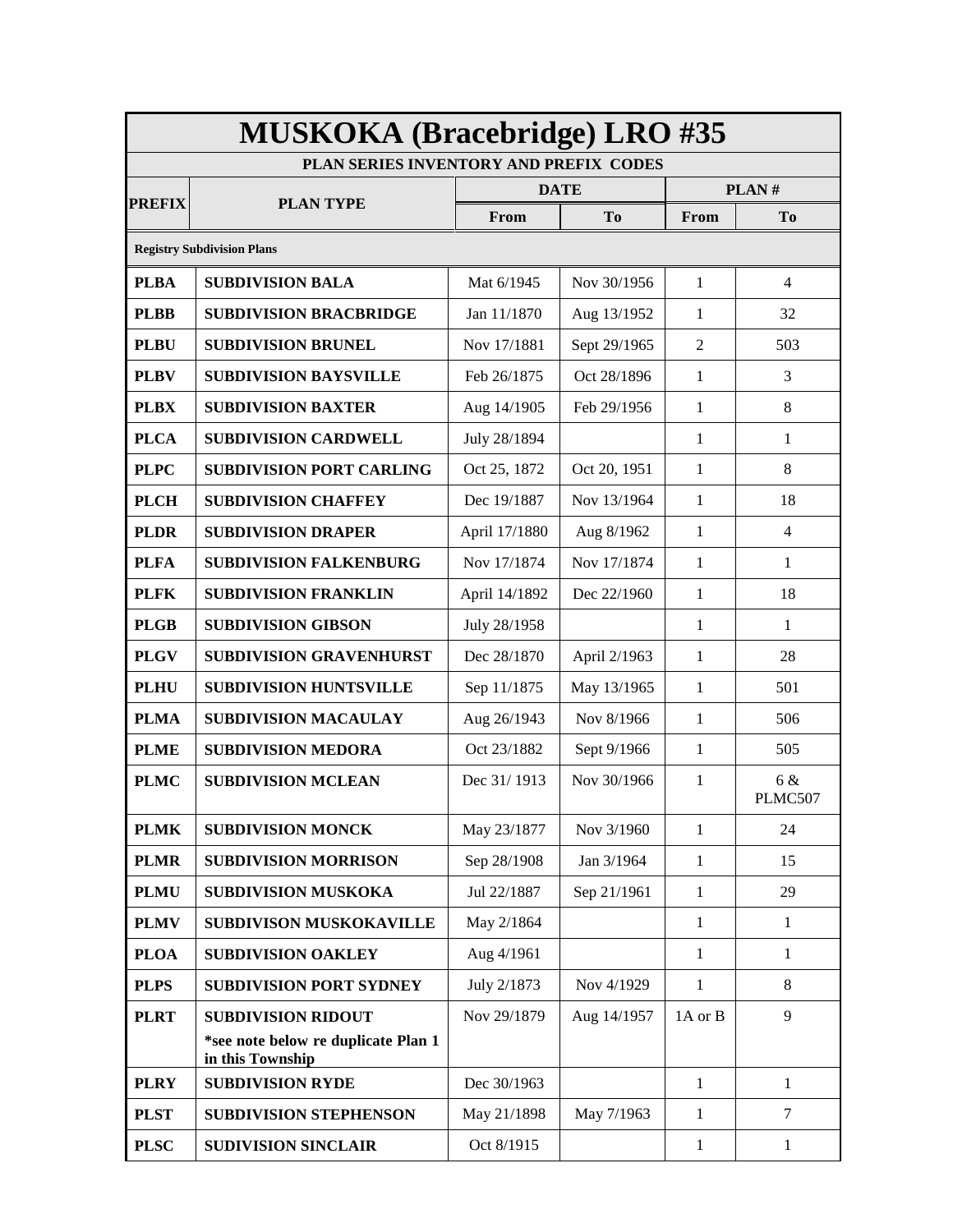# MUSKOKA (Bracebridge) LRO #35

## PLAN SERIES INVENTORY AND PREFIX CODES

| PREFIX | PLAN TYPE | DATE | | PLAN # | |
|---|---|---|---|---|---|
| | | From | To | From | To |
| **Registry Subdivision Plans** | | | | | |
| **PLBA** | **SUBDIVISION BALA** | Mat 6/1945 | Nov 30/1956 | 1 | 4 |
| **PLBB** | **SUBDIVISION BRACBRIDGE** | Jan 11/1870 | Aug 13/1952 | 1 | 32 |
| **PLBU** | **SUBDIVISION BRUNEL** | Nov 17/1881 | Sept 29/1965 | 2 | 503 |
| **PLBV** | **SUBDIVISION BAYSVILLE** | Feb 26/1875 | Oct 28/1896 | 1 | 3 |
| **PLBX** | **SUBDIVISION BAXTER** | Aug 14/1905 | Feb 29/1956 | 1 | 8 |
| **PLCA** | **SUBDIVISION CARDWELL** | July 28/1894 | | 1 | 1 |
| **PLPC** | **SUBDIVISION PORT CARLING** | Oct 25, 1872 | Oct 20, 1951 | 1 | 8 |
| **PLCH** | **SUBDIVISION CHAFFEY** | Dec 19/1887 | Nov 13/1964 | 1 | 18 |
| **PLDR** | **SUBDIVISION DRAPER** | April 17/1880 | Aug 8/1962 | 1 | 4 |
| **PLFA** | **SUBDIVISION FALKENBURG** | Nov 17/1874 | Nov 17/1874 | 1 | 1 |
| **PLFK** | **SUBDIVISION FRANKLIN** | April 14/1892 | Dec 22/1960 | 1 | 18 |
| **PLGB** | **SUBDIVISION GIBSON** | July 28/1958 | | 1 | 1 |
| **PLGV** | **SUBDIVISION GRAVENHURST** | Dec 28/1870 | April 2/1963 | 1 | 28 |
| **PLHU** | **SUBDIVISION HUNTSVILLE** | Sep 11/1875 | May 13/1965 | 1 | 501 |
| **PLMA** | **SUBDIVISION MACAULAY** | Aug 26/1943 | Nov 8/1966 | 1 | 506 |
| **PLME** | **SUBDIVISION MEDORA** | Oct 23/1882 | Sept 9/1966 | 1 | 505 |
| **PLMC** | **SUBDIVISION MCLEAN** | Dec 31/ 1913 | Nov 30/1966 | 1 | 6 & PLMC507 |
| **PLMK** | **SUBDIVISION MONCK** | May 23/1877 | Nov 3/1960 | 1 | 24 |
| **PLMR** | **SUBDIVISION MORRISON** | Sep 28/1908 | Jan 3/1964 | 1 | 15 |
| **PLMU** | **SUBDIVISION MUSKOKA** | Jul 22/1887 | Sep 21/1961 | 1 | 29 |
| **PLMV** | **SUBDIVISON MUSKOKAVILLE** | May 2/1864 | | 1 | 1 |
| **PLOA** | **SUBDIVISION OAKLEY** | Aug 4/1961 | | 1 | 1 |
| **PLPS** | **SUBDIVISION PORT SYDNEY** | July 2/1873 | Nov 4/1929 | 1 | 8 |
| **PLRT** | **SUBDIVISION RIDOUT** **\*see note below re duplicate Plan 1 in this Township** | Nov 29/1879 | Aug 14/1957 | 1A or B | 9 |
| **PLRY** | **SUBDIVISION RYDE** | Dec 30/1963 | | 1 | 1 |
| **PLST** | **SUBDIVISION STEPHENSON** | May 21/1898 | May 7/1963 | 1 | 7 |
| **PLSC** | **SUDIVISION SINCLAIR** | Oct 8/1915 | | 1 | 1 |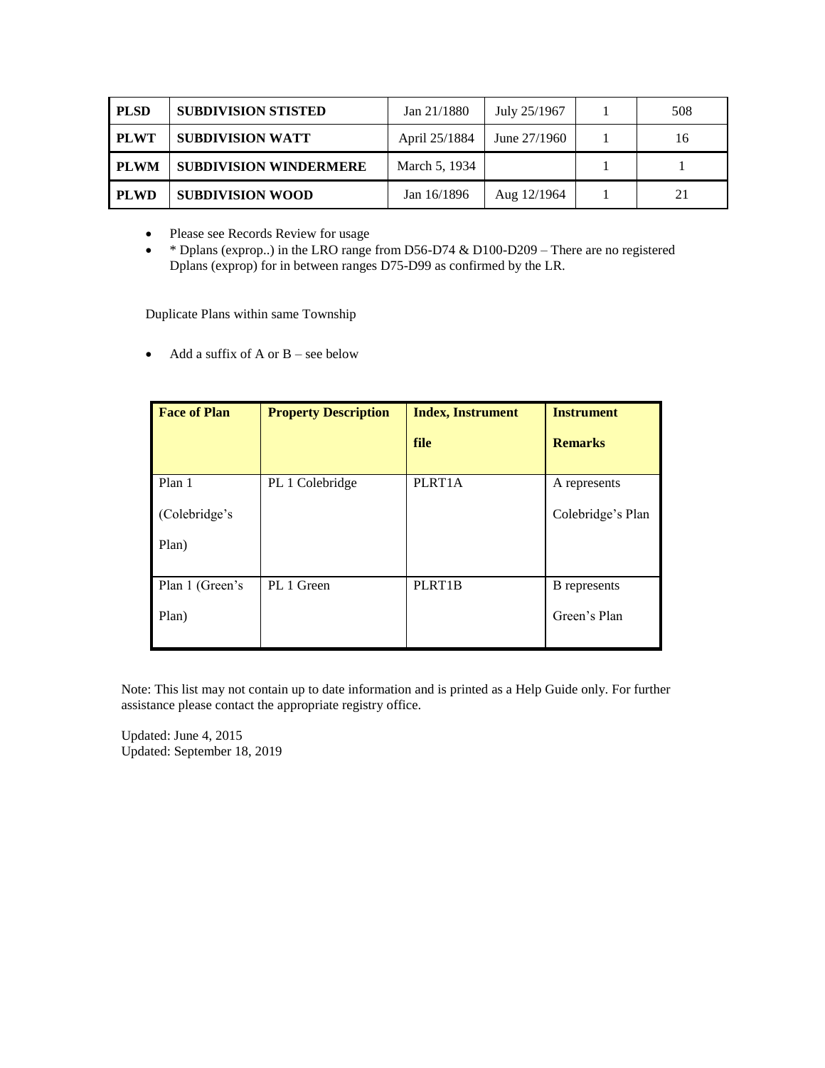| PLSD | SUBDIVISION STISTED | Jan 21/1880 | July 25/1967 | 1 | 508 |
|---|---|---|---|---|---|
| PLWT | SUBDIVISION WATT | April 25/1884 | June 27/1960 | 1 | 16 |
| PLWM | SUBDIVISION WINDERMERE | March 5, 1934 | | 1 | 1 |
| PLWD | SUBDIVISION WOOD | Jan 16/1896 | Aug 12/1964 | 1 | 21 |

- Please see Records Review for usage
- * Dplans (exprop..) in the LRO range from D56-D74 & D100-D209 – There are no registered Dplans (exprop) for in between ranges D75-D99 as confirmed by the LR.

Duplicate Plans within same Township

- Add a suffix of A or B – see below

| Face of Plan | Property Description | Index, Instrument file | Instrument Remarks |
|---|---|---|---|
| Plan 1 (Colebridge's Plan) | PL 1 Colebridge | PLRT1A | A represents Colebridge's Plan |
| Plan 1 (Green's Plan) | PL 1 Green | PLRT1B | B represents Green's Plan |

Note: This list may not contain up to date information and is printed as a Help Guide only. For further assistance please contact the appropriate registry office.

Updated: June 4, 2015
Updated: September 18, 2019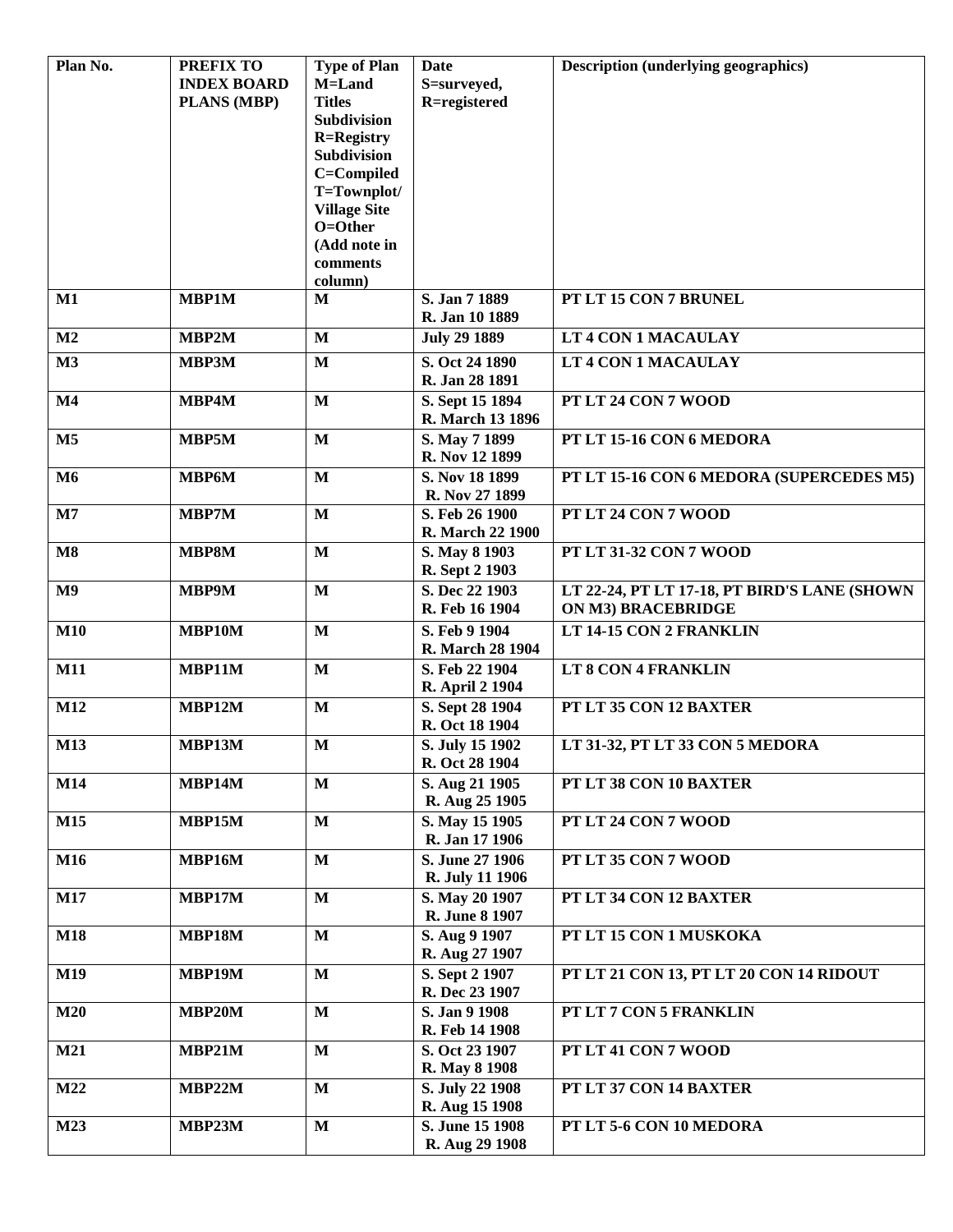| Plan No. | PREFIX TO INDEX BOARD PLANS (MBP) | Type of Plan M=Land Titles Subdivision R=Registry Subdivision C=Compiled T=Townplot/ Village Site O=Other (Add note in comments column) | Date S=surveyed, R=registered | Description (underlying geographics) |
|---|---|---|---|---|
| M1 | MBP1M | M | S. Jan 7 1889<br>R. Jan 10 1889 | PT LT 15 CON 7 BRUNEL |
| M2 | MBP2M | M | July 29 1889 | LT 4 CON 1 MACAULAY |
| M3 | MBP3M | M | S. Oct 24 1890<br>R. Jan 28 1891 | LT 4 CON 1 MACAULAY |
| M4 | MBP4M | M | S. Sept 15 1894<br>R. March 13 1896 | PT LT 24 CON 7 WOOD |
| M5 | MBP5M | M | S. May 7 1899<br>R. Nov 12 1899 | PT LT 15-16 CON 6 MEDORA |
| M6 | MBP6M | M | S. Nov 18 1899<br>R. Nov 27 1899 | PT LT 15-16 CON 6 MEDORA (SUPERCEDES M5) |
| M7 | MBP7M | M | S. Feb 26 1900<br>R. March 22 1900 | PT LT 24 CON 7 WOOD |
| M8 | MBP8M | M | S. May 8 1903<br>R. Sept 2 1903 | PT LT 31-32 CON 7 WOOD |
| M9 | MBP9M | M | S. Dec 22 1903<br>R. Feb 16 1904 | LT 22-24, PT LT 17-18, PT BIRD'S LANE (SHOWN ON M3) BRACEBRIDGE |
| M10 | MBP10M | M | S. Feb 9 1904<br>R. March 28 1904 | LT 14-15 CON 2 FRANKLIN |
| M11 | MBP11M | M | S. Feb 22 1904<br>R. April 2 1904 | LT 8 CON 4 FRANKLIN |
| M12 | MBP12M | M | S. Sept 28 1904<br>R. Oct 18 1904 | PT LT 35 CON 12 BAXTER |
| M13 | MBP13M | M | S. July 15 1902<br>R. Oct 28 1904 | LT 31-32, PT LT 33 CON 5 MEDORA |
| M14 | MBP14M | M | S. Aug 21 1905<br>R. Aug 25 1905 | PT LT 38 CON 10 BAXTER |
| M15 | MBP15M | M | S. May 15 1905<br>R. Jan 17 1906 | PT LT 24 CON 7 WOOD |
| M16 | MBP16M | M | S. June 27 1906<br>R. July 11 1906 | PT LT 35 CON 7 WOOD |
| M17 | MBP17M | M | S. May 20 1907<br>R. June 8 1907 | PT LT 34 CON 12 BAXTER |
| M18 | MBP18M | M | S. Aug 9 1907<br>R. Aug 27 1907 | PT LT 15 CON 1 MUSKOKA |
| M19 | MBP19M | M | S. Sept 2 1907<br>R. Dec 23 1907 | PT LT 21 CON 13, PT LT 20 CON 14 RIDOUT |
| M20 | MBP20M | M | S. Jan 9 1908<br>R. Feb 14 1908 | PT LT 7 CON 5 FRANKLIN |
| M21 | MBP21M | M | S. Oct 23 1907<br>R. May 8 1908 | PT LT 41 CON 7 WOOD |
| M22 | MBP22M | M | S. July 22 1908<br>R. Aug 15 1908 | PT LT 37 CON 14 BAXTER |
| M23 | MBP23M | M | S. June 15 1908<br>R. Aug 29 1908 | PT LT 5-6 CON 10 MEDORA |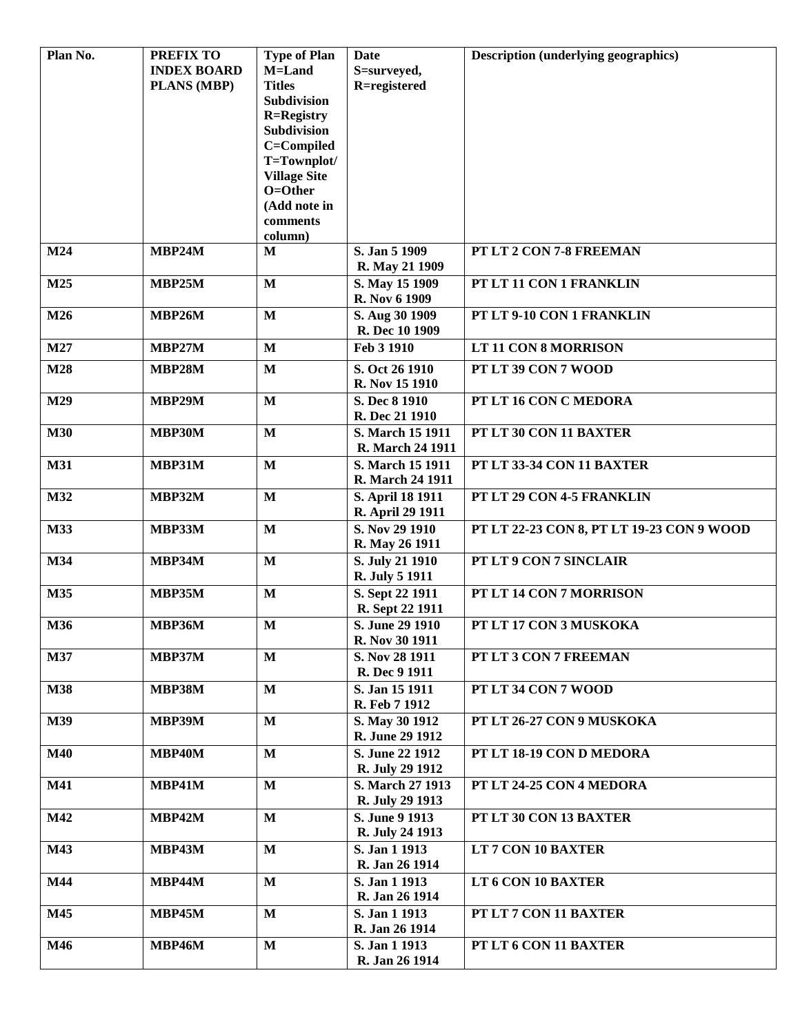| Plan No. | PREFIX TO INDEX BOARD PLANS (MBP) | Type of Plan M=Land Titles Subdivision R=Registry Subdivision C=Compiled T=Townplot/ Village Site O=Other (Add note in comments column) | Date S=surveyed, R=registered | Description (underlying geographics) |
|---|---|---|---|---|
| **M24** | **MBP24M** | **M** | **S. Jan 5 1909 R. May 21 1909** | **PT LT 2 CON 7-8 FREEMAN** |
| **M25** | **MBP25M** | **M** | **S. May 15 1909 R. Nov 6 1909** | **PT LT 11 CON 1 FRANKLIN** |
| **M26** | **MBP26M** | **M** | **S. Aug 30 1909 R. Dec 10 1909** | **PT LT 9-10 CON 1 FRANKLIN** |
| **M27** | **MBP27M** | **M** | **Feb 3 1910** | **LT 11 CON 8 MORRISON** |
| **M28** | **MBP28M** | **M** | **S. Oct 26 1910 R. Nov 15 1910** | **PT LT 39 CON 7 WOOD** |
| **M29** | **MBP29M** | **M** | **S. Dec 8 1910 R. Dec 21 1910** | **PT LT 16 CON C MEDORA** |
| **M30** | **MBP30M** | **M** | **S. March 15 1911 R. March 24 1911** | **PT LT 30 CON 11 BAXTER** |
| **M31** | **MBP31M** | **M** | **S. March 15 1911 R. March 24 1911** | **PT LT 33-34 CON 11 BAXTER** |
| **M32** | **MBP32M** | **M** | **S. April 18 1911 R. April 29 1911** | **PT LT 29 CON 4-5 FRANKLIN** |
| **M33** | **MBP33M** | **M** | **S. Nov 29 1910 R. May 26 1911** | **PT LT 22-23 CON 8, PT LT 19-23 CON 9 WOOD** |
| **M34** | **MBP34M** | **M** | **S. July 21 1910 R. July 5 1911** | **PT LT 9 CON 7 SINCLAIR** |
| **M35** | **MBP35M** | **M** | **S. Sept 22 1911 R. Sept 22 1911** | **PT LT 14 CON 7 MORRISON** |
| **M36** | **MBP36M** | **M** | **S. June 29 1910 R. Nov 30 1911** | **PT LT 17 CON 3 MUSKOKA** |
| **M37** | **MBP37M** | **M** | **S. Nov 28 1911 R. Dec 9 1911** | **PT LT 3 CON 7 FREEMAN** |
| **M38** | **MBP38M** | **M** | **S. Jan 15 1911 R. Feb 7 1912** | **PT LT 34 CON 7 WOOD** |
| **M39** | **MBP39M** | **M** | **S. May 30 1912 R. June 29 1912** | **PT LT 26-27 CON 9 MUSKOKA** |
| **M40** | **MBP40M** | **M** | **S. June 22 1912 R. July 29 1912** | **PT LT 18-19 CON D MEDORA** |
| **M41** | **MBP41M** | **M** | **S. March 27 1913 R. July 29 1913** | **PT LT 24-25 CON 4 MEDORA** |
| **M42** | **MBP42M** | **M** | **S. June 9 1913 R. July 24 1913** | **PT LT 30 CON 13 BAXTER** |
| **M43** | **MBP43M** | **M** | **S. Jan 1 1913 R. Jan 26 1914** | **LT 7 CON 10 BAXTER** |
| **M44** | **MBP44M** | **M** | **S. Jan 1 1913 R. Jan 26 1914** | **LT 6 CON 10 BAXTER** |
| **M45** | **MBP45M** | **M** | **S. Jan 1 1913 R. Jan 26 1914** | **PT LT 7 CON 11 BAXTER** |
| **M46** | **MBP46M** | **M** | **S. Jan 1 1913 R. Jan 26 1914** | **PT LT 6 CON 11 BAXTER** |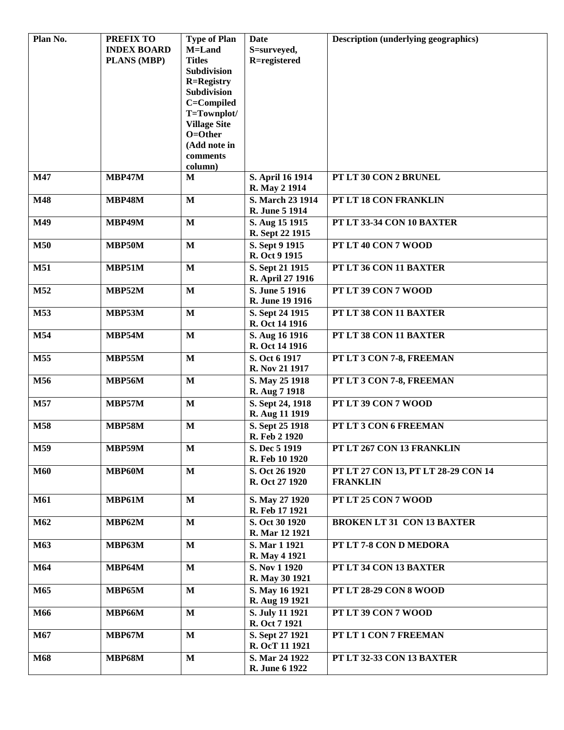| Plan No. | PREFIX TO INDEX BOARD PLANS (MBP) | Type of Plan M=Land Titles Subdivision R=Registry Subdivision C=Compiled T=Townplot/ Village Site O=Other (Add note in comments column) | Date S=surveyed, R=registered | Description (underlying geographics) |
|---|---|---|---|---|
| **M47** | **MBP47M** | **M** | **S. April 16 1914 R. May 2 1914** | **PT LT 30 CON 2 BRUNEL** |
| **M48** | **MBP48M** | **M** | **S. March 23 1914 R. June 5 1914** | **PT LT 18 CON FRANKLIN** |
| **M49** | **MBP49M** | **M** | **S. Aug 15 1915 R. Sept 22 1915** | **PT LT 33-34 CON 10 BAXTER** |
| **M50** | **MBP50M** | **M** | **S. Sept 9 1915 R. Oct 9 1915** | **PT LT 40 CON 7 WOOD** |
| **M51** | **MBP51M** | **M** | **S. Sept 21 1915 R. April 27 1916** | **PT LT 36 CON 11 BAXTER** |
| **M52** | **MBP52M** | **M** | **S. June 5 1916 R. June 19 1916** | **PT LT 39 CON 7 WOOD** |
| **M53** | **MBP53M** | **M** | **S. Sept 24 1915 R. Oct 14 1916** | **PT LT 38 CON 11 BAXTER** |
| **M54** | **MBP54M** | **M** | **S. Aug 16 1916 R. Oct 14 1916** | **PT LT 38 CON 11 BAXTER** |
| **M55** | **MBP55M** | **M** | **S. Oct 6 1917 R. Nov 21 1917** | **PT LT 3 CON 7-8, FREEMAN** |
| **M56** | **MBP56M** | **M** | **S. May 25 1918 R. Aug 7 1918** | **PT LT 3 CON 7-8, FREEMAN** |
| **M57** | **MBP57M** | **M** | **S. Sept 24, 1918 R. Aug 11 1919** | **PT LT 39 CON 7 WOOD** |
| **M58** | **MBP58M** | **M** | **S. Sept 25 1918 R. Feb 2 1920** | **PT LT 3 CON 6 FREEMAN** |
| **M59** | **MBP59M** | **M** | **S. Dec 5 1919 R. Feb 10 1920** | **PT LT 267 CON 13 FRANKLIN** |
| **M60** | **MBP60M** | **M** | **S. Oct 26 1920 R. Oct 27 1920** | **PT LT 27 CON 13, PT LT 28-29 CON 14 FRANKLIN** |
| **M61** | **MBP61M** | **M** | **S. May 27 1920 R. Feb 17 1921** | **PT LT 25 CON 7 WOOD** |
| **M62** | **MBP62M** | **M** | **S. Oct 30 1920 R. Mar 12 1921** | **BROKEN LT 31 CON 13 BAXTER** |
| **M63** | **MBP63M** | **M** | **S. Mar 1 1921 R. May 4 1921** | **PT LT 7-8 CON D MEDORA** |
| **M64** | **MBP64M** | **M** | **S. Nov 1 1920 R. May 30 1921** | **PT LT 34 CON 13 BAXTER** |
| **M65** | **MBP65M** | **M** | **S. May 16 1921 R. Aug 19 1921** | **PT LT 28-29 CON 8 WOOD** |
| **M66** | **MBP66M** | **M** | **S. July 11 1921 R. Oct 7 1921** | **PT LT 39 CON 7 WOOD** |
| **M67** | **MBP67M** | **M** | **S. Sept 27 1921 R. OcT 11 1921** | **PT LT 1 CON 7 FREEMAN** |
| **M68** | **MBP68M** | **M** | **S. Mar 24 1922 R. June 6 1922** | **PT LT 32-33 CON 13 BAXTER** |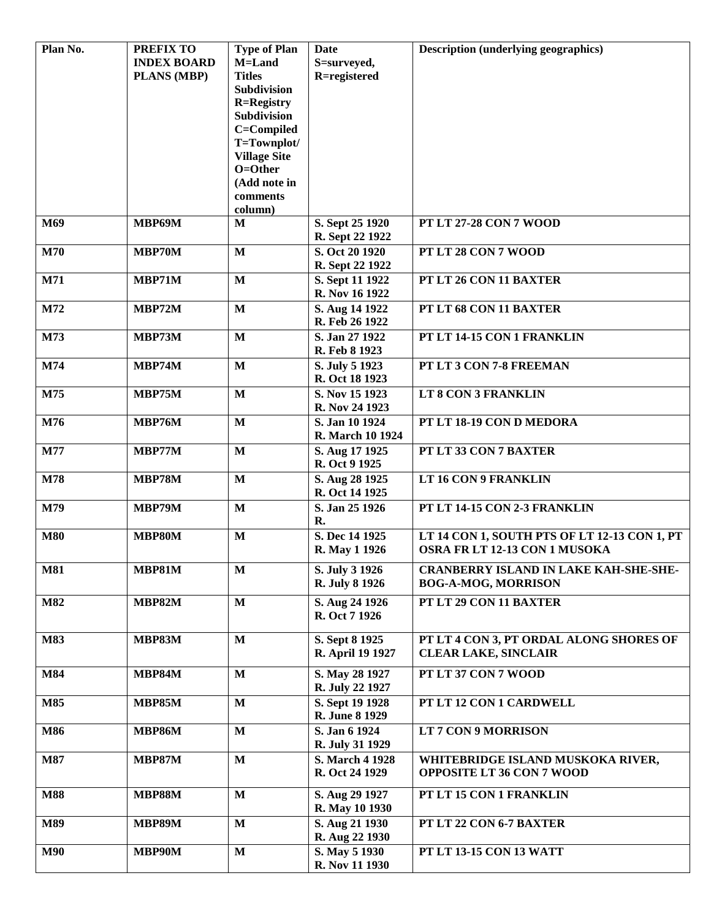| Plan No. | PREFIX TO INDEX BOARD PLANS (MBP) | Type of Plan M=Land Titles Subdivision R=Registry Subdivision C=Compiled T=Townplot/ Village Site O=Other (Add note in comments column) | Date S=surveyed, R=registered | Description (underlying geographics) |
|---|---|---|---|---|
| M69 | MBP69M | M | S. Sept 25 1920 R. Sept 22 1922 | PT LT 27-28 CON 7 WOOD |
| M70 | MBP70M | M | S. Oct 20 1920 R. Sept 22 1922 | PT LT 28 CON 7 WOOD |
| M71 | MBP71M | M | S. Sept 11 1922 R. Nov 16 1922 | PT LT 26 CON 11 BAXTER |
| M72 | MBP72M | M | S. Aug 14 1922 R. Feb 26 1922 | PT LT 68 CON 11 BAXTER |
| M73 | MBP73M | M | S. Jan 27 1922 R. Feb 8 1923 | PT LT 14-15 CON 1 FRANKLIN |
| M74 | MBP74M | M | S. July 5 1923 R. Oct 18 1923 | PT LT 3 CON 7-8 FREEMAN |
| M75 | MBP75M | M | S. Nov 15 1923 R. Nov 24 1923 | LT 8 CON 3 FRANKLIN |
| M76 | MBP76M | M | S. Jan 10 1924 R. March 10 1924 | PT LT 18-19 CON D MEDORA |
| M77 | MBP77M | M | S. Aug 17 1925 R. Oct 9 1925 | PT LT 33 CON 7 BAXTER |
| M78 | MBP78M | M | S. Aug 28 1925 R. Oct 14 1925 | LT 16 CON 9 FRANKLIN |
| M79 | MBP79M | M | S. Jan 25 1926 R. | PT LT 14-15 CON 2-3 FRANKLIN |
| M80 | MBP80M | M | S. Dec 14 1925 R. May 1 1926 | LT 14 CON 1, SOUTH PTS OF LT 12-13 CON 1, PT OSRA FR LT 12-13 CON 1 MUSOKA |
| M81 | MBP81M | M | S. July 3 1926 R. July 8 1926 | CRANBERRY ISLAND IN LAKE KAH-SHE-SHE-BOG-A-MOG, MORRISON |
| M82 | MBP82M | M | S. Aug 24 1926 R. Oct 7 1926 | PT LT 29 CON 11 BAXTER |
| M83 | MBP83M | M | S. Sept 8 1925 R. April 19 1927 | PT LT 4 CON 3, PT ORDAL ALONG SHORES OF CLEAR LAKE, SINCLAIR |
| M84 | MBP84M | M | S. May 28 1927 R. July 22 1927 | PT LT 37 CON 7 WOOD |
| M85 | MBP85M | M | S. Sept 19 1928 R. June 8 1929 | PT LT 12 CON 1 CARDWELL |
| M86 | MBP86M | M | S. Jan 6 1924 R. July 31 1929 | LT 7 CON 9 MORRISON |
| M87 | MBP87M | M | S. March 4 1928 R. Oct 24 1929 | WHITEBRIDGE ISLAND MUSKOKA RIVER, OPPOSITE LT 36 CON 7 WOOD |
| M88 | MBP88M | M | S. Aug 29 1927 R. May 10 1930 | PT LT 15 CON 1 FRANKLIN |
| M89 | MBP89M | M | S. Aug 21 1930 R. Aug 22 1930 | PT LT 22 CON 6-7 BAXTER |
| M90 | MBP90M | M | S. May 5 1930 R. Nov 11 1930 | PT LT 13-15 CON 13 WATT |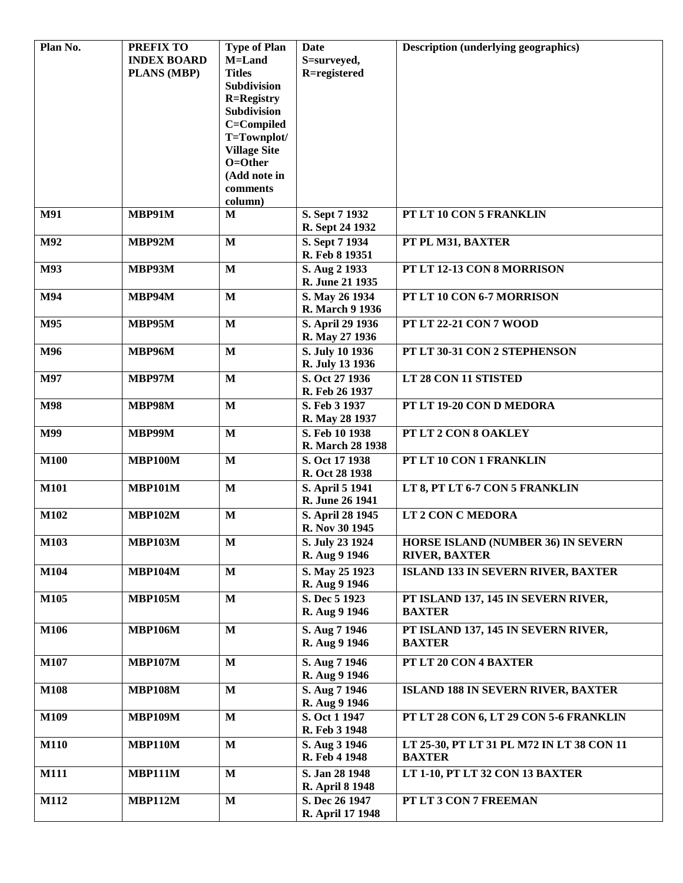| Plan No. | PREFIX TO INDEX BOARD PLANS (MBP) | Type of Plan M=Land Titles Subdivision R=Registry Subdivision C=Compiled T=Townplot/ Village Site O=Other (Add note in comments column) | Date S=surveyed, R=registered | Description (underlying geographics) |
|---|---|---|---|---|
| M91 | MBP91M | M | S. Sept 7 1932 R. Sept 24 1932 | PT LT 10 CON 5 FRANKLIN |
| M92 | MBP92M | M | S. Sept 7 1934 R. Feb 8 19351 | PT PL M31, BAXTER |
| M93 | MBP93M | M | S. Aug 2 1933 R. June 21 1935 | PT LT 12-13 CON 8 MORRISON |
| M94 | MBP94M | M | S. May 26 1934 R. March 9 1936 | PT LT 10 CON 6-7 MORRISON |
| M95 | MBP95M | M | S. April 29 1936 R. May 27 1936 | PT LT 22-21 CON 7 WOOD |
| M96 | MBP96M | M | S. July 10 1936 R. July 13 1936 | PT LT 30-31 CON 2 STEPHENSON |
| M97 | MBP97M | M | S. Oct 27 1936 R. Feb 26 1937 | LT 28 CON 11 STISTED |
| M98 | MBP98M | M | S. Feb 3 1937 R. May 28 1937 | PT LT 19-20 CON D MEDORA |
| M99 | MBP99M | M | S. Feb 10 1938 R. March 28 1938 | PT LT 2 CON 8 OAKLEY |
| M100 | MBP100M | M | S. Oct 17 1938 R. Oct 28 1938 | PT LT 10 CON 1 FRANKLIN |
| M101 | MBP101M | M | S. April 5 1941 R. June 26 1941 | LT 8, PT LT 6-7 CON 5 FRANKLIN |
| M102 | MBP102M | M | S. April 28 1945 R. Nov 30 1945 | LT 2 CON C MEDORA |
| M103 | MBP103M | M | S. July 23 1924 R. Aug 9 1946 | HORSE ISLAND (NUMBER 36) IN SEVERN RIVER, BAXTER |
| M104 | MBP104M | M | S. May 25 1923 R. Aug 9 1946 | ISLAND 133 IN SEVERN RIVER, BAXTER |
| M105 | MBP105M | M | S. Dec 5 1923 R. Aug 9 1946 | PT ISLAND 137, 145 IN SEVERN RIVER, BAXTER |
| M106 | MBP106M | M | S. Aug 7 1946 R. Aug 9 1946 | PT ISLAND 137, 145 IN SEVERN RIVER, BAXTER |
| M107 | MBP107M | M | S. Aug 7 1946 R. Aug 9 1946 | PT LT 20 CON 4 BAXTER |
| M108 | MBP108M | M | S. Aug 7 1946 R. Aug 9 1946 | ISLAND 188 IN SEVERN RIVER, BAXTER |
| M109 | MBP109M | M | S. Oct 1 1947 R. Feb 3 1948 | PT LT 28 CON 6, LT 29 CON 5-6 FRANKLIN |
| M110 | MBP110M | M | S. Aug 3 1946 R. Feb 4 1948 | LT 25-30, PT LT 31 PL M72 IN LT 38 CON 11 BAXTER |
| M111 | MBP111M | M | S. Jan 28 1948 R. April 8 1948 | LT 1-10, PT LT 32 CON 13 BAXTER |
| M112 | MBP112M | M | S. Dec 26 1947 R. April 17 1948 | PT LT 3 CON 7 FREEMAN |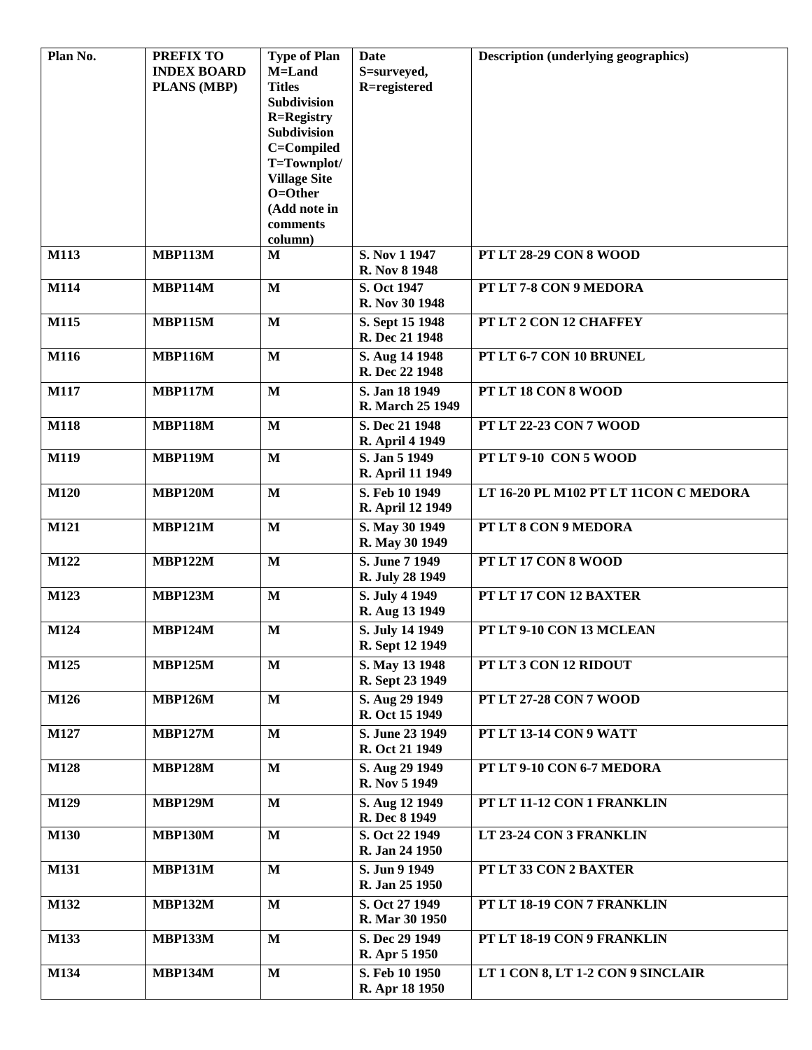| Plan No. | PREFIX TO INDEX BOARD PLANS (MBP) | Type of Plan M=Land Titles Subdivision R=Registry Subdivision C=Compiled T=Townplot/ Village Site O=Other (Add note in comments column) | Date S=surveyed, R=registered | Description (underlying geographics) |
|---|---|---|---|---|
| **M113** | **MBP113M** | **M** | **S. Nov 1 1947 R. Nov 8 1948** | **PT LT 28-29 CON 8 WOOD** |
| **M114** | **MBP114M** | **M** | **S. Oct 1947 R. Nov 30 1948** | **PT LT 7-8 CON 9 MEDORA** |
| **M115** | **MBP115M** | **M** | **S. Sept 15 1948 R. Dec 21 1948** | **PT LT 2 CON 12 CHAFFEY** |
| **M116** | **MBP116M** | **M** | **S. Aug 14 1948 R. Dec 22 1948** | **PT LT 6-7 CON 10 BRUNEL** |
| **M117** | **MBP117M** | **M** | **S. Jan 18 1949 R. March 25 1949** | **PT LT 18 CON 8 WOOD** |
| **M118** | **MBP118M** | **M** | **S. Dec 21 1948 R. April 4 1949** | **PT LT 22-23 CON 7 WOOD** |
| **M119** | **MBP119M** | **M** | **S. Jan 5 1949 R. April 11 1949** | **PT LT 9-10 CON 5 WOOD** |
| **M120** | **MBP120M** | **M** | **S. Feb 10 1949 R. April 12 1949** | **LT 16-20 PL M102 PT LT 11CON C MEDORA** |
| **M121** | **MBP121M** | **M** | **S. May 30 1949 R. May 30 1949** | **PT LT 8 CON 9 MEDORA** |
| **M122** | **MBP122M** | **M** | **S. June 7 1949 R. July 28 1949** | **PT LT 17 CON 8 WOOD** |
| **M123** | **MBP123M** | **M** | **S. July 4 1949 R. Aug 13 1949** | **PT LT 17 CON 12 BAXTER** |
| **M124** | **MBP124M** | **M** | **S. July 14 1949 R. Sept 12 1949** | **PT LT 9-10 CON 13 MCLEAN** |
| **M125** | **MBP125M** | **M** | **S. May 13 1948 R. Sept 23 1949** | **PT LT 3 CON 12 RIDOUT** |
| **M126** | **MBP126M** | **M** | **S. Aug 29 1949 R. Oct 15 1949** | **PT LT 27-28 CON 7 WOOD** |
| **M127** | **MBP127M** | **M** | **S. June 23 1949 R. Oct 21 1949** | **PT LT 13-14 CON 9 WATT** |
| **M128** | **MBP128M** | **M** | **S. Aug 29 1949 R. Nov 5 1949** | **PT LT 9-10 CON 6-7 MEDORA** |
| **M129** | **MBP129M** | **M** | **S. Aug 12 1949 R. Dec 8 1949** | **PT LT 11-12 CON 1 FRANKLIN** |
| **M130** | **MBP130M** | **M** | **S. Oct 22 1949 R. Jan 24 1950** | **LT 23-24 CON 3 FRANKLIN** |
| **M131** | **MBP131M** | **M** | **S. Jun 9 1949 R. Jan 25 1950** | **PT LT 33 CON 2 BAXTER** |
| **M132** | **MBP132M** | **M** | **S. Oct 27 1949 R. Mar 30 1950** | **PT LT 18-19 CON 7 FRANKLIN** |
| **M133** | **MBP133M** | **M** | **S. Dec 29 1949 R. Apr 5 1950** | **PT LT 18-19 CON 9 FRANKLIN** |
| **M134** | **MBP134M** | **M** | **S. Feb 10 1950 R. Apr 18 1950** | **LT 1 CON 8, LT 1-2 CON 9 SINCLAIR** |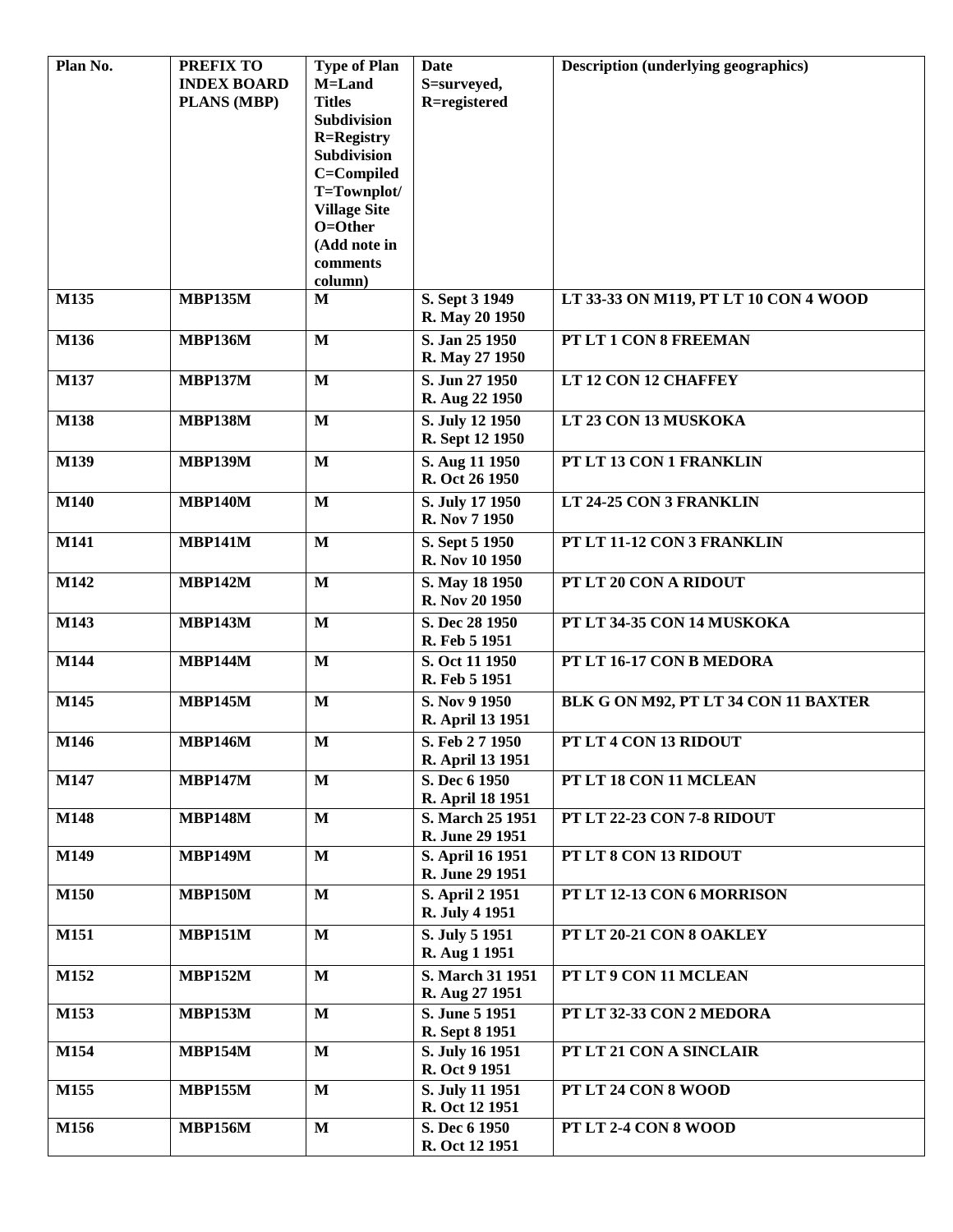| Plan No. | PREFIX TO INDEX BOARD PLANS (MBP) | Type of Plan M=Land Titles Subdivision R=Registry Subdivision C=Compiled T=Townplot/ Village Site O=Other (Add note in comments column) | Date S=surveyed, R=registered | Description (underlying geographics) |
|---|---|---|---|---|
| M135 | MBP135M | M | S. Sept 3 1949<br>R. May 20 1950 | LT 33-33 ON M119, PT LT 10 CON 4 WOOD |
| M136 | MBP136M | M | S. Jan 25 1950<br>R. May 27 1950 | PT LT 1 CON 8 FREEMAN |
| M137 | MBP137M | M | S. Jun 27 1950<br>R. Aug 22 1950 | LT 12 CON 12 CHAFFEY |
| M138 | MBP138M | M | S. July 12 1950<br>R. Sept 12 1950 | LT 23 CON 13 MUSKOKA |
| M139 | MBP139M | M | S. Aug 11 1950<br>R. Oct 26 1950 | PT LT 13 CON 1 FRANKLIN |
| M140 | MBP140M | M | S. July 17 1950<br>R. Nov 7 1950 | LT 24-25 CON 3 FRANKLIN |
| M141 | MBP141M | M | S. Sept 5 1950<br>R. Nov 10 1950 | PT LT 11-12 CON 3 FRANKLIN |
| M142 | MBP142M | M | S. May 18 1950<br>R. Nov 20 1950 | PT LT 20 CON A RIDOUT |
| M143 | MBP143M | M | S. Dec 28 1950<br>R. Feb 5 1951 | PT LT 34-35 CON 14 MUSKOKA |
| M144 | MBP144M | M | S. Oct 11 1950<br>R. Feb 5 1951 | PT LT 16-17 CON B MEDORA |
| M145 | MBP145M | M | S. Nov 9 1950<br>R. April 13 1951 | BLK G ON M92, PT LT 34 CON 11 BAXTER |
| M146 | MBP146M | M | S. Feb 2 7 1950<br>R. April 13 1951 | PT LT 4 CON 13 RIDOUT |
| M147 | MBP147M | M | S. Dec 6 1950<br>R. April 18 1951 | PT LT 18 CON 11 MCLEAN |
| M148 | MBP148M | M | S. March 25 1951<br>R. June 29 1951 | PT LT 22-23 CON 7-8 RIDOUT |
| M149 | MBP149M | M | S. April 16 1951<br>R. June 29 1951 | PT LT 8 CON 13 RIDOUT |
| M150 | MBP150M | M | S. April 2 1951<br>R. July 4 1951 | PT LT 12-13 CON 6 MORRISON |
| M151 | MBP151M | M | S. July 5 1951<br>R. Aug 1 1951 | PT LT 20-21 CON 8 OAKLEY |
| M152 | MBP152M | M | S. March 31 1951<br>R. Aug 27 1951 | PT LT 9 CON 11 MCLEAN |
| M153 | MBP153M | M | S. June 5 1951<br>R. Sept 8 1951 | PT LT 32-33 CON 2 MEDORA |
| M154 | MBP154M | M | S. July 16 1951<br>R. Oct 9 1951 | PT LT 21 CON A SINCLAIR |
| M155 | MBP155M | M | S. July 11 1951<br>R. Oct 12 1951 | PT LT 24 CON 8 WOOD |
| M156 | MBP156M | M | S. Dec 6 1950<br>R. Oct 12 1951 | PT LT 2-4 CON 8 WOOD |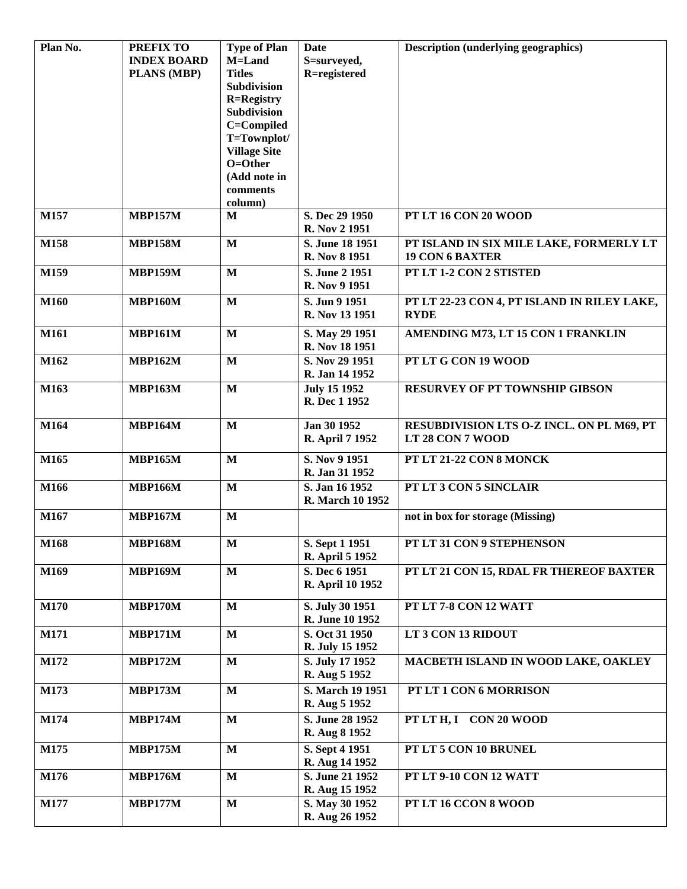| Plan No. | PREFIX TO INDEX BOARD PLANS (MBP) | Type of Plan M=Land Titles Subdivision R=Registry Subdivision C=Compiled T=Townplot/ Village Site O=Other (Add note in comments column) | Date S=surveyed, R=registered | Description (underlying geographics) |
|---|---|---|---|---|
| M157 | MBP157M | M | S. Dec 29 1950 R. Nov 2 1951 | PT LT 16 CON 20 WOOD |
| M158 | MBP158M | M | S. June 18 1951 R. Nov 8 1951 | PT ISLAND IN SIX MILE LAKE, FORMERLY LT 19 CON 6 BAXTER |
| M159 | MBP159M | M | S. June 2 1951 R. Nov 9 1951 | PT LT 1-2 CON 2 STISTED |
| M160 | MBP160M | M | S. Jun 9 1951 R. Nov 13 1951 | PT LT 22-23 CON 4, PT ISLAND IN RILEY LAKE, RYDE |
| M161 | MBP161M | M | S. May 29 1951 R. Nov 18 1951 | AMENDING M73, LT 15 CON 1 FRANKLIN |
| M162 | MBP162M | M | S. Nov 29 1951 R. Jan 14 1952 | PT LT G CON 19 WOOD |
| M163 | MBP163M | M | July 15 1952 R. Dec 1 1952 | RESURVEY OF PT TOWNSHIP GIBSON |
| M164 | MBP164M | M | Jan 30 1952 R. April 7 1952 | RESUBDIVISION LTS O-Z INCL. ON PL M69, PT LT 28 CON 7 WOOD |
| M165 | MBP165M | M | S. Nov 9 1951 R. Jan 31 1952 | PT LT 21-22 CON 8 MONCK |
| M166 | MBP166M | M | S. Jan 16 1952 R. March 10 1952 | PT LT 3 CON 5 SINCLAIR |
| M167 | MBP167M | M | | not in box for storage (Missing) |
| M168 | MBP168M | M | S. Sept 1 1951 R. April 5 1952 | PT LT 31 CON 9 STEPHENSON |
| M169 | MBP169M | M | S. Dec 6 1951 R. April 10 1952 | PT LT 21 CON 15, RDAL FR THEREOF BAXTER |
| M170 | MBP170M | M | S. July 30 1951 R. June 10 1952 | PT LT 7-8 CON 12 WATT |
| M171 | MBP171M | M | S. Oct 31 1950 R. July 15 1952 | LT 3 CON 13 RIDOUT |
| M172 | MBP172M | M | S. July 17 1952 R. Aug 5 1952 | MACBETH ISLAND IN WOOD LAKE, OAKLEY |
| M173 | MBP173M | M | S. March 19 1951 R. Aug 5 1952 | PT LT 1 CON 6 MORRISON |
| M174 | MBP174M | M | S. June 28 1952 R. Aug 8 1952 | PT LT H, I CON 20 WOOD |
| M175 | MBP175M | M | S. Sept 4 1951 R. Aug 14 1952 | PT LT 5 CON 10 BRUNEL |
| M176 | MBP176M | M | S. June 21 1952 R. Aug 15 1952 | PT LT 9-10 CON 12 WATT |
| M177 | MBP177M | M | S. May 30 1952 R. Aug 26 1952 | PT LT 16 CCON 8 WOOD |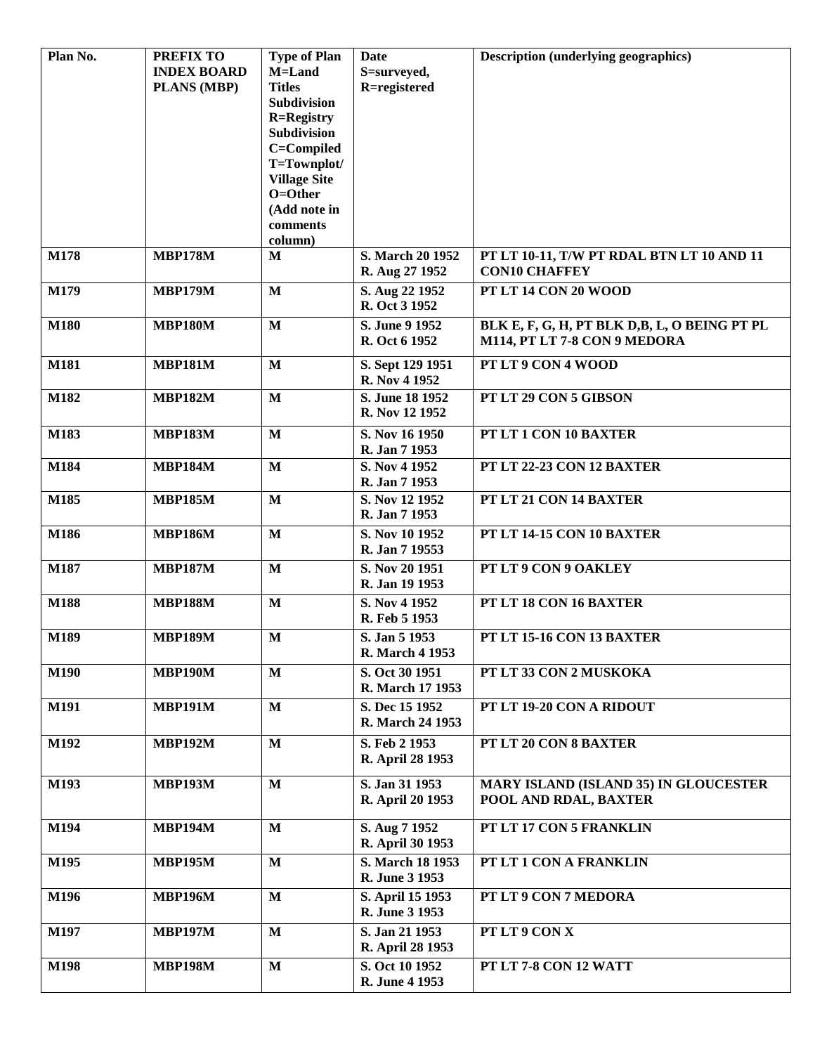| Plan No. | PREFIX TO INDEX BOARD PLANS (MBP) | Type of Plan M=Land Titles Subdivision R=Registry Subdivision C=Compiled T=Townplot/ Village Site O=Other (Add note in comments column) | Date S=surveyed, R=registered | Description (underlying geographics) |
|---|---|---|---|---|
| M178 | MBP178M | M | S. March 20 1952 R. Aug 27 1952 | PT LT 10-11, T/W PT RDAL BTN LT 10 AND 11 CON10 CHAFFEY |
| M179 | MBP179M | M | S. Aug 22 1952 R. Oct 3 1952 | PT LT 14 CON 20 WOOD |
| M180 | MBP180M | M | S. June 9 1952 R. Oct 6 1952 | BLK E, F, G, H, PT BLK D,B, L, O BEING PT PL M114, PT LT 7-8 CON 9 MEDORA |
| M181 | MBP181M | M | S. Sept 129 1951 R. Nov 4 1952 | PT LT 9 CON 4 WOOD |
| M182 | MBP182M | M | S. June 18 1952 R. Nov 12 1952 | PT LT 29 CON 5 GIBSON |
| M183 | MBP183M | M | S. Nov 16 1950 R. Jan 7 1953 | PT LT 1 CON 10 BAXTER |
| M184 | MBP184M | M | S. Nov 4 1952 R. Jan 7 1953 | PT LT 22-23 CON 12 BAXTER |
| M185 | MBP185M | M | S. Nov 12 1952 R. Jan 7 1953 | PT LT 21 CON 14 BAXTER |
| M186 | MBP186M | M | S. Nov 10 1952 R. Jan 7 19553 | PT LT 14-15 CON 10 BAXTER |
| M187 | MBP187M | M | S. Nov 20 1951 R. Jan 19 1953 | PT LT 9 CON 9 OAKLEY |
| M188 | MBP188M | M | S. Nov 4 1952 R. Feb 5 1953 | PT LT 18 CON 16 BAXTER |
| M189 | MBP189M | M | S. Jan 5 1953 R. March 4 1953 | PT LT 15-16 CON 13 BAXTER |
| M190 | MBP190M | M | S. Oct 30 1951 R. March 17 1953 | PT LT 33 CON 2 MUSKOKA |
| M191 | MBP191M | M | S. Dec 15 1952 R. March 24 1953 | PT LT 19-20 CON A RIDOUT |
| M192 | MBP192M | M | S. Feb 2 1953 R. April 28 1953 | PT LT 20 CON 8 BAXTER |
| M193 | MBP193M | M | S. Jan 31 1953 R. April 20 1953 | MARY ISLAND (ISLAND 35) IN GLOUCESTER POOL AND RDAL, BAXTER |
| M194 | MBP194M | M | S. Aug 7 1952 R. April 30 1953 | PT LT 17 CON 5 FRANKLIN |
| M195 | MBP195M | M | S. March 18 1953 R. June 3 1953 | PT LT 1 CON A FRANKLIN |
| M196 | MBP196M | M | S. April 15 1953 R. June 3 1953 | PT LT 9 CON 7 MEDORA |
| M197 | MBP197M | M | S. Jan 21 1953 R. April 28 1953 | PT LT 9 CON X |
| M198 | MBP198M | M | S. Oct 10 1952 R. June 4 1953 | PT LT 7-8 CON 12 WATT |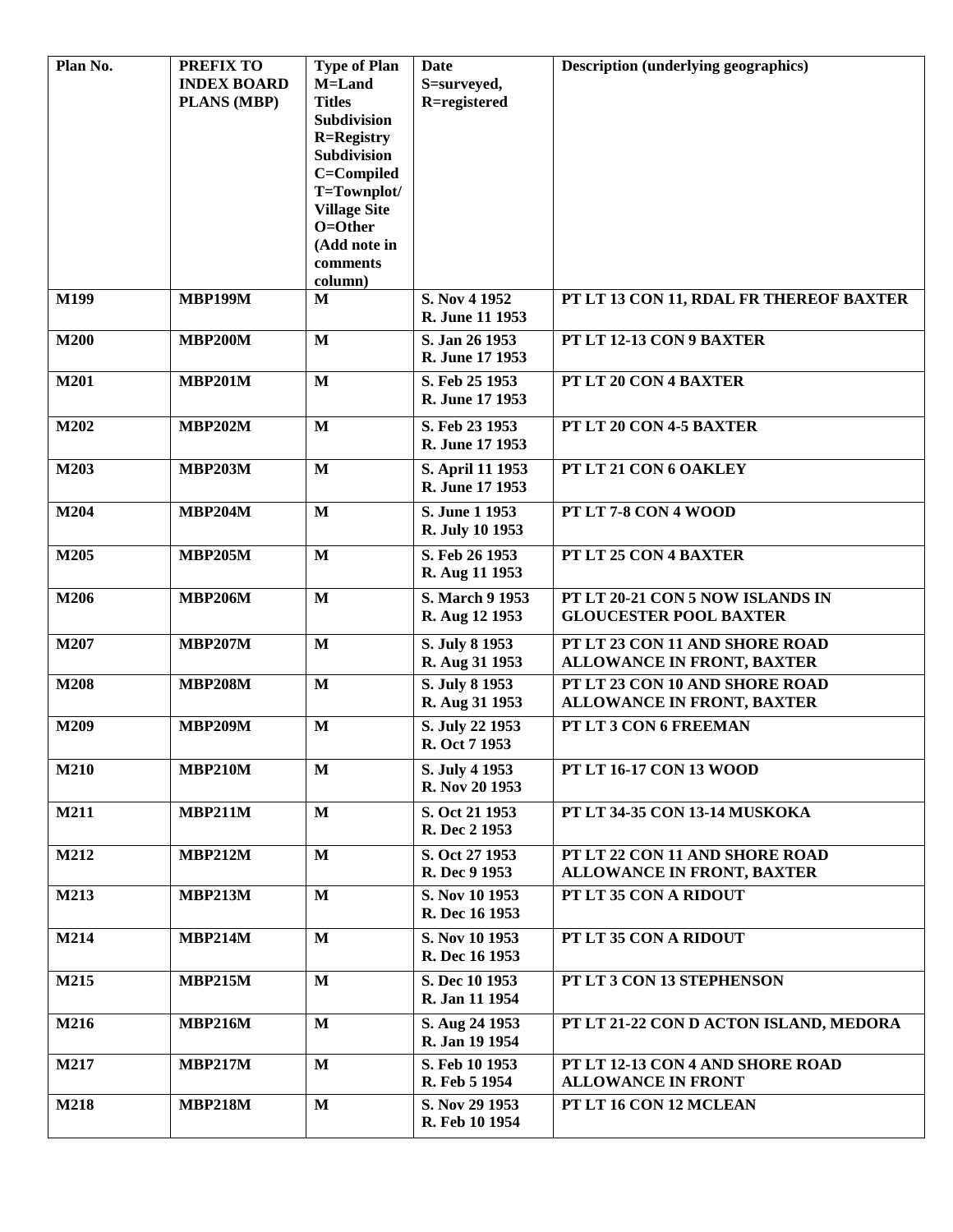| Plan No. | PREFIX TO INDEX BOARD PLANS (MBP) | Type of Plan M=Land Titles Subdivision R=Registry Subdivision C=Compiled T=Townplot/ Village Site O=Other (Add note in comments column) | Date S=surveyed, R=registered | Description (underlying geographics) |
|---|---|---|---|---|
| M199 | MBP199M | M | S. Nov 4 1952 R. June 11 1953 | PT LT 13 CON 11, RDAL FR THEREOF BAXTER |
| M200 | MBP200M | M | S. Jan 26 1953 R. June 17 1953 | PT LT 12-13 CON 9 BAXTER |
| M201 | MBP201M | M | S. Feb 25 1953 R. June 17 1953 | PT LT 20 CON 4 BAXTER |
| M202 | MBP202M | M | S. Feb 23 1953 R. June 17 1953 | PT LT 20 CON 4-5 BAXTER |
| M203 | MBP203M | M | S. April 11 1953 R. June 17 1953 | PT LT 21 CON 6 OAKLEY |
| M204 | MBP204M | M | S. June 1 1953 R. July 10 1953 | PT LT 7-8 CON 4 WOOD |
| M205 | MBP205M | M | S. Feb 26 1953 R. Aug 11 1953 | PT LT 25 CON 4 BAXTER |
| M206 | MBP206M | M | S. March 9 1953 R. Aug 12 1953 | PT LT 20-21 CON 5 NOW ISLANDS IN GLOUCESTER POOL BAXTER |
| M207 | MBP207M | M | S. July 8 1953 R. Aug 31 1953 | PT LT 23 CON 11 AND SHORE ROAD ALLOWANCE IN FRONT, BAXTER |
| M208 | MBP208M | M | S. July 8 1953 R. Aug 31 1953 | PT LT 23 CON 10 AND SHORE ROAD ALLOWANCE IN FRONT, BAXTER |
| M209 | MBP209M | M | S. July 22 1953 R. Oct 7 1953 | PT LT 3 CON 6 FREEMAN |
| M210 | MBP210M | M | S. July 4 1953 R. Nov 20 1953 | PT LT 16-17 CON 13 WOOD |
| M211 | MBP211M | M | S. Oct 21 1953 R. Dec 2 1953 | PT LT 34-35 CON 13-14 MUSKOKA |
| M212 | MBP212M | M | S. Oct 27 1953 R. Dec 9 1953 | PT LT 22 CON 11 AND SHORE ROAD ALLOWANCE IN FRONT, BAXTER |
| M213 | MBP213M | M | S. Nov 10 1953 R. Dec 16 1953 | PT LT 35 CON A RIDOUT |
| M214 | MBP214M | M | S. Nov 10 1953 R. Dec 16 1953 | PT LT 35 CON A RIDOUT |
| M215 | MBP215M | M | S. Dec 10 1953 R. Jan 11 1954 | PT LT 3 CON 13 STEPHENSON |
| M216 | MBP216M | M | S. Aug 24 1953 R. Jan 19 1954 | PT LT 21-22 CON D ACTON ISLAND, MEDORA |
| M217 | MBP217M | M | S. Feb 10 1953 R. Feb 5 1954 | PT LT 12-13 CON 4 AND SHORE ROAD ALLOWANCE IN FRONT |
| M218 | MBP218M | M | S. Nov 29 1953 R. Feb 10 1954 | PT LT 16 CON 12 MCLEAN |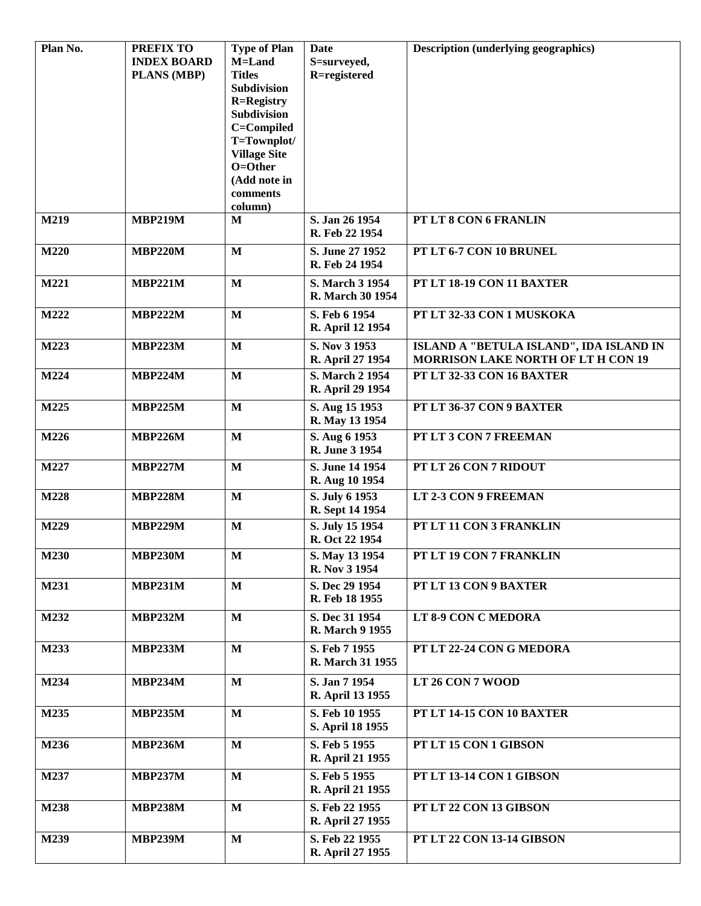| Plan No. | PREFIX TO INDEX BOARD PLANS (MBP) | Type of Plan M=Land Titles Subdivision R=Registry Subdivision C=Compiled T=Townplot/ Village Site O=Other (Add note in comments column) | Date S=surveyed, R=registered | Description (underlying geographics) |
|---|---|---|---|---|
| M219 | MBP219M | M | S. Jan 26 1954 R. Feb 22 1954 | PT LT 8 CON 6 FRANLIN |
| M220 | MBP220M | M | S. June 27 1952 R. Feb 24 1954 | PT LT 6-7 CON 10 BRUNEL |
| M221 | MBP221M | M | S. March 3 1954 R. March 30 1954 | PT LT 18-19 CON 11 BAXTER |
| M222 | MBP222M | M | S. Feb 6 1954 R. April 12 1954 | PT LT 32-33 CON 1 MUSKOKA |
| M223 | MBP223M | M | S. Nov 3 1953 R. April 27 1954 | ISLAND A "BETULA ISLAND", IDA ISLAND IN MORRISON LAKE NORTH OF LT H CON 19 |
| M224 | MBP224M | M | S. March 2 1954 R. April 29 1954 | PT LT 32-33 CON 16 BAXTER |
| M225 | MBP225M | M | S. Aug 15 1953 R. May 13 1954 | PT LT 36-37 CON 9 BAXTER |
| M226 | MBP226M | M | S. Aug 6 1953 R. June 3 1954 | PT LT 3 CON 7 FREEMAN |
| M227 | MBP227M | M | S. June 14 1954 R. Aug 10 1954 | PT LT 26 CON 7 RIDOUT |
| M228 | MBP228M | M | S. July 6 1953 R. Sept 14 1954 | LT 2-3 CON 9 FREEMAN |
| M229 | MBP229M | M | S. July 15 1954 R. Oct 22 1954 | PT LT 11 CON 3 FRANKLIN |
| M230 | MBP230M | M | S. May 13 1954 R. Nov 3 1954 | PT LT 19 CON 7 FRANKLIN |
| M231 | MBP231M | M | S. Dec 29 1954 R. Feb 18 1955 | PT LT 13 CON 9 BAXTER |
| M232 | MBP232M | M | S. Dec 31 1954 R. March 9 1955 | LT 8-9 CON C MEDORA |
| M233 | MBP233M | M | S. Feb 7 1955 R. March 31 1955 | PT LT 22-24 CON G MEDORA |
| M234 | MBP234M | M | S. Jan 7 1954 R. April 13 1955 | LT 26 CON 7 WOOD |
| M235 | MBP235M | M | S. Feb 10 1955 S. April 18 1955 | PT LT 14-15 CON 10 BAXTER |
| M236 | MBP236M | M | S. Feb 5 1955 R. April 21 1955 | PT LT 15 CON 1 GIBSON |
| M237 | MBP237M | M | S. Feb 5 1955 R. April 21 1955 | PT LT 13-14 CON 1 GIBSON |
| M238 | MBP238M | M | S. Feb 22 1955 R. April 27 1955 | PT LT 22 CON 13 GIBSON |
| M239 | MBP239M | M | S. Feb 22 1955 R. April 27 1955 | PT LT 22 CON 13-14 GIBSON |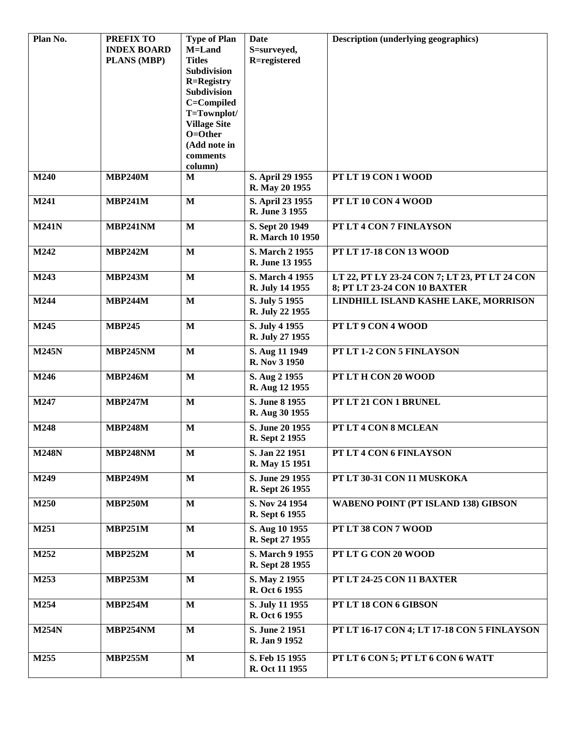| Plan No. | PREFIX TO INDEX BOARD PLANS (MBP) | Type of Plan M=Land Titles Subdivision R=Registry Subdivision C=Compiled T=Townplot/ Village Site O=Other (Add note in comments column) | Date S=surveyed, R=registered | Description (underlying geographics) |
|---|---|---|---|---|
| M240 | MBP240M | M | S. April 29 1955 R. May 20 1955 | PT LT 19 CON 1 WOOD |
| M241 | MBP241M | M | S. April 23 1955 R. June 3 1955 | PT LT 10 CON 4 WOOD |
| M241N | MBP241NM | M | S. Sept 20 1949 R. March 10 1950 | PT LT 4 CON 7 FINLAYSON |
| M242 | MBP242M | M | S. March 2 1955 R. June 13 1955 | PT LT 17-18 CON 13 WOOD |
| M243 | MBP243M | M | S. March 4 1955 R. July 14 1955 | LT 22, PT LY 23-24 CON 7; LT 23, PT LT 24 CON 8; PT LT 23-24 CON 10 BAXTER |
| M244 | MBP244M | M | S. July 5 1955 R. July 22 1955 | LINDHILL ISLAND KASHE LAKE, MORRISON |
| M245 | MBP245 | M | S. July 4 1955 R. July 27 1955 | PT LT 9 CON 4 WOOD |
| M245N | MBP245NM | M | S. Aug 11 1949 R. Nov 3 1950 | PT LT 1-2 CON 5 FINLAYSON |
| M246 | MBP246M | M | S. Aug 2 1955 R. Aug 12 1955 | PT LT H CON 20 WOOD |
| M247 | MBP247M | M | S. June 8 1955 R. Aug 30 1955 | PT LT 21 CON 1 BRUNEL |
| M248 | MBP248M | M | S. June 20 1955 R. Sept 2 1955 | PT LT 4 CON 8 MCLEAN |
| M248N | MBP248NM | M | S. Jan 22 1951 R. May 15 1951 | PT LT 4 CON 6 FINLAYSON |
| M249 | MBP249M | M | S. June 29 1955 R. Sept 26 1955 | PT LT 30-31 CON 11 MUSKOKA |
| M250 | MBP250M | M | S. Nov 24 1954 R. Sept 6 1955 | WABENO POINT (PT ISLAND 138) GIBSON |
| M251 | MBP251M | M | S. Aug 10 1955 R. Sept 27 1955 | PT LT 38 CON 7 WOOD |
| M252 | MBP252M | M | S. March 9 1955 R. Sept 28 1955 | PT LT G CON 20 WOOD |
| M253 | MBP253M | M | S. May 2 1955 R. Oct 6 1955 | PT LT 24-25 CON 11 BAXTER |
| M254 | MBP254M | M | S. July 11 1955 R. Oct 6 1955 | PT LT 18 CON 6 GIBSON |
| M254N | MBP254NM | M | S. June 2 1951 R. Jan 9 1952 | PT LT 16-17 CON 4; LT 17-18 CON 5 FINLAYSON |
| M255 | MBP255M | M | S. Feb 15 1955 R. Oct 11 1955 | PT LT 6 CON 5; PT LT 6 CON 6 WATT |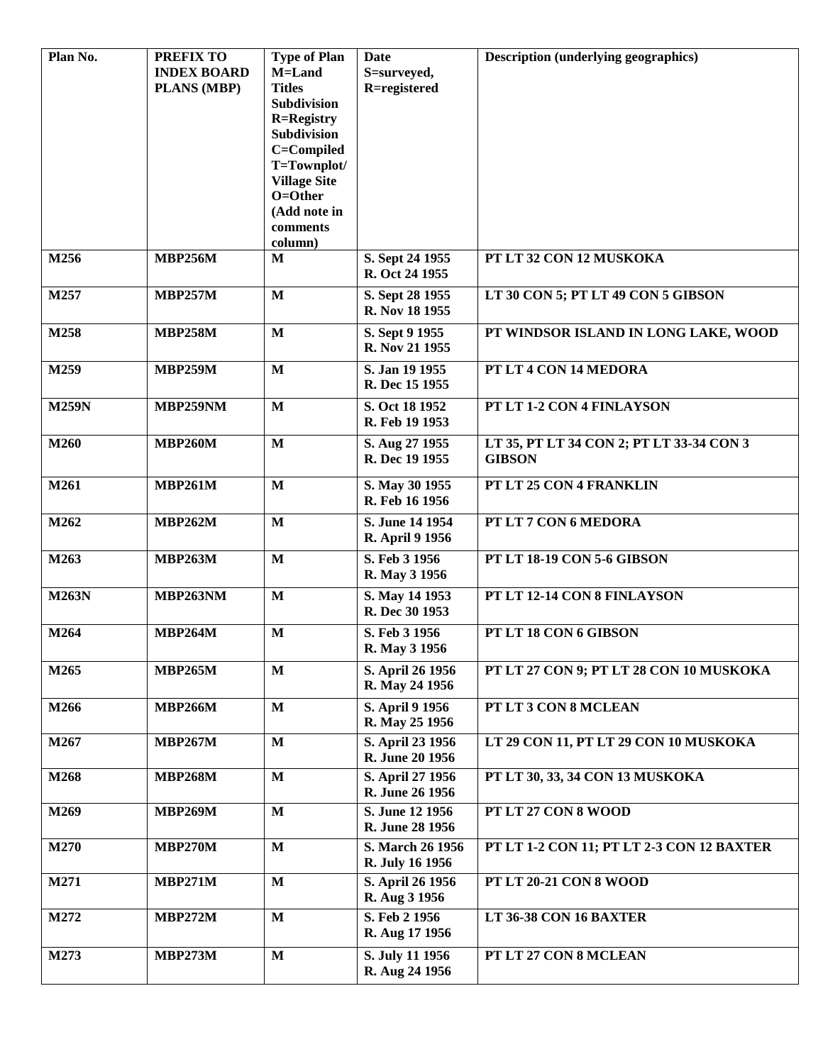| Plan No. | PREFIX TO INDEX BOARD PLANS (MBP) | Type of Plan M=Land Titles Subdivision R=Registry Subdivision C=Compiled T=Townplot/ Village Site O=Other (Add note in comments column) | Date S=surveyed, R=registered | Description (underlying geographics) |
|---|---|---|---|---|
| M256 | MBP256M | M | S. Sept 24 1955<br>R. Oct 24 1955 | PT LT 32 CON 12 MUSKOKA |
| M257 | MBP257M | M | S. Sept 28 1955<br>R. Nov 18 1955 | LT 30 CON 5; PT LT 49 CON 5 GIBSON |
| M258 | MBP258M | M | S. Sept 9 1955<br>R. Nov 21 1955 | PT WINDSOR ISLAND IN LONG LAKE, WOOD |
| M259 | MBP259M | M | S. Jan 19 1955<br>R. Dec 15 1955 | PT LT 4 CON 14 MEDORA |
| M259N | MBP259NM | M | S. Oct 18 1952<br>R. Feb 19 1953 | PT LT 1-2 CON 4 FINLAYSON |
| M260 | MBP260M | M | S. Aug 27 1955<br>R. Dec 19 1955 | LT 35, PT LT 34 CON 2; PT LT 33-34 CON 3 GIBSON |
| M261 | MBP261M | M | S. May 30 1955<br>R. Feb 16 1956 | PT LT 25 CON 4 FRANKLIN |
| M262 | MBP262M | M | S. June 14 1954<br>R. April 9 1956 | PT LT 7 CON 6 MEDORA |
| M263 | MBP263M | M | S. Feb 3 1956<br>R. May 3 1956 | PT LT 18-19 CON 5-6 GIBSON |
| M263N | MBP263NM | M | S. May 14 1953<br>R. Dec 30 1953 | PT LT 12-14 CON 8 FINLAYSON |
| M264 | MBP264M | M | S. Feb 3 1956<br>R. May 3 1956 | PT LT 18 CON 6 GIBSON |
| M265 | MBP265M | M | S. April 26 1956<br>R. May 24 1956 | PT LT 27 CON 9; PT LT 28 CON 10 MUSKOKA |
| M266 | MBP266M | M | S. April 9 1956<br>R. May 25 1956 | PT LT 3 CON 8 MCLEAN |
| M267 | MBP267M | M | S. April 23 1956<br>R. June 20 1956 | LT 29 CON 11, PT LT 29 CON 10 MUSKOKA |
| M268 | MBP268M | M | S. April 27 1956<br>R. June 26 1956 | PT LT 30, 33, 34 CON 13 MUSKOKA |
| M269 | MBP269M | M | S. June 12 1956<br>R. June 28 1956 | PT LT 27 CON 8 WOOD |
| M270 | MBP270M | M | S. March 26 1956<br>R. July 16 1956 | PT LT 1-2 CON 11; PT LT 2-3 CON 12 BAXTER |
| M271 | MBP271M | M | S. April 26 1956<br>R. Aug 3 1956 | PT LT 20-21 CON 8 WOOD |
| M272 | MBP272M | M | S. Feb 2 1956<br>R. Aug 17 1956 | LT 36-38 CON 16 BAXTER |
| M273 | MBP273M | M | S. July 11 1956<br>R. Aug 24 1956 | PT LT 27 CON 8 MCLEAN |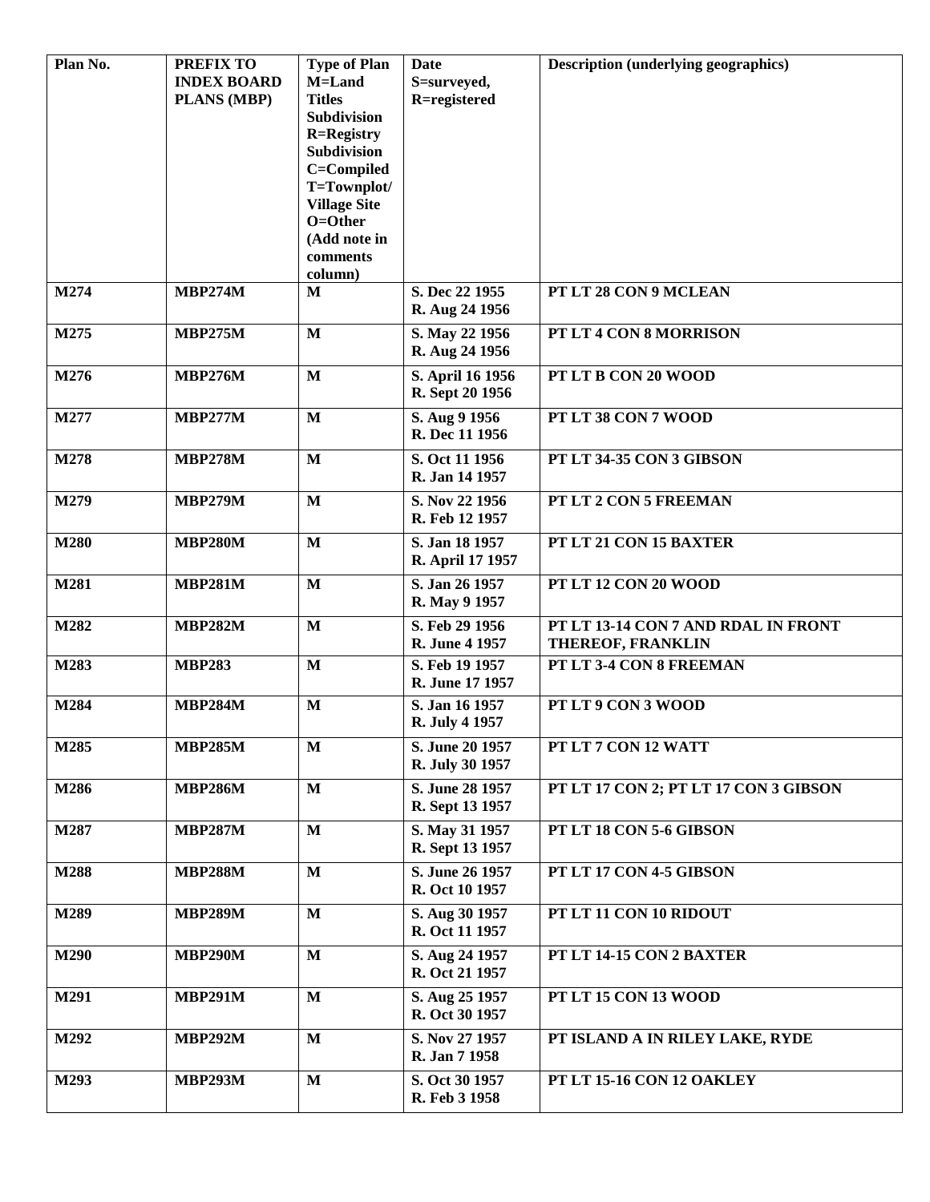| Plan No. | PREFIX TO INDEX BOARD PLANS (MBP) | Type of Plan M=Land Titles Subdivision R=Registry Subdivision C=Compiled T=Townplot/ Village Site O=Other (Add note in comments column) | Date S=surveyed, R=registered | Description (underlying geographics) |
|---|---|---|---|---|
| M274 | MBP274M | M | S. Dec 22 1955 R. Aug 24 1956 | PT LT 28 CON 9 MCLEAN |
| M275 | MBP275M | M | S. May 22 1956 R. Aug 24 1956 | PT LT 4 CON 8 MORRISON |
| M276 | MBP276M | M | S. April 16 1956 R. Sept 20 1956 | PT LT B CON 20 WOOD |
| M277 | MBP277M | M | S. Aug 9 1956 R. Dec 11 1956 | PT LT 38 CON 7 WOOD |
| M278 | MBP278M | M | S. Oct 11 1956 R. Jan 14 1957 | PT LT 34-35 CON 3 GIBSON |
| M279 | MBP279M | M | S. Nov 22 1956 R. Feb 12 1957 | PT LT 2 CON 5 FREEMAN |
| M280 | MBP280M | M | S. Jan 18 1957 R. April 17 1957 | PT LT 21 CON 15 BAXTER |
| M281 | MBP281M | M | S. Jan 26 1957 R. May 9 1957 | PT LT 12 CON 20 WOOD |
| M282 | MBP282M | M | S. Feb 29 1956 R. June 4 1957 | PT LT 13-14 CON 7 AND RDAL IN FRONT THEREOF, FRANKLIN |
| M283 | MBP283 | M | S. Feb 19 1957 R. June 17 1957 | PT LT 3-4 CON 8 FREEMAN |
| M284 | MBP284M | M | S. Jan 16 1957 R. July 4 1957 | PT LT 9 CON 3 WOOD |
| M285 | MBP285M | M | S. June 20 1957 R. July 30 1957 | PT LT 7 CON 12 WATT |
| M286 | MBP286M | M | S. June 28 1957 R. Sept 13 1957 | PT LT 17 CON 2; PT LT 17 CON 3 GIBSON |
| M287 | MBP287M | M | S. May 31 1957 R. Sept 13 1957 | PT LT 18 CON 5-6 GIBSON |
| M288 | MBP288M | M | S. June 26 1957 R. Oct 10 1957 | PT LT 17 CON 4-5 GIBSON |
| M289 | MBP289M | M | S. Aug 30 1957 R. Oct 11 1957 | PT LT 11 CON 10 RIDOUT |
| M290 | MBP290M | M | S. Aug 24 1957 R. Oct 21 1957 | PT LT 14-15 CON 2 BAXTER |
| M291 | MBP291M | M | S. Aug 25 1957 R. Oct 30 1957 | PT LT 15 CON 13 WOOD |
| M292 | MBP292M | M | S. Nov 27 1957 R. Jan 7 1958 | PT ISLAND A IN RILEY LAKE, RYDE |
| M293 | MBP293M | M | S. Oct 30 1957 R. Feb 3 1958 | PT LT 15-16 CON 12 OAKLEY |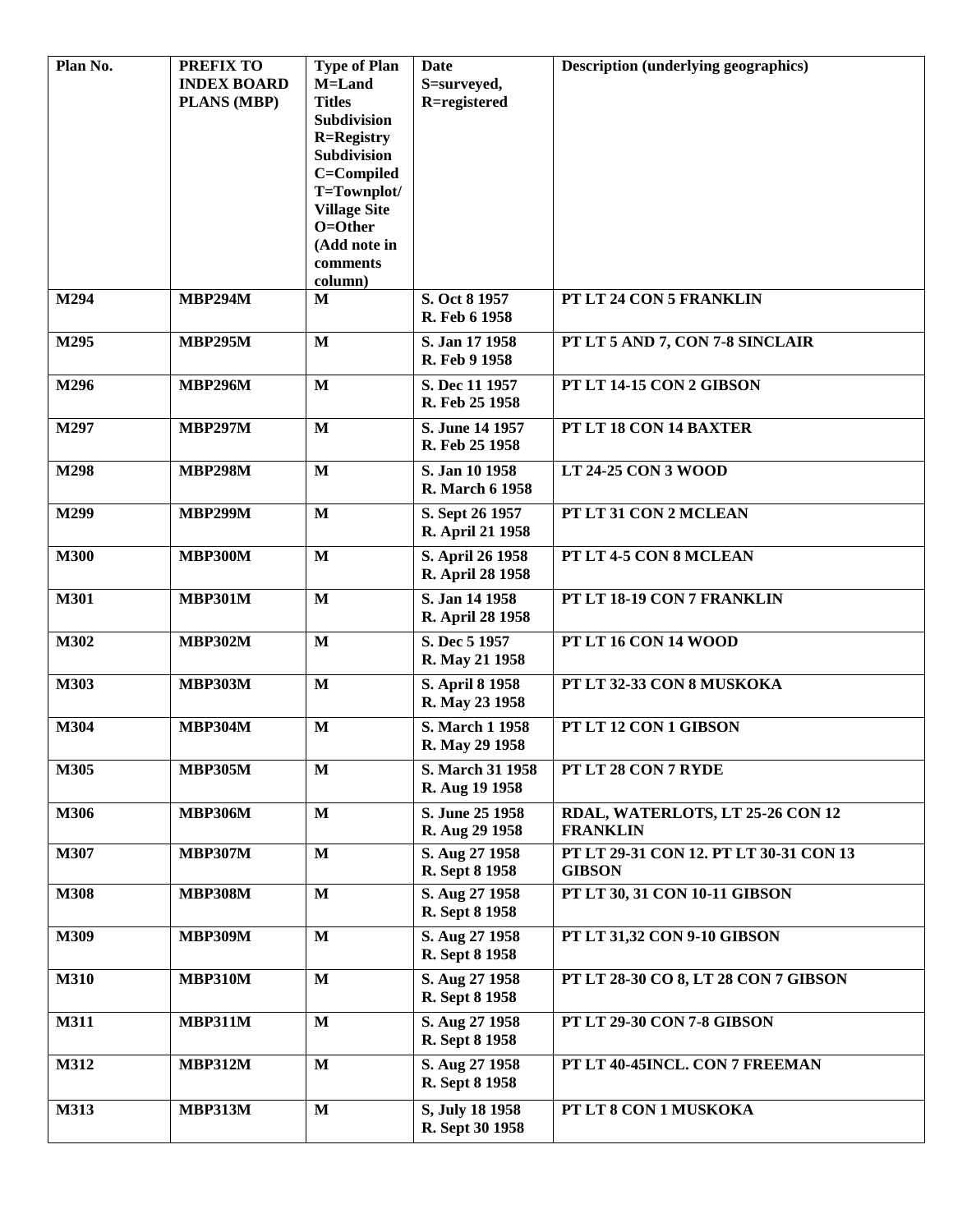| Plan No. | PREFIX TO INDEX BOARD PLANS (MBP) | Type of Plan M=Land Titles Subdivision R=Registry Subdivision C=Compiled T=Townplot/ Village Site O=Other (Add note in comments column) | Date S=surveyed, R=registered | Description (underlying geographics) |
|---|---|---|---|---|
| M294 | MBP294M | M | S. Oct 8 1957 R. Feb 6 1958 | PT LT 24 CON 5 FRANKLIN |
| M295 | MBP295M | M | S. Jan 17 1958 R. Feb 9 1958 | PT LT 5 AND 7, CON 7-8 SINCLAIR |
| M296 | MBP296M | M | S. Dec 11 1957 R. Feb 25 1958 | PT LT 14-15 CON 2 GIBSON |
| M297 | MBP297M | M | S. June 14 1957 R. Feb 25 1958 | PT LT 18 CON 14 BAXTER |
| M298 | MBP298M | M | S. Jan 10 1958 R. March 6 1958 | LT 24-25 CON 3 WOOD |
| M299 | MBP299M | M | S. Sept 26 1957 R. April 21 1958 | PT LT 31 CON 2 MCLEAN |
| M300 | MBP300M | M | S. April 26 1958 R. April 28 1958 | PT LT 4-5 CON 8 MCLEAN |
| M301 | MBP301M | M | S. Jan 14 1958 R. April 28 1958 | PT LT 18-19 CON 7 FRANKLIN |
| M302 | MBP302M | M | S. Dec 5 1957 R. May 21 1958 | PT LT 16 CON 14 WOOD |
| M303 | MBP303M | M | S. April 8 1958 R. May 23 1958 | PT LT 32-33 CON 8 MUSKOKA |
| M304 | MBP304M | M | S. March 1 1958 R. May 29 1958 | PT LT 12 CON 1 GIBSON |
| M305 | MBP305M | M | S. March 31 1958 R. Aug 19 1958 | PT LT 28 CON 7 RYDE |
| M306 | MBP306M | M | S. June 25 1958 R. Aug 29 1958 | RDAL, WATERLOTS, LT 25-26 CON 12 FRANKLIN |
| M307 | MBP307M | M | S. Aug 27 1958 R. Sept 8 1958 | PT LT 29-31 CON 12. PT LT 30-31 CON 13 GIBSON |
| M308 | MBP308M | M | S. Aug 27 1958 R. Sept 8 1958 | PT LT 30, 31 CON 10-11 GIBSON |
| M309 | MBP309M | M | S. Aug 27 1958 R. Sept 8 1958 | PT LT 31,32 CON 9-10 GIBSON |
| M310 | MBP310M | M | S. Aug 27 1958 R. Sept 8 1958 | PT LT 28-30 CO 8, LT 28 CON 7 GIBSON |
| M311 | MBP311M | M | S. Aug 27 1958 R. Sept 8 1958 | PT LT 29-30 CON 7-8 GIBSON |
| M312 | MBP312M | M | S. Aug 27 1958 R. Sept 8 1958 | PT LT 40-45INCL. CON 7 FREEMAN |
| M313 | MBP313M | M | S, July 18 1958 R. Sept 30 1958 | PT LT 8 CON 1 MUSKOKA |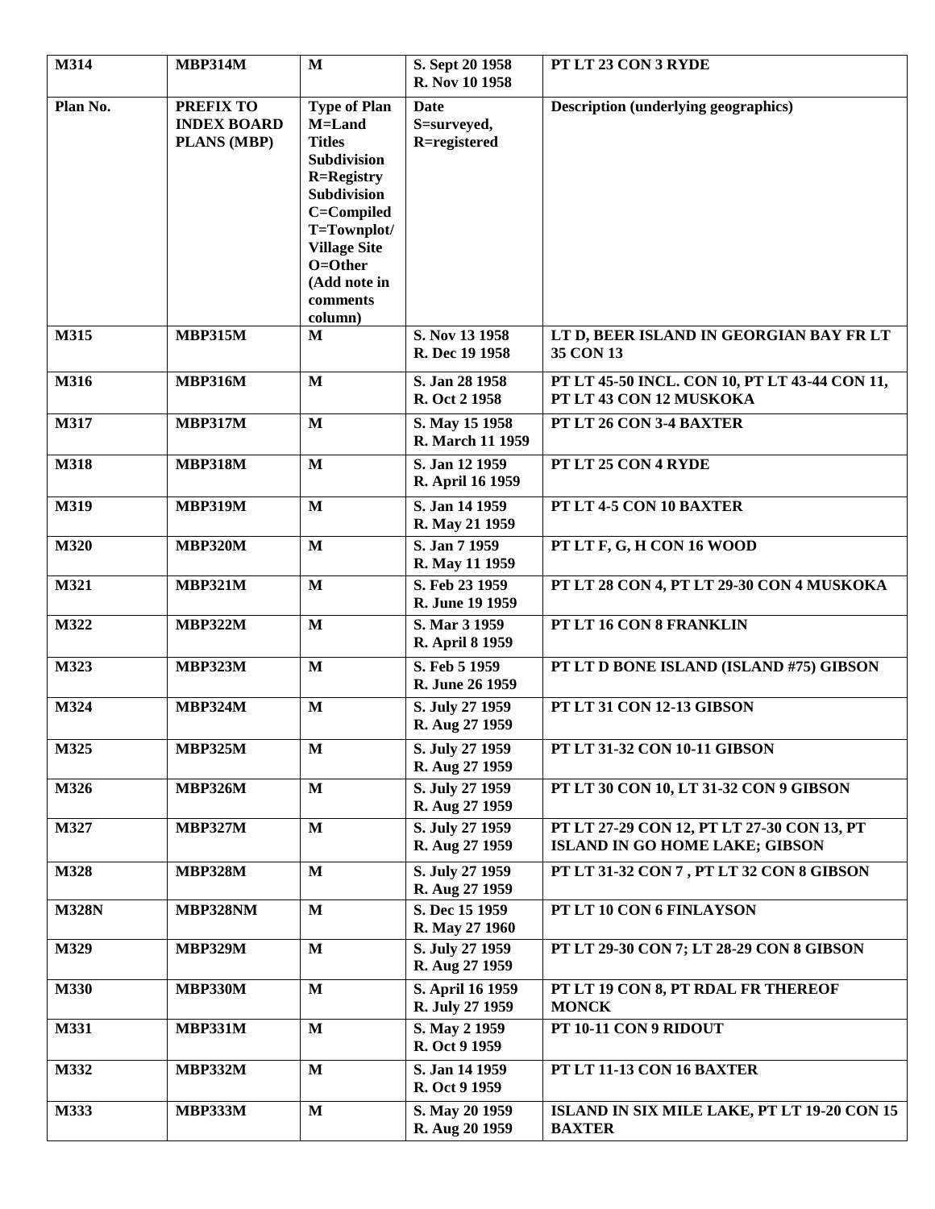| M314 | MBP314M | M | S. Sept 20 1958<br>R. Nov 10 1958 | PT LT 23 CON 3 RYDE |
|---|---|---|---|---|
| **Plan No.** | **PREFIX TO INDEX BOARD PLANS (MBP)** | **Type of Plan M=Land Titles Subdivision R=Registry Subdivision C=Compiled T=Townplot/ Village Site O=Other (Add note in comments column)** | **Date S=surveyed, R=registered** | **Description (underlying geographics)** |
| M315 | MBP315M | M | S. Nov 13 1958<br>R. Dec 19 1958 | LT D, BEER ISLAND IN GEORGIAN BAY FR LT 35 CON 13 |
| M316 | MBP316M | M | S. Jan 28 1958<br>R. Oct 2 1958 | PT LT 45-50 INCL. CON 10, PT LT 43-44 CON 11, PT LT 43 CON 12 MUSKOKA |
| M317 | MBP317M | M | S. May 15 1958<br>R. March 11 1959 | PT LT 26 CON 3-4 BAXTER |
| M318 | MBP318M | M | S. Jan 12 1959<br>R. April 16 1959 | PT LT 25 CON 4 RYDE |
| M319 | MBP319M | M | S. Jan 14 1959<br>R. May 21 1959 | PT LT 4-5 CON 10 BAXTER |
| M320 | MBP320M | M | S. Jan 7 1959<br>R. May 11 1959 | PT LT F, G, H CON 16 WOOD |
| M321 | MBP321M | M | S. Feb 23 1959<br>R. June 19 1959 | PT LT 28 CON 4, PT LT 29-30 CON 4 MUSKOKA |
| M322 | MBP322M | M | S. Mar 3 1959<br>R. April 8 1959 | PT LT 16 CON 8 FRANKLIN |
| M323 | MBP323M | M | S. Feb 5 1959<br>R. June 26 1959 | PT LT D BONE ISLAND (ISLAND #75) GIBSON |
| M324 | MBP324M | M | S. July 27 1959<br>R. Aug 27 1959 | PT LT 31 CON 12-13 GIBSON |
| M325 | MBP325M | M | S. July 27 1959<br>R. Aug 27 1959 | PT LT 31-32 CON 10-11 GIBSON |
| M326 | MBP326M | M | S. July 27 1959<br>R. Aug 27 1959 | PT LT 30 CON 10, LT 31-32 CON 9 GIBSON |
| M327 | MBP327M | M | S. July 27 1959<br>R. Aug 27 1959 | PT LT 27-29 CON 12, PT LT 27-30 CON 13, PT ISLAND IN GO HOME LAKE; GIBSON |
| M328 | MBP328M | M | S. July 27 1959<br>R. Aug 27 1959 | PT LT 31-32 CON 7 , PT LT 32 CON 8 GIBSON |
| M328N | MBP328NM | M | S. Dec 15 1959<br>R. May 27 1960 | PT LT 10 CON 6 FINLAYSON |
| M329 | MBP329M | M | S. July 27 1959<br>R. Aug 27 1959 | PT LT 29-30 CON 7; LT 28-29 CON 8 GIBSON |
| M330 | MBP330M | M | S. April 16 1959<br>R. July 27 1959 | PT LT 19 CON 8, PT RDAL FR THEREOF MONCK |
| M331 | MBP331M | M | S. May 2 1959<br>R. Oct 9 1959 | PT 10-11 CON 9 RIDOUT |
| M332 | MBP332M | M | S. Jan 14 1959<br>R. Oct 9 1959 | PT LT 11-13 CON 16 BAXTER |
| M333 | MBP333M | M | S. May 20 1959<br>R. Aug 20 1959 | ISLAND IN SIX MILE LAKE, PT LT 19-20 CON 15 BAXTER |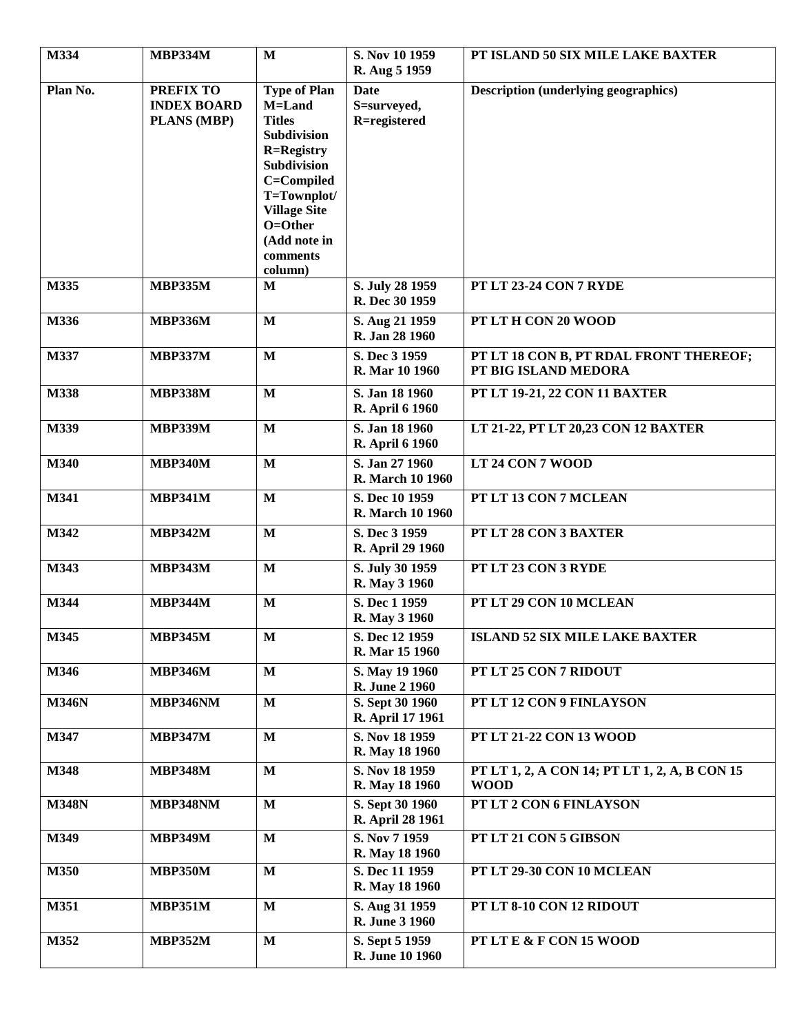| M334 | MBP334M | M | S. Nov 10 1959<br>R. Aug 5 1959 | PT ISLAND 50 SIX MILE LAKE BAXTER |
|---|---|---|---|---|
| **Plan No.** | **PREFIX TO INDEX BOARD PLANS (MBP)** | **Type of Plan M=Land Titles Subdivision R=Registry Subdivision C=Compiled T=Townplot/ Village Site O=Other (Add note in comments column)** | **Date S=surveyed, R=registered** | **Description (underlying geographics)** |
| M335 | MBP335M | M | S. July 28 1959<br>R. Dec 30 1959 | PT LT 23-24 CON 7 RYDE |
| M336 | MBP336M | M | S. Aug 21 1959<br>R. Jan 28 1960 | PT LT H CON 20 WOOD |
| M337 | MBP337M | M | S. Dec 3 1959<br>R. Mar 10 1960 | PT LT 18 CON B, PT RDAL FRONT THEREOF; PT BIG ISLAND MEDORA |
| M338 | MBP338M | M | S. Jan 18 1960<br>R. April 6 1960 | PT LT 19-21, 22 CON 11 BAXTER |
| M339 | MBP339M | M | S. Jan 18 1960<br>R. April 6 1960 | LT 21-22, PT LT 20,23 CON 12 BAXTER |
| M340 | MBP340M | M | S. Jan 27 1960<br>R. March 10 1960 | LT 24 CON 7 WOOD |
| M341 | MBP341M | M | S. Dec 10 1959<br>R. March 10 1960 | PT LT 13 CON 7 MCLEAN |
| M342 | MBP342M | M | S. Dec 3 1959<br>R. April 29 1960 | PT LT 28 CON 3 BAXTER |
| M343 | MBP343M | M | S. July 30 1959<br>R. May 3 1960 | PT LT 23 CON 3 RYDE |
| M344 | MBP344M | M | S. Dec 1 1959<br>R. May 3 1960 | PT LT 29 CON 10 MCLEAN |
| M345 | MBP345M | M | S. Dec 12 1959<br>R. Mar 15 1960 | ISLAND 52 SIX MILE LAKE BAXTER |
| M346 | MBP346M | M | S. May 19 1960<br>R. June 2 1960 | PT LT 25 CON 7 RIDOUT |
| M346N | MBP346NM | M | S. Sept 30 1960<br>R. April 17 1961 | PT LT 12 CON 9 FINLAYSON |
| M347 | MBP347M | M | S. Nov 18 1959<br>R. May 18 1960 | PT LT 21-22 CON 13 WOOD |
| M348 | MBP348M | M | S. Nov 18 1959<br>R. May 18 1960 | PT LT 1, 2, A CON 14; PT LT 1, 2, A, B CON 15 WOOD |
| M348N | MBP348NM | M | S. Sept 30 1960<br>R. April 28 1961 | PT LT 2 CON 6 FINLAYSON |
| M349 | MBP349M | M | S. Nov 7 1959<br>R. May 18 1960 | PT LT 21 CON 5 GIBSON |
| M350 | MBP350M | M | S. Dec 11 1959<br>R. May 18 1960 | PT LT 29-30 CON 10 MCLEAN |
| M351 | MBP351M | M | S. Aug 31 1959<br>R. June 3 1960 | PT LT 8-10 CON 12 RIDOUT |
| M352 | MBP352M | M | S. Sept 5 1959<br>R. June 10 1960 | PT LT E & F CON 15 WOOD |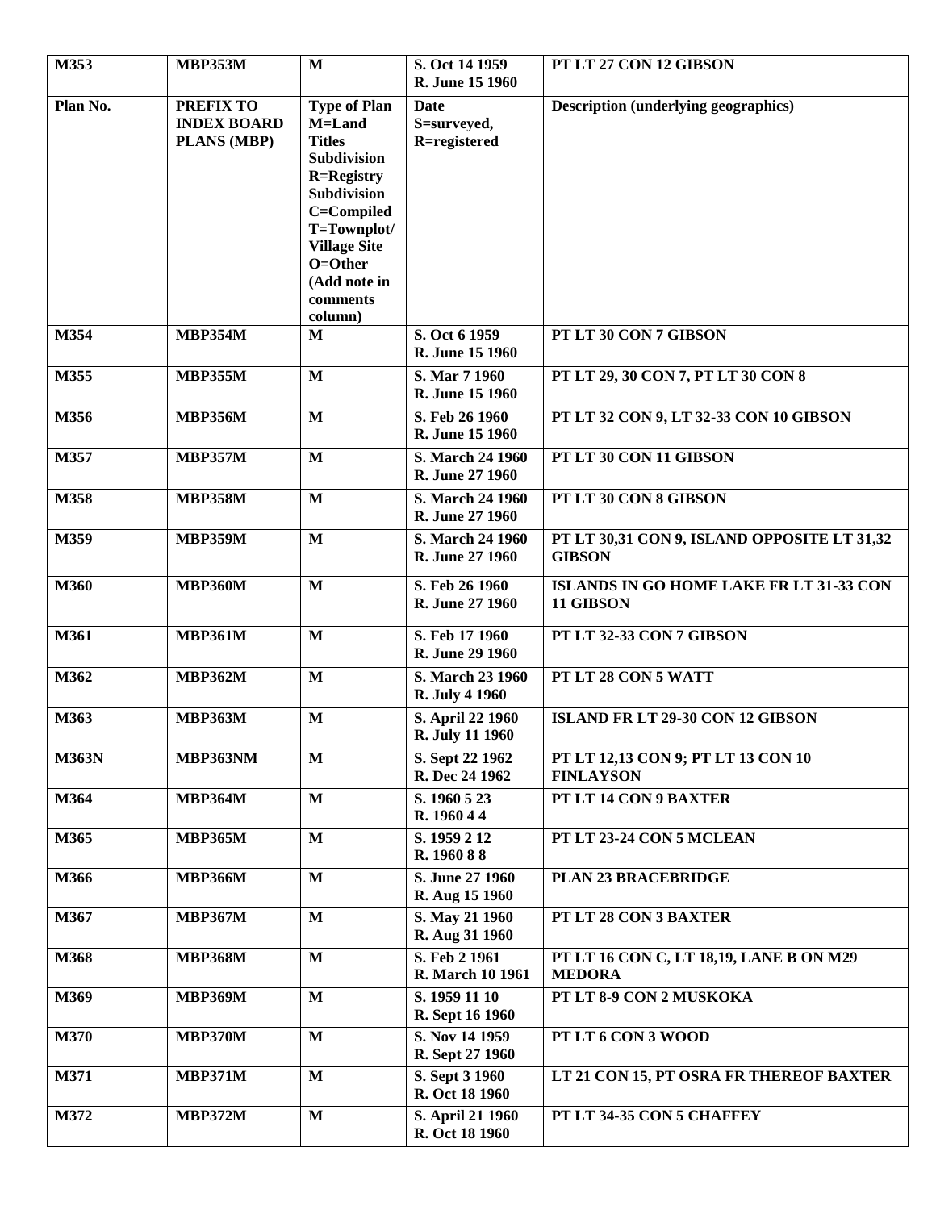| M353 | MBP353M | M | S. Oct 14 1959<br>R. June 15 1960 | PT LT 27 CON 12 GIBSON |
|---|---|---|---|---|
| **Plan No.** | **PREFIX TO INDEX BOARD PLANS (MBP)** | **Type of Plan M=Land Titles Subdivision R=Registry Subdivision C=Compiled T=Townplot/ Village Site O=Other (Add note in comments column)** | **Date S=surveyed, R=registered** | **Description (underlying geographics)** |
| M354 | MBP354M | M | S. Oct 6 1959<br>R. June 15 1960 | PT LT 30 CON 7 GIBSON |
| M355 | MBP355M | M | S. Mar 7 1960<br>R. June 15 1960 | PT LT 29, 30 CON 7, PT LT 30 CON 8 |
| M356 | MBP356M | M | S. Feb 26 1960<br>R. June 15 1960 | PT LT 32 CON 9, LT 32-33 CON 10 GIBSON |
| M357 | MBP357M | M | S. March 24 1960<br>R. June 27 1960 | PT LT 30 CON 11 GIBSON |
| M358 | MBP358M | M | S. March 24 1960<br>R. June 27 1960 | PT LT 30 CON 8 GIBSON |
| M359 | MBP359M | M | S. March 24 1960<br>R. June 27 1960 | PT LT 30,31 CON 9, ISLAND OPPOSITE LT 31,32 GIBSON |
| M360 | MBP360M | M | S. Feb 26 1960<br>R. June 27 1960 | ISLANDS IN GO HOME LAKE FR LT 31-33 CON 11 GIBSON |
| M361 | MBP361M | M | S. Feb 17 1960<br>R. June 29 1960 | PT LT 32-33 CON 7 GIBSON |
| M362 | MBP362M | M | S. March 23 1960<br>R. July 4 1960 | PT LT 28 CON 5 WATT |
| M363 | MBP363M | M | S. April 22 1960<br>R. July 11 1960 | ISLAND FR LT 29-30 CON 12 GIBSON |
| M363N | MBP363NM | M | S. Sept 22 1962<br>R. Dec 24 1962 | PT LT 12,13 CON 9; PT LT 13 CON 10 FINLAYSON |
| M364 | MBP364M | M | S. 1960 5 23<br>R. 1960 4 4 | PT LT 14 CON 9 BAXTER |
| M365 | MBP365M | M | S. 1959 2 12<br>R. 1960 8 8 | PT LT 23-24 CON 5 MCLEAN |
| M366 | MBP366M | M | S. June 27 1960<br>R. Aug 15 1960 | PLAN 23 BRACEBRIDGE |
| M367 | MBP367M | M | S. May 21 1960<br>R. Aug 31 1960 | PT LT 28 CON 3 BAXTER |
| M368 | MBP368M | M | S. Feb 2 1961<br>R. March 10 1961 | PT LT 16 CON C, LT 18,19, LANE B ON M29 MEDORA |
| M369 | MBP369M | M | S. 1959 11 10<br>R. Sept 16 1960 | PT LT 8-9 CON 2 MUSKOKA |
| M370 | MBP370M | M | S. Nov 14 1959<br>R. Sept 27 1960 | PT LT 6 CON 3 WOOD |
| M371 | MBP371M | M | S. Sept 3 1960<br>R. Oct 18 1960 | LT 21 CON 15, PT OSRA FR THEREOF BAXTER |
| M372 | MBP372M | M | S. April 21 1960<br>R. Oct 18 1960 | PT LT 34-35 CON 5 CHAFFEY |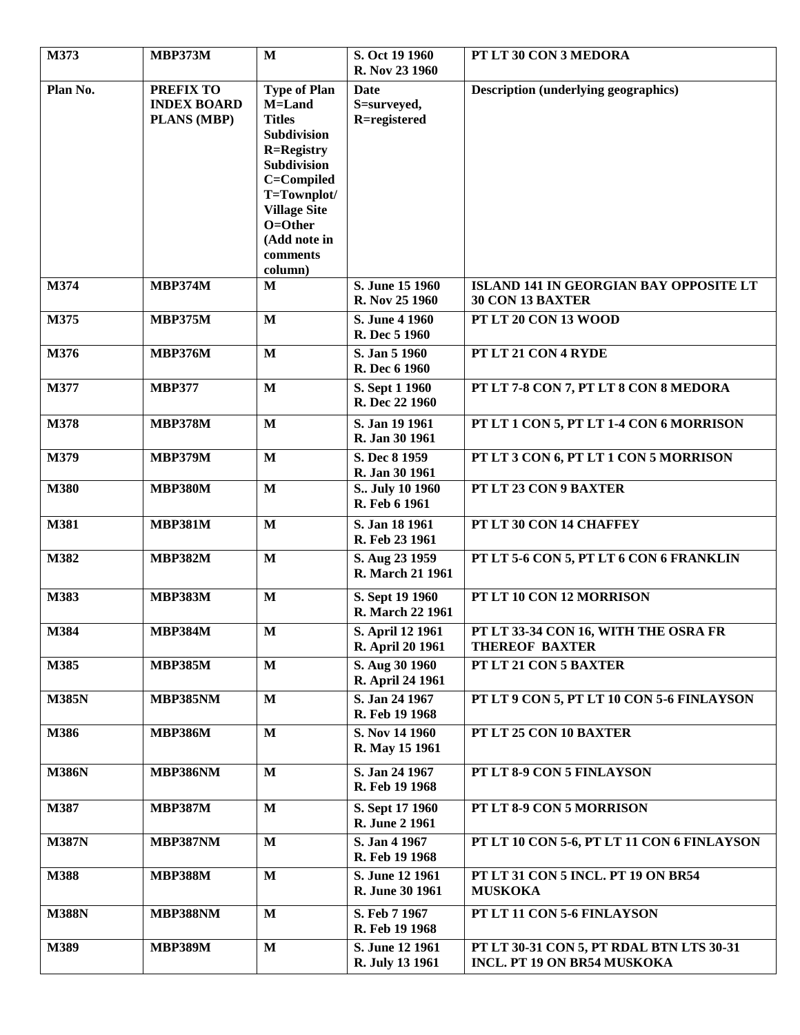| M373 | MBP373M | M | S. Oct 19 1960<br>R. Nov 23 1960 | PT LT 30 CON 3 MEDORA |
|---|---|---|---|---|
| **Plan No.** | **PREFIX TO INDEX BOARD PLANS (MBP)** | **Type of Plan M=Land Titles Subdivision R=Registry Subdivision C=Compiled T=Townplot/ Village Site O=Other (Add note in comments column)** | **Date S=surveyed, R=registered** | **Description (underlying geographics)** |
| M374 | MBP374M | M | S. June 15 1960<br>R. Nov 25 1960 | ISLAND 141 IN GEORGIAN BAY OPPOSITE LT 30 CON 13 BAXTER |
| M375 | MBP375M | M | S. June 4 1960<br>R. Dec 5 1960 | PT LT 20 CON 13 WOOD |
| M376 | MBP376M | M | S. Jan 5 1960<br>R. Dec 6 1960 | PT LT 21 CON 4 RYDE |
| M377 | MBP377 | M | S. Sept 1 1960<br>R. Dec 22 1960 | PT LT 7-8 CON 7, PT LT 8 CON 8 MEDORA |
| M378 | MBP378M | M | S. Jan 19 1961<br>R. Jan 30 1961 | PT LT 1 CON 5, PT LT 1-4 CON 6 MORRISON |
| M379 | MBP379M | M | S. Dec 8 1959<br>R. Jan 30 1961 | PT LT 3 CON 6, PT LT 1 CON 5 MORRISON |
| M380 | MBP380M | M | S.. July 10 1960<br>R. Feb 6 1961 | PT LT 23 CON 9 BAXTER |
| M381 | MBP381M | M | S. Jan 18 1961<br>R. Feb 23 1961 | PT LT 30 CON 14 CHAFFEY |
| M382 | MBP382M | M | S. Aug 23 1959<br>R. March 21 1961 | PT LT 5-6 CON 5, PT LT 6 CON 6 FRANKLIN |
| M383 | MBP383M | M | S. Sept 19 1960<br>R. March 22 1961 | PT LT 10 CON 12 MORRISON |
| M384 | MBP384M | M | S. April 12 1961<br>R. April 20 1961 | PT LT 33-34 CON 16, WITH THE OSRA FR THEREOF BAXTER |
| M385 | MBP385M | M | S. Aug 30 1960<br>R. April 24 1961 | PT LT 21 CON 5 BAXTER |
| M385N | MBP385NM | M | S. Jan 24 1967<br>R. Feb 19 1968 | PT LT 9 CON 5, PT LT 10 CON 5-6 FINLAYSON |
| M386 | MBP386M | M | S. Nov 14 1960<br>R. May 15 1961 | PT LT 25 CON 10 BAXTER |
| M386N | MBP386NM | M | S. Jan 24 1967<br>R. Feb 19 1968 | PT LT 8-9 CON 5 FINLAYSON |
| M387 | MBP387M | M | S. Sept 17 1960<br>R. June 2 1961 | PT LT 8-9 CON 5 MORRISON |
| M387N | MBP387NM | M | S. Jan 4 1967<br>R. Feb 19 1968 | PT LT 10 CON 5-6, PT LT 11 CON 6 FINLAYSON |
| M388 | MBP388M | M | S. June 12 1961<br>R. June 30 1961 | PT LT 31 CON 5 INCL. PT 19 ON BR54 MUSKOKA |
| M388N | MBP388NM | M | S. Feb 7 1967<br>R. Feb 19 1968 | PT LT 11 CON 5-6 FINLAYSON |
| M389 | MBP389M | M | S. June 12 1961<br>R. July 13 1961 | PT LT 30-31 CON 5, PT RDAL BTN LTS 30-31 INCL. PT 19 ON BR54 MUSKOKA |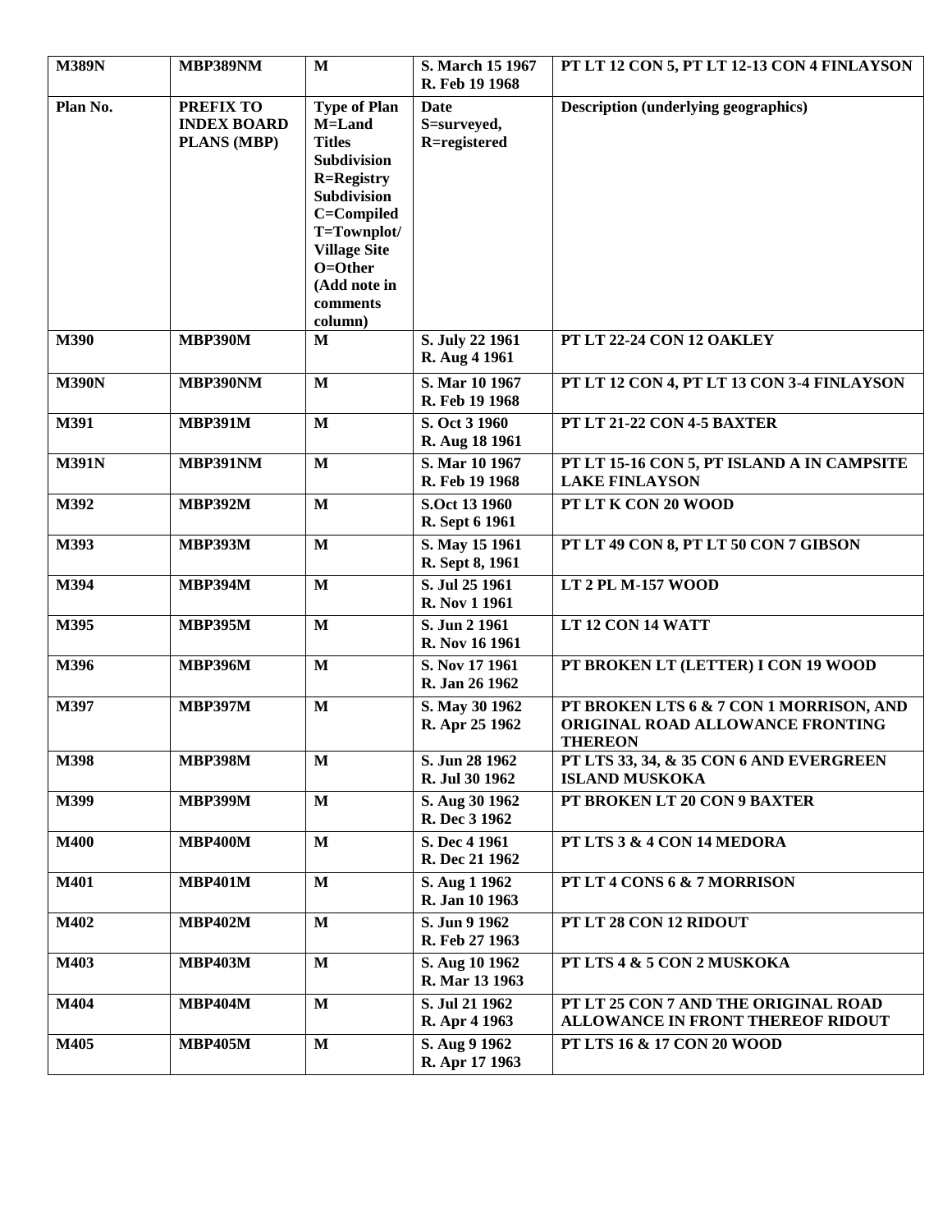| M389N | MBP389NM | M | S. March 15 1967<br>R. Feb 19 1968 | PT LT 12 CON 5, PT LT 12-13 CON 4 FINLAYSON |
|---|---|---|---|---|
| **Plan No.** | **PREFIX TO INDEX BOARD PLANS (MBP)** | **Type of Plan M=Land Titles Subdivision R=Registry Subdivision C=Compiled T=Townplot/ Village Site O=Other (Add note in comments column)** | **Date S=surveyed, R=registered** | **Description (underlying geographics)** |
| M390 | MBP390M | M | S. July 22 1961<br>R. Aug 4 1961 | PT LT 22-24 CON 12 OAKLEY |
| M390N | MBP390NM | M | S. Mar 10 1967<br>R. Feb 19 1968 | PT LT 12 CON 4, PT LT 13 CON 3-4 FINLAYSON |
| M391 | MBP391M | M | S. Oct 3 1960<br>R. Aug 18 1961 | PT LT 21-22 CON 4-5 BAXTER |
| M391N | MBP391NM | M | S. Mar 10 1967<br>R. Feb 19 1968 | PT LT 15-16 CON 5, PT ISLAND A IN CAMPSITE LAKE FINLAYSON |
| M392 | MBP392M | M | S.Oct 13 1960<br>R. Sept 6 1961 | PT LT K CON 20 WOOD |
| M393 | MBP393M | M | S. May 15 1961<br>R. Sept 8, 1961 | PT LT 49 CON 8, PT LT 50 CON 7 GIBSON |
| M394 | MBP394M | M | S. Jul 25 1961<br>R. Nov 1 1961 | LT 2 PL M-157 WOOD |
| M395 | MBP395M | M | S. Jun 2 1961<br>R. Nov 16 1961 | LT 12 CON 14 WATT |
| M396 | MBP396M | M | S. Nov 17 1961<br>R. Jan 26 1962 | PT BROKEN LT (LETTER) I CON 19 WOOD |
| M397 | MBP397M | M | S. May 30 1962<br>R. Apr 25 1962 | PT BROKEN LTS 6 & 7 CON 1 MORRISON, AND ORIGINAL ROAD ALLOWANCE FRONTING THEREON |
| M398 | MBP398M | M | S. Jun 28 1962<br>R. Jul 30 1962 | PT LTS 33, 34, & 35 CON 6 AND EVERGREEN ISLAND MUSKOKA |
| M399 | MBP399M | M | S. Aug 30 1962<br>R. Dec 3 1962 | PT BROKEN LT 20 CON 9 BAXTER |
| M400 | MBP400M | M | S. Dec 4 1961<br>R. Dec 21 1962 | PT LTS 3 & 4 CON 14 MEDORA |
| M401 | MBP401M | M | S. Aug 1 1962<br>R. Jan 10 1963 | PT LT 4 CONS 6 & 7 MORRISON |
| M402 | MBP402M | M | S. Jun 9 1962<br>R. Feb 27 1963 | PT LT 28 CON 12 RIDOUT |
| M403 | MBP403M | M | S. Aug 10 1962<br>R. Mar 13 1963 | PT LTS 4 & 5 CON 2 MUSKOKA |
| M404 | MBP404M | M | S. Jul 21 1962<br>R. Apr 4 1963 | PT LT 25 CON 7 AND THE ORIGINAL ROAD ALLOWANCE IN FRONT THEREOF RIDOUT |
| M405 | MBP405M | M | S. Aug 9 1962<br>R. Apr 17 1963 | PT LTS 16 & 17 CON 20 WOOD |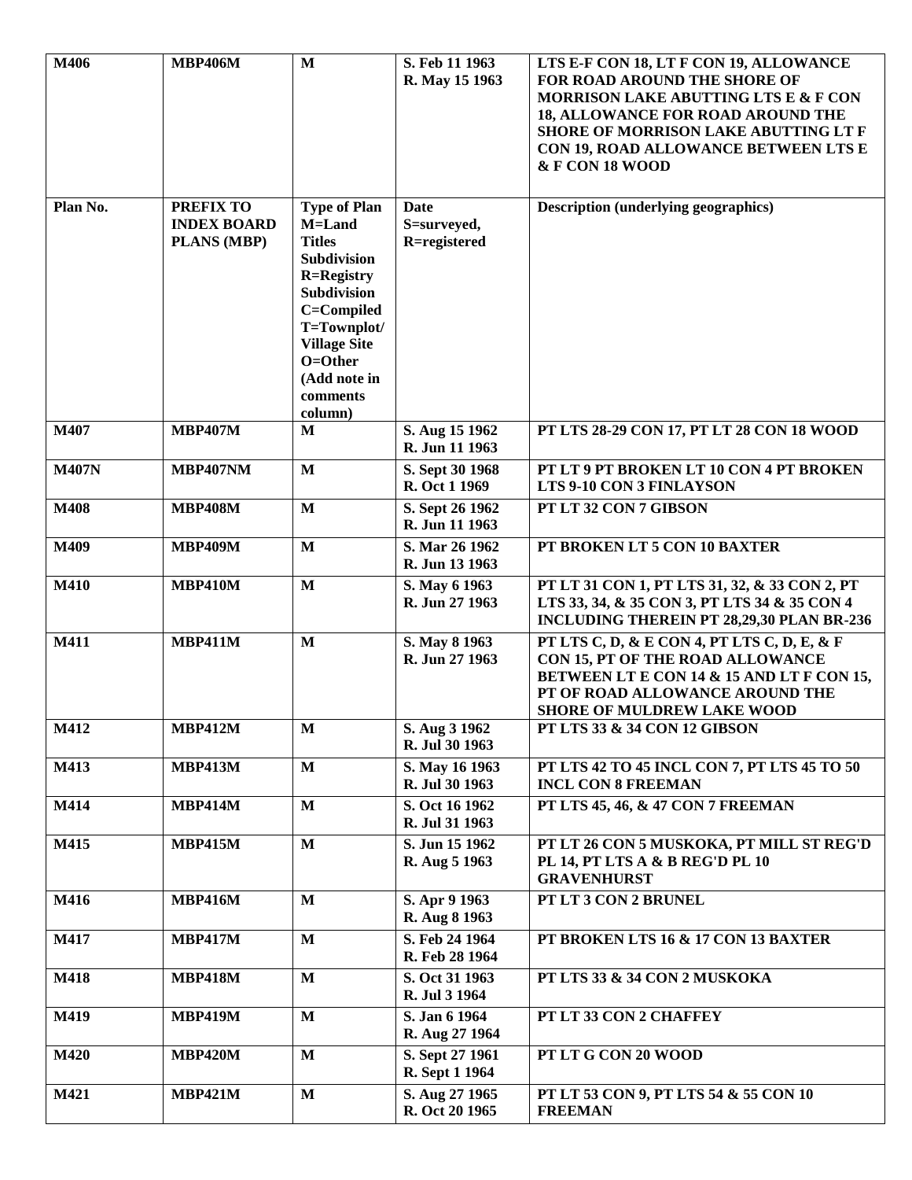| M406 | MBP406M | M | S. Feb 11 1963<br>R. May 15 1963 | LTS E-F CON 18, LT F CON 19, ALLOWANCE FOR ROAD AROUND THE SHORE OF MORRISON LAKE ABUTTING LTS E & F CON 18, ALLOWANCE FOR ROAD AROUND THE SHORE OF MORRISON LAKE ABUTTING LT F CON 19, ROAD ALLOWANCE BETWEEN LTS E & F CON 18 WOOD |
|---|---|---|---|---|
| **Plan No.** | **PREFIX TO INDEX BOARD PLANS (MBP)** | **Type of Plan M=Land Titles Subdivision R=Registry Subdivision C=Compiled T=Townplot/ Village Site O=Other (Add note in comments column)** | **Date S=surveyed, R=registered** | **Description (underlying geographics)** |
| M407 | MBP407M | M | S. Aug 15 1962<br>R. Jun 11 1963 | PT LTS 28-29 CON 17, PT LT 28 CON 18 WOOD |
| M407N | MBP407NM | M | S. Sept 30 1968<br>R. Oct 1 1969 | PT LT 9 PT BROKEN LT 10 CON 4 PT BROKEN LTS 9-10 CON 3 FINLAYSON |
| M408 | MBP408M | M | S. Sept 26 1962<br>R. Jun 11 1963 | PT LT 32 CON 7 GIBSON |
| M409 | MBP409M | M | S. Mar 26 1962<br>R. Jun 13 1963 | PT BROKEN LT 5 CON 10 BAXTER |
| M410 | MBP410M | M | S. May 6 1963<br>R. Jun 27 1963 | PT LT 31 CON 1, PT LTS 31, 32, & 33 CON 2, PT LTS 33, 34, & 35 CON 3, PT LTS 34 & 35 CON 4 INCLUDING THEREIN PT 28,29,30 PLAN BR-236 |
| M411 | MBP411M | M | S. May 8 1963<br>R. Jun 27 1963 | PT LTS C, D, & E CON 4, PT LTS C, D, E, & F CON 15, PT OF THE ROAD ALLOWANCE BETWEEN LT E CON 14 & 15 AND LT F CON 15, PT OF ROAD ALLOWANCE AROUND THE SHORE OF MULDREW LAKE WOOD |
| M412 | MBP412M | M | S. Aug 3 1962<br>R. Jul 30 1963 | PT LTS 33 & 34 CON 12 GIBSON |
| M413 | MBP413M | M | S. May 16 1963<br>R. Jul 30 1963 | PT LTS 42 TO 45 INCL CON 7, PT LTS 45 TO 50 INCL CON 8 FREEMAN |
| M414 | MBP414M | M | S. Oct 16 1962<br>R. Jul 31 1963 | PT LTS 45, 46, & 47 CON 7 FREEMAN |
| M415 | MBP415M | M | S. Jun 15 1962<br>R. Aug 5 1963 | PT LT 26 CON 5 MUSKOKA, PT MILL ST REG'D PL 14, PT LTS A & B REG'D PL 10 GRAVENHURST |
| M416 | MBP416M | M | S. Apr 9 1963<br>R. Aug 8 1963 | PT LT 3 CON 2 BRUNEL |
| M417 | MBP417M | M | S. Feb 24 1964<br>R. Feb 28 1964 | PT BROKEN LTS 16 & 17 CON 13 BAXTER |
| M418 | MBP418M | M | S. Oct 31 1963<br>R. Jul 3 1964 | PT LTS 33 & 34 CON 2 MUSKOKA |
| M419 | MBP419M | M | S. Jan 6 1964<br>R. Aug 27 1964 | PT LT 33 CON 2 CHAFFEY |
| M420 | MBP420M | M | S. Sept 27 1961<br>R. Sept 1 1964 | PT LT G CON 20 WOOD |
| M421 | MBP421M | M | S. Aug 27 1965<br>R. Oct 20 1965 | PT LT 53 CON 9, PT LTS 54 & 55 CON 10 FREEMAN |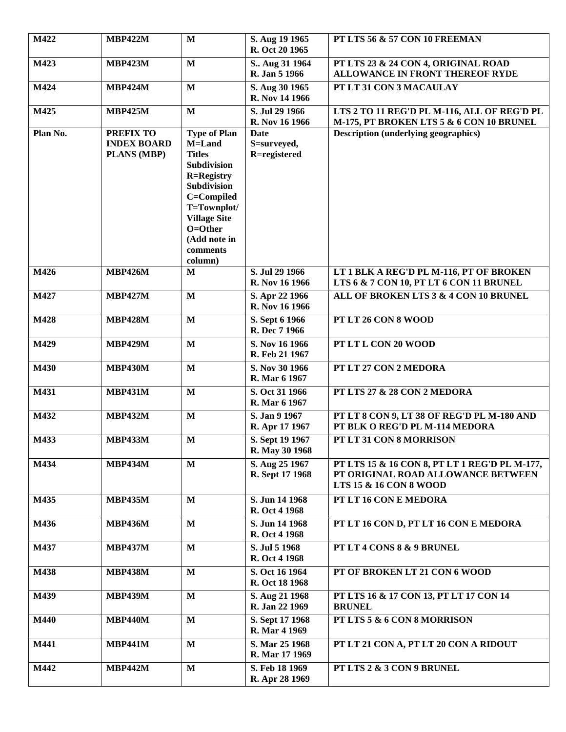| M422 | MBP422M | M | S. Aug 19 1965<br>R. Oct 20 1965 | PT LTS 56 & 57 CON 10 FREEMAN |
|---|---|---|---|---|
| M423 | MBP423M | M | S.. Aug 31 1964<br>R. Jan 5 1966 | PT LTS 23 & 24 CON 4, ORIGINAL ROAD ALLOWANCE IN FRONT THEREOF RYDE |
| M424 | MBP424M | M | S. Aug 30 1965<br>R. Nov 14 1966 | PT LT 31 CON 3 MACAULAY |
| M425 | MBP425M | M | S. Jul 29 1966<br>R. Nov 16 1966 | LTS 2 TO 11 REG'D PL M-116, ALL OF REG'D PL M-175, PT BROKEN LTS 5 & 6 CON 10 BRUNEL |
| **Plan No.** | **PREFIX TO INDEX BOARD PLANS (MBP)** | **Type of Plan M=Land Titles Subdivision R=Registry Subdivision C=Compiled T=Townplot/ Village Site O=Other (Add note in comments column)** | **Date S=surveyed, R=registered** | **Description (underlying geographics)** |
| M426 | MBP426M | M | S. Jul 29 1966<br>R. Nov 16 1966 | LT 1 BLK A REG'D PL M-116, PT OF BROKEN LTS 6 & 7 CON 10, PT LT 6 CON 11 BRUNEL |
| M427 | MBP427M | M | S. Apr 22 1966<br>R. Nov 16 1966 | ALL OF BROKEN LTS 3 & 4 CON 10 BRUNEL |
| M428 | MBP428M | M | S. Sept 6 1966<br>R. Dec 7 1966 | PT LT 26 CON 8 WOOD |
| M429 | MBP429M | M | S. Nov 16 1966<br>R. Feb 21 1967 | PT LT L CON 20 WOOD |
| M430 | MBP430M | M | S. Nov 30 1966<br>R. Mar 6 1967 | PT LT 27 CON 2 MEDORA |
| M431 | MBP431M | M | S. Oct 31 1966<br>R. Mar 6 1967 | PT LTS 27 & 28 CON 2 MEDORA |
| M432 | MBP432M | M | S. Jan 9 1967<br>R. Apr 17 1967 | PT LT 8 CON 9, LT 38 OF REG'D PL M-180 AND PT BLK O REG'D PL M-114 MEDORA |
| M433 | MBP433M | M | S. Sept 19 1967<br>R. May 30 1968 | PT LT 31 CON 8 MORRISON |
| M434 | MBP434M | M | S. Aug 25 1967<br>R. Sept 17 1968 | PT LTS 15 & 16 CON 8, PT LT 1 REG'D PL M-177, PT ORIGINAL ROAD ALLOWANCE BETWEEN LTS 15 & 16 CON 8 WOOD |
| M435 | MBP435M | M | S. Jun 14 1968<br>R. Oct 4 1968 | PT LT 16 CON E MEDORA |
| M436 | MBP436M | M | S. Jun 14 1968<br>R. Oct 4 1968 | PT LT 16 CON D, PT LT 16 CON E MEDORA |
| M437 | MBP437M | M | S. Jul 5 1968<br>R. Oct 4 1968 | PT LT 4 CONS 8 & 9 BRUNEL |
| M438 | MBP438M | M | S. Oct 16 1964<br>R. Oct 18 1968 | PT OF BROKEN LT 21 CON 6 WOOD |
| M439 | MBP439M | M | S. Aug 21 1968<br>R. Jan 22 1969 | PT LTS 16 & 17 CON 13, PT LT 17 CON 14 BRUNEL |
| M440 | MBP440M | M | S. Sept 17 1968<br>R. Mar 4 1969 | PT LTS 5 & 6 CON 8 MORRISON |
| M441 | MBP441M | M | S. Mar 25 1968<br>R. Mar 17 1969 | PT LT 21 CON A, PT LT 20 CON A RIDOUT |
| M442 | MBP442M | M | S. Feb 18 1969<br>R. Apr 28 1969 | PT LTS 2 & 3 CON 9 BRUNEL |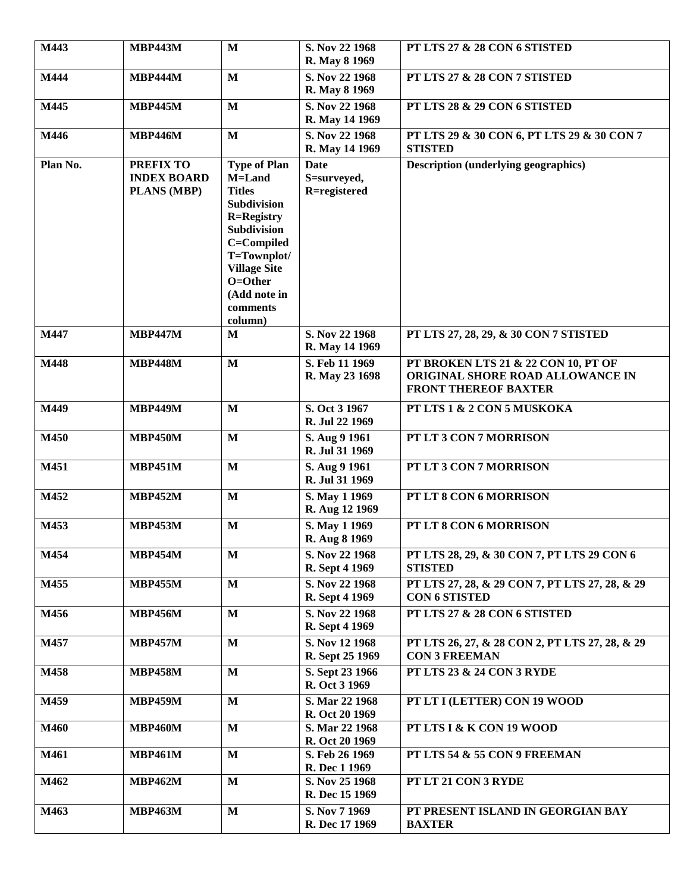| M443 | MBP443M | M | S. Nov 22 1968<br>R. May 8 1969 | PT LTS 27 & 28 CON 6 STISTED |
|---|---|---|---|---|
| M444 | MBP444M | M | S. Nov 22 1968<br>R. May 8 1969 | PT LTS 27 & 28 CON 7 STISTED |
| M445 | MBP445M | M | S. Nov 22 1968<br>R. May 14 1969 | PT LTS 28 & 29 CON 6 STISTED |
| M446 | MBP446M | M | S. Nov 22 1968<br>R. May 14 1969 | PT LTS 29 & 30 CON 6, PT LTS 29 & 30 CON 7 STISTED |
| **Plan No.** | **PREFIX TO INDEX BOARD PLANS (MBP)** | **Type of Plan M=Land Titles Subdivision R=Registry Subdivision C=Compiled T=Townplot/ Village Site O=Other (Add note in comments column)** | **Date S=surveyed, R=registered** | **Description (underlying geographics)** |
| M447 | MBP447M | M | S. Nov 22 1968<br>R. May 14 1969 | PT LTS 27, 28, 29, & 30 CON 7 STISTED |
| M448 | MBP448M | M | S. Feb 11 1969<br>R. May 23 1698 | PT BROKEN LTS 21 & 22 CON 10, PT OF ORIGINAL SHORE ROAD ALLOWANCE IN FRONT THEREOF BAXTER |
| M449 | MBP449M | M | S. Oct 3 1967<br>R. Jul 22 1969 | PT LTS 1 & 2 CON 5 MUSKOKA |
| M450 | MBP450M | M | S. Aug 9 1961<br>R. Jul 31 1969 | PT LT 3 CON 7 MORRISON |
| M451 | MBP451M | M | S. Aug 9 1961<br>R. Jul 31 1969 | PT LT 3 CON 7 MORRISON |
| M452 | MBP452M | M | S. May 1 1969<br>R. Aug 12 1969 | PT LT 8 CON 6 MORRISON |
| M453 | MBP453M | M | S. May 1 1969<br>R. Aug 8 1969 | PT LT 8 CON 6 MORRISON |
| M454 | MBP454M | M | S. Nov 22 1968<br>R. Sept 4 1969 | PT LTS 28, 29, & 30 CON 7, PT LTS 29 CON 6 STISTED |
| M455 | MBP455M | M | S. Nov 22 1968<br>R. Sept 4 1969 | PT LTS 27, 28, & 29 CON 7, PT LTS 27, 28, & 29 CON 6 STISTED |
| M456 | MBP456M | M | S. Nov 22 1968<br>R. Sept 4 1969 | PT LTS 27 & 28 CON 6 STISTED |
| M457 | MBP457M | M | S. Nov 12 1968<br>R. Sept 25 1969 | PT LTS 26, 27, & 28 CON 2, PT LTS 27, 28, & 29 CON 3 FREEMAN |
| M458 | MBP458M | M | S. Sept 23 1966<br>R. Oct 3 1969 | PT LTS 23 & 24 CON 3 RYDE |
| M459 | MBP459M | M | S. Mar 22 1968<br>R. Oct 20 1969 | PT LT I (LETTER) CON 19 WOOD |
| M460 | MBP460M | M | S. Mar 22 1968<br>R. Oct 20 1969 | PT LTS I & K CON 19 WOOD |
| M461 | MBP461M | M | S. Feb 26 1969<br>R. Dec 1 1969 | PT LTS 54 & 55 CON 9 FREEMAN |
| M462 | MBP462M | M | S. Nov 25 1968<br>R. Dec 15 1969 | PT LT 21 CON 3 RYDE |
| M463 | MBP463M | M | S. Nov 7 1969<br>R. Dec 17 1969 | PT PRESENT ISLAND IN GEORGIAN BAY BAXTER |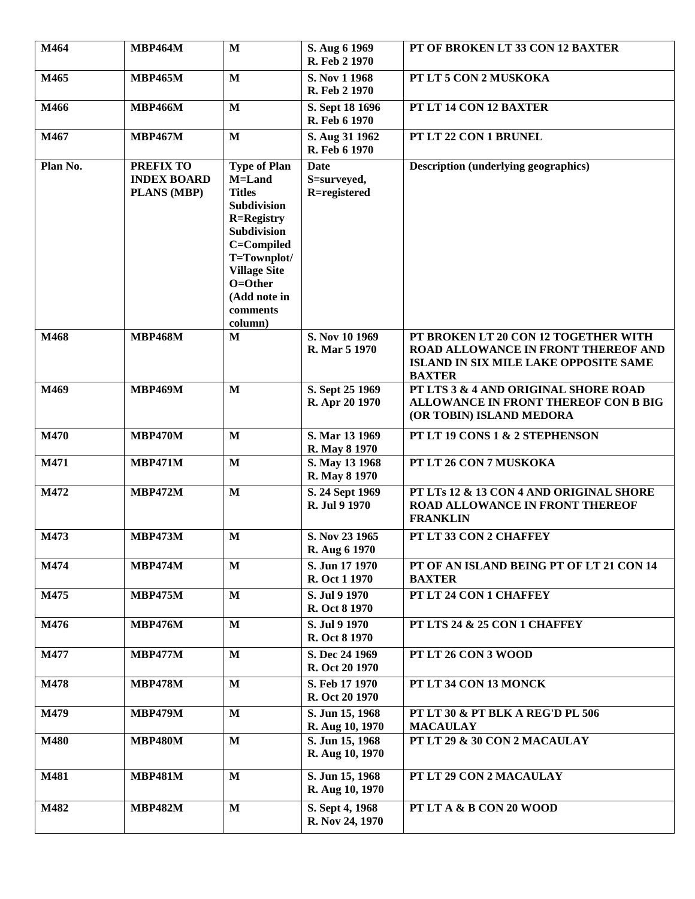| M464 | MBP464M | M | S. Aug 6 1969<br>R. Feb 2 1970 | PT OF BROKEN LT 33 CON 12 BAXTER |
|---|---|---|---|---|
| M465 | MBP465M | M | S. Nov 1 1968<br>R. Feb 2 1970 | PT LT 5 CON 2 MUSKOKA |
| M466 | MBP466M | M | S. Sept 18 1696<br>R. Feb 6 1970 | PT LT 14 CON 12 BAXTER |
| M467 | MBP467M | M | S. Aug 31 1962<br>R. Feb 6 1970 | PT LT 22 CON 1 BRUNEL |
| Plan No. | PREFIX TO INDEX BOARD PLANS (MBP) | Type of Plan M=Land Titles Subdivision R=Registry Subdivision C=Compiled T=Townplot/ Village Site O=Other (Add note in comments column) | Date S=surveyed, R=registered | Description (underlying geographics) |
| M468 | MBP468M | M | S. Nov 10 1969<br>R. Mar 5 1970 | PT BROKEN LT 20 CON 12 TOGETHER WITH ROAD ALLOWANCE IN FRONT THEREOF AND ISLAND IN SIX MILE LAKE OPPOSITE SAME BAXTER |
| M469 | MBP469M | M | S. Sept 25 1969<br>R. Apr 20 1970 | PT LTS 3 & 4 AND ORIGINAL SHORE ROAD ALLOWANCE IN FRONT THEREOF CON B BIG (OR TOBIN) ISLAND MEDORA |
| M470 | MBP470M | M | S. Mar 13 1969<br>R. May 8 1970 | PT LT 19 CONS 1 & 2 STEPHENSON |
| M471 | MBP471M | M | S. May 13 1968<br>R. May 8 1970 | PT LT 26 CON 7 MUSKOKA |
| M472 | MBP472M | M | S. 24 Sept 1969<br>R. Jul 9 1970 | PT LTs 12 & 13 CON 4 AND ORIGINAL SHORE ROAD ALLOWANCE IN FRONT THEREOF FRANKLIN |
| M473 | MBP473M | M | S. Nov 23 1965<br>R. Aug 6 1970 | PT LT 33 CON 2 CHAFFEY |
| M474 | MBP474M | M | S. Jun 17 1970<br>R. Oct 1 1970 | PT OF AN ISLAND BEING PT OF LT 21 CON 14 BAXTER |
| M475 | MBP475M | M | S. Jul 9 1970<br>R. Oct 8 1970 | PT LT 24 CON 1 CHAFFEY |
| M476 | MBP476M | M | S. Jul 9 1970<br>R. Oct 8 1970 | PT LTS 24 & 25 CON 1 CHAFFEY |
| M477 | MBP477M | M | S. Dec 24 1969<br>R. Oct 20 1970 | PT LT 26 CON 3 WOOD |
| M478 | MBP478M | M | S. Feb 17 1970<br>R. Oct 20 1970 | PT LT 34 CON 13 MONCK |
| M479 | MBP479M | M | S. Jun 15, 1968<br>R. Aug 10, 1970 | PT LT 30 & PT BLK A REG'D PL 506 MACAULAY |
| M480 | MBP480M | M | S. Jun 15, 1968<br>R. Aug 10, 1970 | PT LT 29 & 30 CON 2 MACAULAY |
| M481 | MBP481M | M | S. Jun 15, 1968<br>R. Aug 10, 1970 | PT LT 29 CON 2 MACAULAY |
| M482 | MBP482M | M | S. Sept 4, 1968<br>R. Nov 24, 1970 | PT LT A & B CON 20 WOOD |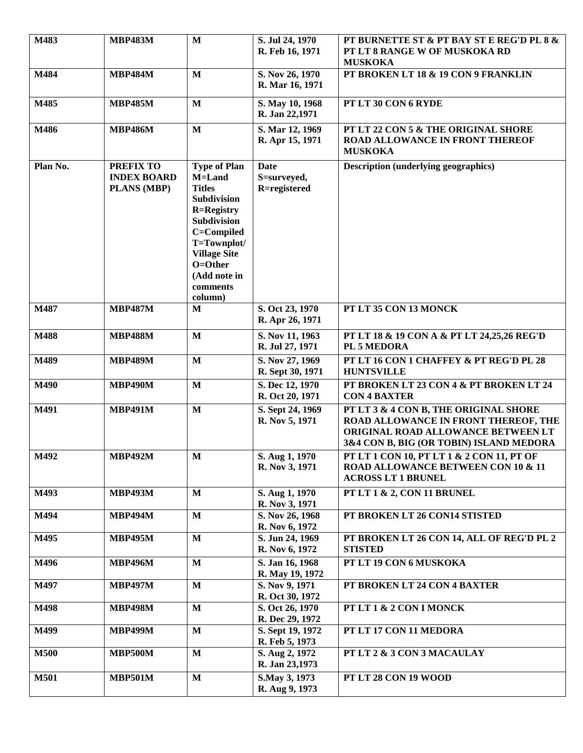| M483 | MBP483M | M | S. Jul 24, 1970<br>R. Feb 16, 1971 | PT BURNETTE ST & PT BAY ST E REG'D PL 8 & PT LT 8 RANGE W OF MUSKOKA RD MUSKOKA |
|---|---|---|---|---|
| M484 | MBP484M | M | S. Nov 26, 1970<br>R. Mar 16, 1971 | PT BROKEN LT 18 & 19 CON 9 FRANKLIN |
| M485 | MBP485M | M | S. May 10, 1968<br>R. Jan 22,1971 | PT LT 30 CON 6 RYDE |
| M486 | MBP486M | M | S. Mar 12, 1969<br>R. Apr 15, 1971 | PT LT 22 CON 5 & THE ORIGINAL SHORE ROAD ALLOWANCE IN FRONT THEREOF MUSKOKA |
| Plan No. | PREFIX TO INDEX BOARD PLANS (MBP) | Type of Plan M=Land Titles Subdivision R=Registry Subdivision C=Compiled T=Townplot/ Village Site O=Other (Add note in comments column) | Date S=surveyed, R=registered | Description (underlying geographics) |
| M487 | MBP487M | M | S. Oct 23, 1970<br>R. Apr 26, 1971 | PT LT 35 CON 13 MONCK |
| M488 | MBP488M | M | S. Nov 11, 1963<br>R. Jul 27, 1971 | PT LT 18 & 19 CON A & PT LT 24,25,26 REG'D PL 5 MEDORA |
| M489 | MBP489M | M | S. Nov 27, 1969<br>R. Sept 30, 1971 | PT LT 16 CON 1 CHAFFEY & PT REG'D PL 28 HUNTSVILLE |
| M490 | MBP490M | M | S. Dec 12, 1970<br>R. Oct 20, 1971 | PT BROKEN LT 23 CON 4 & PT BROKEN LT 24 CON 4 BAXTER |
| M491 | MBP491M | M | S. Sept 24, 1969<br>R. Nov 5, 1971 | PT LT 3 & 4 CON B, THE ORIGINAL SHORE ROAD ALLOWANCE IN FRONT THEREOF, THE ORIGINAL ROAD ALLOWANCE BETWEEN LT 3&4 CON B, BIG (OR TOBIN) ISLAND MEDORA |
| M492 | MBP492M | M | S. Aug 1, 1970<br>R. Nov 3, 1971 | PT LT 1 CON 10, PT LT 1 & 2 CON 11, PT OF ROAD ALLOWANCE BETWEEN CON 10 & 11 ACROSS LT 1 BRUNEL |
| M493 | MBP493M | M | S. Aug 1, 1970<br>R. Nov 3, 1971 | PT LT 1 & 2, CON 11 BRUNEL |
| M494 | MBP494M | M | S. Nov 26, 1968<br>R. Nov 6, 1972 | PT BROKEN LT 26 CON14 STISTED |
| M495 | MBP495M | M | S. Jun 24, 1969<br>R. Nov 6, 1972 | PT BROKEN LT 26 CON 14, ALL OF REG'D PL 2 STISTED |
| M496 | MBP496M | M | S. Jan 16, 1968<br>R. May 19, 1972 | PT LT 19 CON 6 MUSKOKA |
| M497 | MBP497M | M | S. Nov 9, 1971<br>R. Oct 30, 1972 | PT BROKEN LT 24 CON 4 BAXTER |
| M498 | MBP498M | M | S. Oct 26, 1970<br>R. Dec 29, 1972 | PT LT 1 & 2 CON I MONCK |
| M499 | MBP499M | M | S. Sept 19, 1972<br>R. Feb 5, 1973 | PT LT 17 CON 11 MEDORA |
| M500 | MBP500M | M | S. Aug 2, 1972<br>R. Jan 23,1973 | PT LT 2 & 3 CON 3 MACAULAY |
| M501 | MBP501M | M | S.May 3, 1973<br>R. Aug 9, 1973 | PT LT 28 CON 19 WOOD |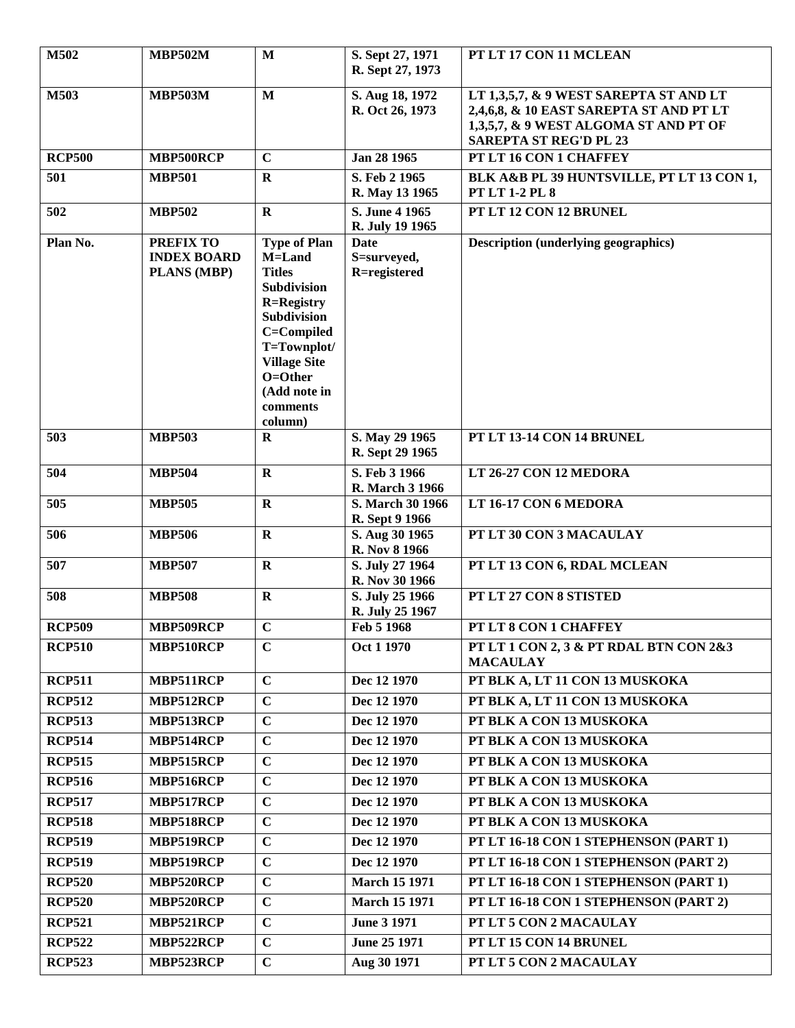| M502 | MBP502M | M | S. Sept 27, 1971<br>R. Sept 27, 1973 | PT LT 17 CON 11 MCLEAN |
|---|---|---|---|---|
| M503 | MBP503M | M | S. Aug 18, 1972<br>R. Oct 26, 1973 | LT 1,3,5,7, & 9 WEST SAREPTA ST AND LT 2,4,6,8, & 10 EAST SAREPTA ST AND PT LT 1,3,5,7, & 9 WEST ALGOMA ST AND PT OF SAREPTA ST REG'D PL 23 |
| RCP500 | MBP500RCP | C | Jan 28 1965 | PT LT 16 CON 1 CHAFFEY |
| 501 | MBP501 | R | S. Feb 2 1965<br>R. May 13 1965 | BLK A&B PL 39 HUNTSVILLE, PT LT 13 CON 1, PT LT 1-2 PL 8 |
| 502 | MBP502 | R | S. June 4 1965<br>R. July 19 1965 | PT LT 12 CON 12 BRUNEL |
| **Plan No.** | **PREFIX TO INDEX BOARD PLANS (MBP)** | **Type of Plan M=Land Titles Subdivision R=Registry Subdivision C=Compiled T=Townplot/ Village Site O=Other (Add note in comments column)** | **Date S=surveyed, R=registered** | **Description (underlying geographics)** |
| 503 | MBP503 | R | S. May 29 1965<br>R. Sept 29 1965 | PT LT 13-14 CON 14 BRUNEL |
| 504 | MBP504 | R | S. Feb 3 1966<br>R. March 3 1966 | LT 26-27 CON 12 MEDORA |
| 505 | MBP505 | R | S. March 30 1966<br>R. Sept 9 1966 | LT 16-17 CON 6 MEDORA |
| 506 | MBP506 | R | S. Aug 30 1965<br>R. Nov 8 1966 | PT LT 30 CON 3 MACAULAY |
| 507 | MBP507 | R | S. July 27 1964<br>R. Nov 30 1966 | PT LT 13 CON 6, RDAL MCLEAN |
| 508 | MBP508 | R | S. July 25 1966<br>R. July 25 1967 | PT LT 27 CON 8 STISTED |
| RCP509 | MBP509RCP | C | Feb 5 1968 | PT LT 8 CON 1 CHAFFEY |
| RCP510 | MBP510RCP | C | Oct 1 1970 | PT LT 1 CON 2, 3 & PT RDAL BTN CON 2&3 MACAULAY |
| RCP511 | MBP511RCP | C | Dec 12 1970 | PT BLK A, LT 11 CON 13 MUSKOKA |
| RCP512 | MBP512RCP | C | Dec 12 1970 | PT BLK A, LT 11 CON 13 MUSKOKA |
| RCP513 | MBP513RCP | C | Dec 12 1970 | PT BLK A CON 13 MUSKOKA |
| RCP514 | MBP514RCP | C | Dec 12 1970 | PT BLK A CON 13 MUSKOKA |
| RCP515 | MBP515RCP | C | Dec 12 1970 | PT BLK A CON 13 MUSKOKA |
| RCP516 | MBP516RCP | C | Dec 12 1970 | PT BLK A CON 13 MUSKOKA |
| RCP517 | MBP517RCP | C | Dec 12 1970 | PT BLK A CON 13 MUSKOKA |
| RCP518 | MBP518RCP | C | Dec 12 1970 | PT BLK A CON 13 MUSKOKA |
| RCP519 | MBP519RCP | C | Dec 12 1970 | PT LT 16-18 CON 1 STEPHENSON (PART 1) |
| RCP519 | MBP519RCP | C | Dec 12 1970 | PT LT 16-18 CON 1 STEPHENSON (PART 2) |
| RCP520 | MBP520RCP | C | March 15 1971 | PT LT 16-18 CON 1 STEPHENSON (PART 1) |
| RCP520 | MBP520RCP | C | March 15 1971 | PT LT 16-18 CON 1 STEPHENSON (PART 2) |
| RCP521 | MBP521RCP | C | June 3 1971 | PT LT 5 CON 2 MACAULAY |
| RCP522 | MBP522RCP | C | June 25 1971 | PT LT 15 CON 14 BRUNEL |
| RCP523 | MBP523RCP | C | Aug 30 1971 | PT LT 5 CON 2 MACAULAY |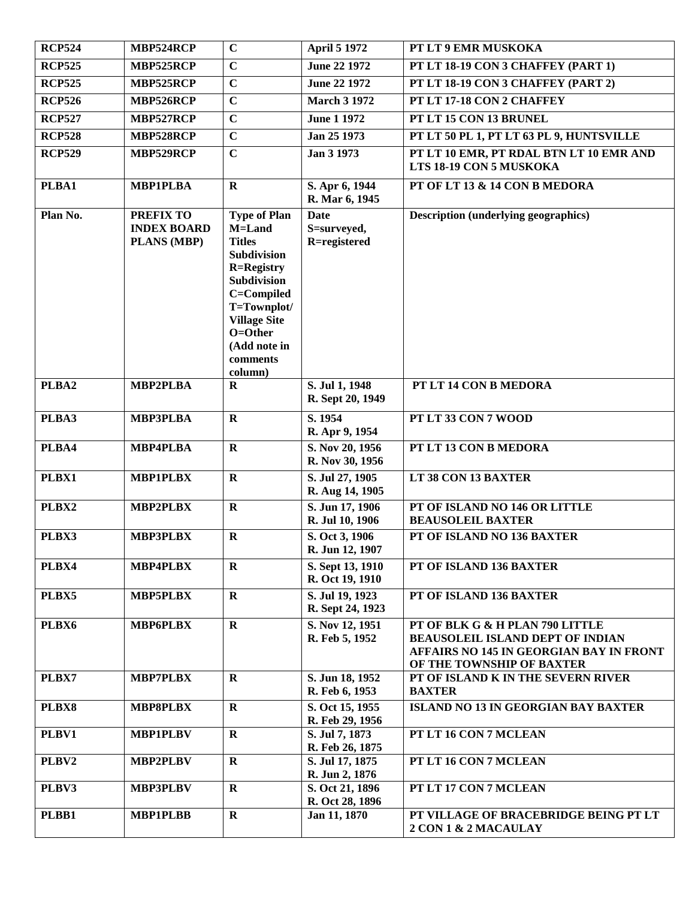| RCP524 | MBP524RCP | C | April 5 1972 | PT LT 9 EMR MUSKOKA |
|---|---|---|---|---|
| RCP525 | MBP525RCP | C | June 22 1972 | PT LT 18-19 CON 3 CHAFFEY (PART 1) |
| RCP525 | MBP525RCP | C | June 22 1972 | PT LT 18-19 CON 3 CHAFFEY (PART 2) |
| RCP526 | MBP526RCP | C | March 3 1972 | PT LT 17-18 CON 2 CHAFFEY |
| RCP527 | MBP527RCP | C | June 1 1972 | PT LT 15 CON 13 BRUNEL |
| RCP528 | MBP528RCP | C | Jan 25 1973 | PT LT 50 PL 1, PT LT 63 PL 9, HUNTSVILLE |
| RCP529 | MBP529RCP | C | Jan 3 1973 | PT LT 10 EMR, PT RDAL BTN LT 10 EMR AND LTS 18-19 CON 5 MUSKOKA |
| PLBA1 | MBP1PLBA | R | S. Apr 6, 1944 R. Mar 6, 1945 | PT OF LT 13 & 14 CON B MEDORA |
| **Plan No.** | **PREFIX TO INDEX BOARD PLANS (MBP)** | **Type of Plan M=Land Titles Subdivision R=Registry Subdivision C=Compiled T=Townplot/ Village Site O=Other (Add note in comments column)** | **Date S=surveyed, R=registered** | **Description (underlying geographics)** |
| PLBA2 | MBP2PLBA | R | S. Jul 1, 1948 R. Sept 20, 1949 | PT LT 14 CON B MEDORA |
| PLBA3 | MBP3PLBA | R | S. 1954 R. Apr 9, 1954 | PT LT 33 CON 7 WOOD |
| PLBA4 | MBP4PLBA | R | S. Nov 20, 1956 R. Nov 30, 1956 | PT LT 13 CON B MEDORA |
| PLBX1 | MBP1PLBX | R | S. Jul 27, 1905 R. Aug 14, 1905 | LT 38 CON 13 BAXTER |
| PLBX2 | MBP2PLBX | R | S. Jun 17, 1906 R. Jul 10, 1906 | PT OF ISLAND NO 146 OR LITTLE BEAUSOLEIL BAXTER |
| PLBX3 | MBP3PLBX | R | S. Oct 3, 1906 R. Jun 12, 1907 | PT OF ISLAND NO 136 BAXTER |
| PLBX4 | MBP4PLBX | R | S. Sept 13, 1910 R. Oct 19, 1910 | PT OF ISLAND 136 BAXTER |
| PLBX5 | MBP5PLBX | R | S. Jul 19, 1923 R. Sept 24, 1923 | PT OF ISLAND 136 BAXTER |
| PLBX6 | MBP6PLBX | R | S. Nov 12, 1951 R. Feb 5, 1952 | PT OF BLK G & H PLAN 790 LITTLE BEAUSOLEIL ISLAND DEPT OF INDIAN AFFAIRS NO 145 IN GEORGIAN BAY IN FRONT OF THE TOWNSHIP OF BAXTER |
| PLBX7 | MBP7PLBX | R | S. Jun 18, 1952 R. Feb 6, 1953 | PT OF ISLAND K IN THE SEVERN RIVER BAXTER |
| PLBX8 | MBP8PLBX | R | S. Oct 15, 1955 R. Feb 29, 1956 | ISLAND NO 13 IN GEORGIAN BAY BAXTER |
| PLBV1 | MBP1PLBV | R | S. Jul 7, 1873 R. Feb 26, 1875 | PT LT 16 CON 7 MCLEAN |
| PLBV2 | MBP2PLBV | R | S. Jul 17, 1875 R. Jun 2, 1876 | PT LT 16 CON 7 MCLEAN |
| PLBV3 | MBP3PLBV | R | S. Oct 21, 1896 R. Oct 28, 1896 | PT LT 17 CON 7 MCLEAN |
| PLBB1 | MBP1PLBB | R | Jan 11, 1870 | PT VILLAGE OF BRACEBRIDGE BEING PT LT 2 CON 1 & 2 MACAULAY |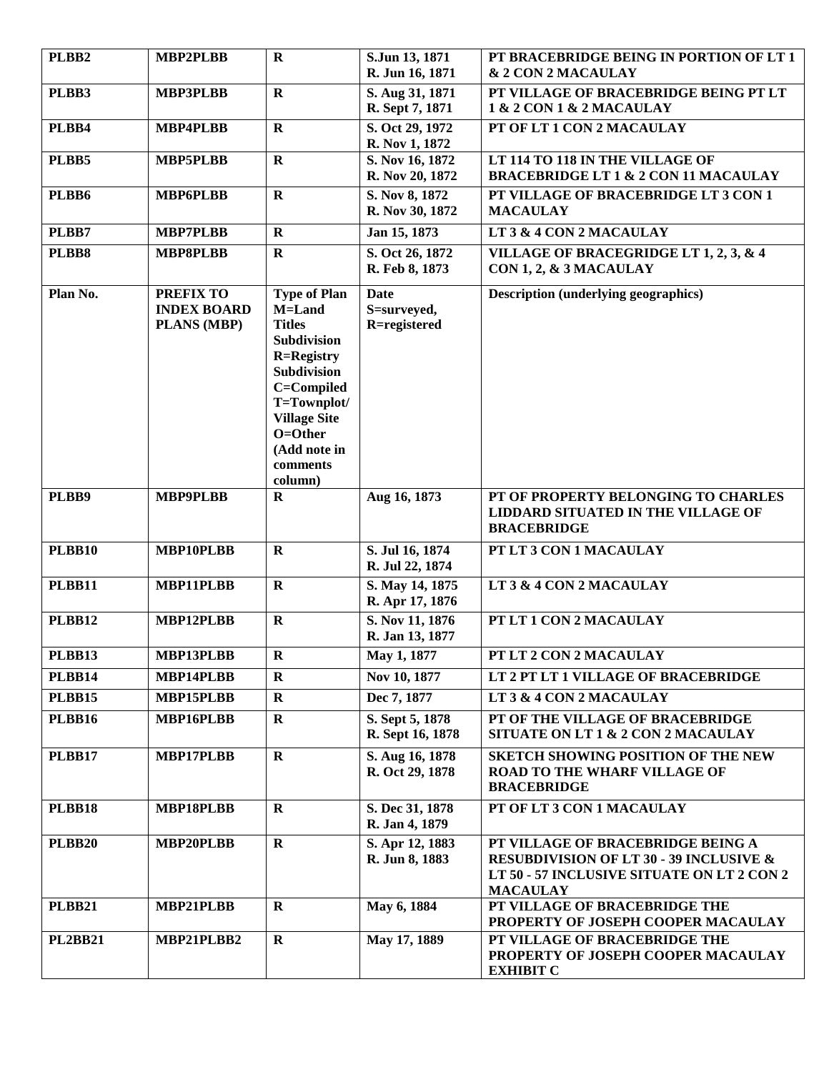| PLBB2 | MBP2PLBB | R | S.Jun 13, 1871<br>R. Jun 16, 1871 | PT BRACEBRIDGE BEING IN PORTION OF LT 1 & 2 CON 2 MACAULAY |
|---|---|---|---|---|
| PLBB3 | MBP3PLBB | R | S. Aug 31, 1871<br>R. Sept 7, 1871 | PT VILLAGE OF BRACEBRIDGE BEING PT LT 1 & 2 CON 1 & 2 MACAULAY |
| PLBB4 | MBP4PLBB | R | S. Oct 29, 1972<br>R. Nov 1, 1872 | PT OF LT 1 CON 2 MACAULAY |
| PLBB5 | MBP5PLBB | R | S. Nov 16, 1872<br>R. Nov 20, 1872 | LT 114 TO 118 IN THE VILLAGE OF BRACEBRIDGE LT 1 & 2 CON 11 MACAULAY |
| PLBB6 | MBP6PLBB | R | S. Nov 8, 1872<br>R. Nov 30, 1872 | PT VILLAGE OF BRACEBRIDGE LT 3 CON 1 MACAULAY |
| PLBB7 | MBP7PLBB | R | Jan 15, 1873 | LT 3 & 4 CON 2 MACAULAY |
| PLBB8 | MBP8PLBB | R | S. Oct 26, 1872<br>R. Feb 8, 1873 | VILLAGE OF BRACEGRIDGE LT 1, 2, 3, & 4 CON 1, 2, & 3 MACAULAY |
| **Plan No.** | **PREFIX TO INDEX BOARD PLANS (MBP)** | **Type of Plan M=Land Titles Subdivision R=Registry Subdivision C=Compiled T=Townplot/ Village Site O=Other (Add note in comments column)** | **Date S=surveyed, R=registered** | **Description (underlying geographics)** |
| PLBB9 | MBP9PLBB | R | Aug 16, 1873 | PT OF PROPERTY BELONGING TO CHARLES LIDDARD SITUATED IN THE VILLAGE OF BRACEBRIDGE |
| PLBB10 | MBP10PLBB | R | S. Jul 16, 1874<br>R. Jul 22, 1874 | PT LT 3 CON 1 MACAULAY |
| PLBB11 | MBP11PLBB | R | S. May 14, 1875<br>R. Apr 17, 1876 | LT 3 & 4 CON 2 MACAULAY |
| PLBB12 | MBP12PLBB | R | S. Nov 11, 1876<br>R. Jan 13, 1877 | PT LT 1 CON 2 MACAULAY |
| PLBB13 | MBP13PLBB | R | May 1, 1877 | PT LT 2 CON 2 MACAULAY |
| PLBB14 | MBP14PLBB | R | Nov 10, 1877 | LT 2 PT LT 1 VILLAGE OF BRACEBRIDGE |
| PLBB15 | MBP15PLBB | R | Dec 7, 1877 | LT 3 & 4 CON 2 MACAULAY |
| PLBB16 | MBP16PLBB | R | S. Sept 5, 1878<br>R. Sept 16, 1878 | PT OF THE VILLAGE OF BRACEBRIDGE SITUATE ON LT 1 & 2 CON 2 MACAULAY |
| PLBB17 | MBP17PLBB | R | S. Aug 16, 1878<br>R. Oct 29, 1878 | SKETCH SHOWING POSITION OF THE NEW ROAD TO THE WHARF VILLAGE OF BRACEBRIDGE |
| PLBB18 | MBP18PLBB | R | S. Dec 31, 1878<br>R. Jan 4, 1879 | PT OF LT 3 CON 1 MACAULAY |
| PLBB20 | MBP20PLBB | R | S. Apr 12, 1883<br>R. Jun 8, 1883 | PT VILLAGE OF BRACEBRIDGE BEING A RESUBDIVISION OF LT 30 - 39 INCLUSIVE & LT 50 - 57 INCLUSIVE SITUATE ON LT 2 CON 2 MACAULAY |
| PLBB21 | MBP21PLBB | R | May 6, 1884 | PT VILLAGE OF BRACEBRIDGE THE PROPERTY OF JOSEPH COOPER MACAULAY |
| PL2BB21 | MBP21PLBB2 | R | May 17, 1889 | PT VILLAGE OF BRACEBRIDGE THE PROPERTY OF JOSEPH COOPER MACAULAY EXHIBIT C |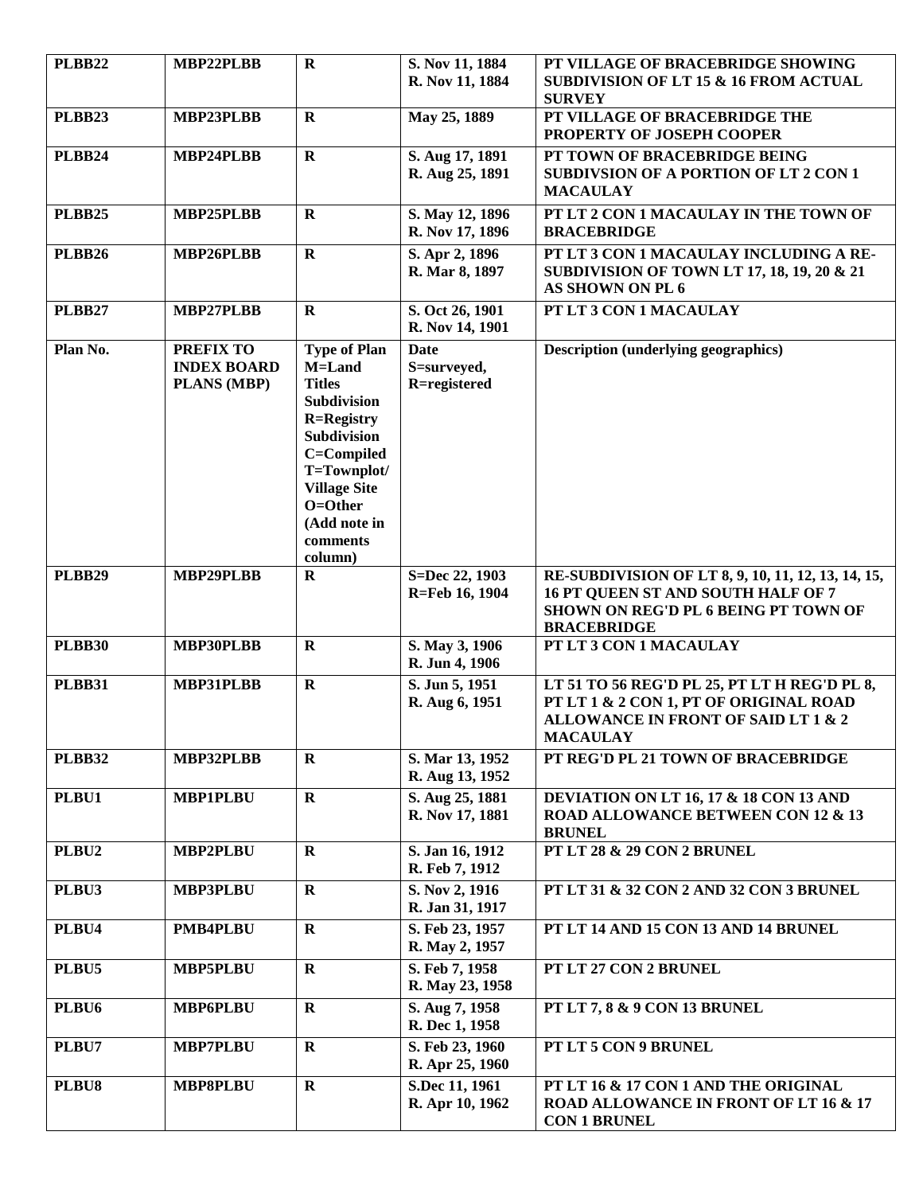| PLBB22 | MBP22PLBB | R | S. Nov 11, 1884<br>R. Nov 11, 1884 | PT VILLAGE OF BRACEBRIDGE SHOWING SUBDIVISION OF LT 15 & 16 FROM ACTUAL SURVEY |
|---|---|---|---|---|
| PLBB23 | MBP23PLBB | R | May 25, 1889 | PT VILLAGE OF BRACEBRIDGE THE PROPERTY OF JOSEPH COOPER |
| PLBB24 | MBP24PLBB | R | S. Aug 17, 1891<br>R. Aug 25, 1891 | PT TOWN OF BRACEBRIDGE BEING SUBDIVSION OF A PORTION OF LT 2 CON 1 MACAULAY |
| PLBB25 | MBP25PLBB | R | S. May 12, 1896<br>R. Nov 17, 1896 | PT LT 2 CON 1 MACAULAY IN THE TOWN OF BRACEBRIDGE |
| PLBB26 | MBP26PLBB | R | S. Apr 2, 1896<br>R. Mar 8, 1897 | PT LT 3 CON 1 MACAULAY INCLUDING A RE-SUBDIVISION OF TOWN LT 17, 18, 19, 20 & 21 AS SHOWN ON PL 6 |
| PLBB27 | MBP27PLBB | R | S. Oct 26, 1901<br>R. Nov 14, 1901 | PT LT 3 CON 1 MACAULAY |
| Plan No. | PREFIX TO INDEX BOARD PLANS (MBP) | Type of Plan M=Land Titles Subdivision R=Registry Subdivision C=Compiled T=Townplot/ Village Site O=Other (Add note in comments column) | Date S=surveyed, R=registered | Description (underlying geographics) |
| PLBB29 | MBP29PLBB | R | S=Dec 22, 1903<br>R=Feb 16, 1904 | RE-SUBDIVISION OF LT 8, 9, 10, 11, 12, 13, 14, 15, 16 PT QUEEN ST AND SOUTH HALF OF 7 SHOWN ON REG'D PL 6 BEING PT TOWN OF BRACEBRIDGE |
| PLBB30 | MBP30PLBB | R | S. May 3, 1906<br>R. Jun 4, 1906 | PT LT 3 CON 1 MACAULAY |
| PLBB31 | MBP31PLBB | R | S. Jun 5, 1951<br>R. Aug 6, 1951 | LT 51 TO 56 REG'D PL 25, PT LT H REG'D PL 8, PT LT 1 & 2 CON 1, PT OF ORIGINAL ROAD ALLOWANCE IN FRONT OF SAID LT 1 & 2 MACAULAY |
| PLBB32 | MBP32PLBB | R | S. Mar 13, 1952<br>R. Aug 13, 1952 | PT REG'D PL 21 TOWN OF BRACEBRIDGE |
| PLBU1 | MBP1PLBU | R | S. Aug 25, 1881<br>R. Nov 17, 1881 | DEVIATION ON LT 16, 17 & 18 CON 13 AND ROAD ALLOWANCE BETWEEN CON 12 & 13 BRUNEL |
| PLBU2 | MBP2PLBU | R | S. Jan 16, 1912<br>R. Feb 7, 1912 | PT LT 28 & 29 CON 2 BRUNEL |
| PLBU3 | MBP3PLBU | R | S. Nov 2, 1916<br>R. Jan 31, 1917 | PT LT 31 & 32 CON 2 AND 32 CON 3 BRUNEL |
| PLBU4 | PMB4PLBU | R | S. Feb 23, 1957<br>R. May 2, 1957 | PT LT 14 AND 15 CON 13 AND 14 BRUNEL |
| PLBU5 | MBP5PLBU | R | S. Feb 7, 1958<br>R. May 23, 1958 | PT LT 27 CON 2 BRUNEL |
| PLBU6 | MBP6PLBU | R | S. Aug 7, 1958<br>R. Dec 1, 1958 | PT LT 7, 8 & 9 CON 13 BRUNEL |
| PLBU7 | MBP7PLBU | R | S. Feb 23, 1960<br>R. Apr 25, 1960 | PT LT 5 CON 9 BRUNEL |
| PLBU8 | MBP8PLBU | R | S.Dec 11, 1961<br>R. Apr 10, 1962 | PT LT 16 & 17 CON 1 AND THE ORIGINAL ROAD ALLOWANCE IN FRONT OF LT 16 & 17 CON 1 BRUNEL |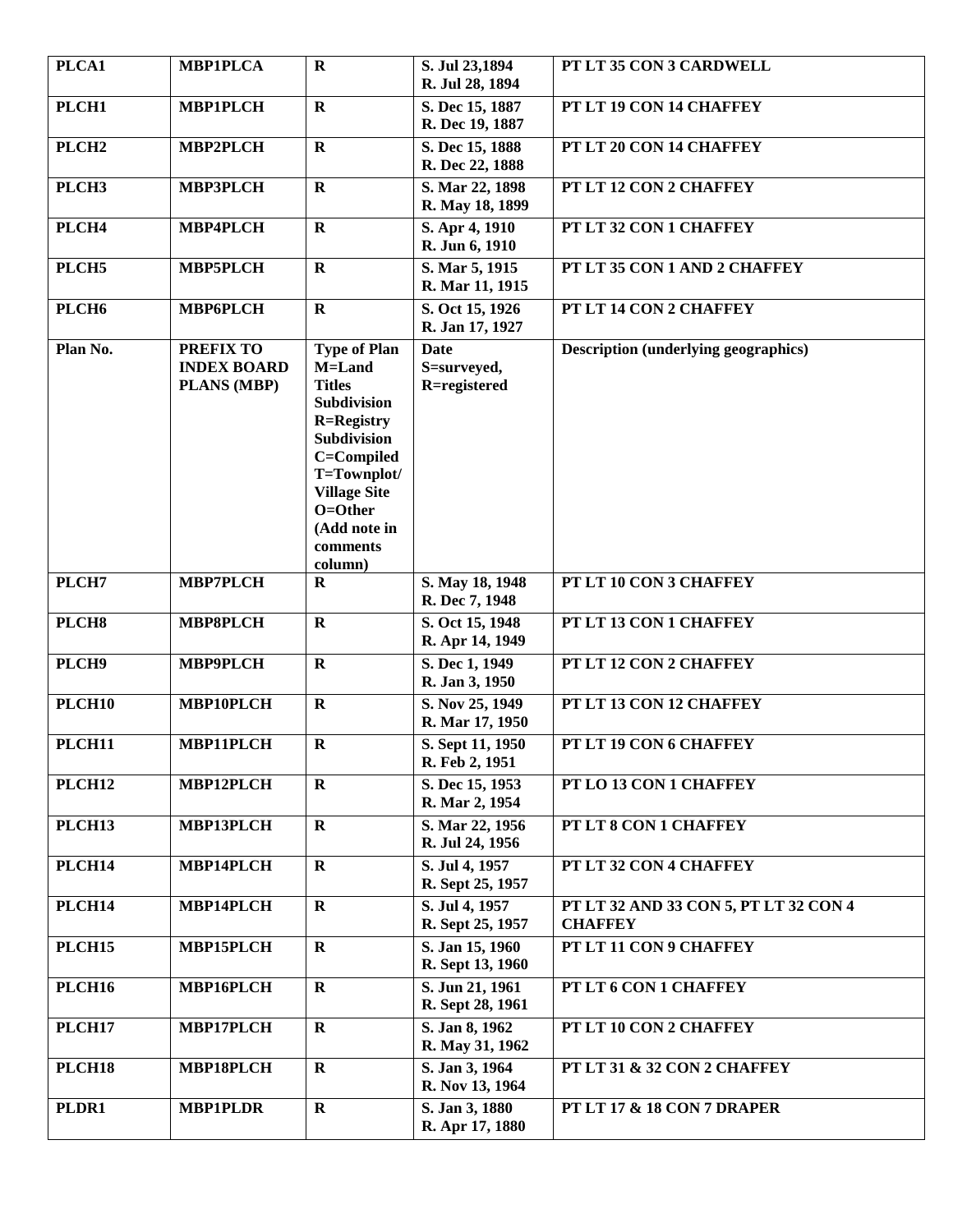| **PLCA1** | **MBP1PLCA** | **R** | **S. Jul 23,1894 R. Jul 28, 1894** | **PT LT 35 CON 3 CARDWELL** |
|---|---|---|---|---|
| **PLCH1** | **MBP1PLCH** | **R** | **S. Dec 15, 1887 R. Dec 19, 1887** | **PT LT 19 CON 14 CHAFFEY** |
| **PLCH2** | **MBP2PLCH** | **R** | **S. Dec 15, 1888 R. Dec 22, 1888** | **PT LT 20 CON 14 CHAFFEY** |
| **PLCH3** | **MBP3PLCH** | **R** | **S. Mar 22, 1898 R. May 18, 1899** | **PT LT 12 CON 2 CHAFFEY** |
| **PLCH4** | **MBP4PLCH** | **R** | **S. Apr 4, 1910 R. Jun 6, 1910** | **PT LT 32 CON 1 CHAFFEY** |
| **PLCH5** | **MBP5PLCH** | **R** | **S. Mar 5, 1915 R. Mar 11, 1915** | **PT LT 35 CON 1 AND 2 CHAFFEY** |
| **PLCH6** | **MBP6PLCH** | **R** | **S. Oct 15, 1926 R. Jan 17, 1927** | **PT LT 14 CON 2 CHAFFEY** |
| **Plan No.** | **PREFIX TO INDEX BOARD PLANS (MBP)** | **Type of Plan M=Land Titles Subdivision R=Registry Subdivision C=Compiled T=Townplot/ Village Site O=Other (Add note in comments column)** | **Date S=surveyed, R=registered** | **Description (underlying geographics)** |
| **PLCH7** | **MBP7PLCH** | **R** | **S. May 18, 1948 R. Dec 7, 1948** | **PT LT 10 CON 3 CHAFFEY** |
| **PLCH8** | **MBP8PLCH** | **R** | **S. Oct 15, 1948 R. Apr 14, 1949** | **PT LT 13 CON 1 CHAFFEY** |
| **PLCH9** | **MBP9PLCH** | **R** | **S. Dec 1, 1949 R. Jan 3, 1950** | **PT LT 12 CON 2 CHAFFEY** |
| **PLCH10** | **MBP10PLCH** | **R** | **S. Nov 25, 1949 R. Mar 17, 1950** | **PT LT 13 CON 12 CHAFFEY** |
| **PLCH11** | **MBP11PLCH** | **R** | **S. Sept 11, 1950 R. Feb 2, 1951** | **PT LT 19 CON 6 CHAFFEY** |
| **PLCH12** | **MBP12PLCH** | **R** | **S. Dec 15, 1953 R. Mar 2, 1954** | **PT LO 13 CON 1 CHAFFEY** |
| **PLCH13** | **MBP13PLCH** | **R** | **S. Mar 22, 1956 R. Jul 24, 1956** | **PT LT 8 CON 1 CHAFFEY** |
| **PLCH14** | **MBP14PLCH** | **R** | **S. Jul 4, 1957 R. Sept 25, 1957** | **PT LT 32 CON 4 CHAFFEY** |
| **PLCH14** | **MBP14PLCH** | **R** | **S. Jul 4, 1957 R. Sept 25, 1957** | **PT LT 32 AND 33 CON 5, PT LT 32 CON 4 CHAFFEY** |
| **PLCH15** | **MBP15PLCH** | **R** | **S. Jan 15, 1960 R. Sept 13, 1960** | **PT LT 11 CON 9 CHAFFEY** |
| **PLCH16** | **MBP16PLCH** | **R** | **S. Jun 21, 1961 R. Sept 28, 1961** | **PT LT 6 CON 1 CHAFFEY** |
| **PLCH17** | **MBP17PLCH** | **R** | **S. Jan 8, 1962 R. May 31, 1962** | **PT LT 10 CON 2 CHAFFEY** |
| **PLCH18** | **MBP18PLCH** | **R** | **S. Jan 3, 1964 R. Nov 13, 1964** | **PT LT 31 & 32 CON 2 CHAFFEY** |
| **PLDR1** | **MBP1PLDR** | **R** | **S. Jan 3, 1880 R. Apr 17, 1880** | **PT LT 17 & 18 CON 7 DRAPER** |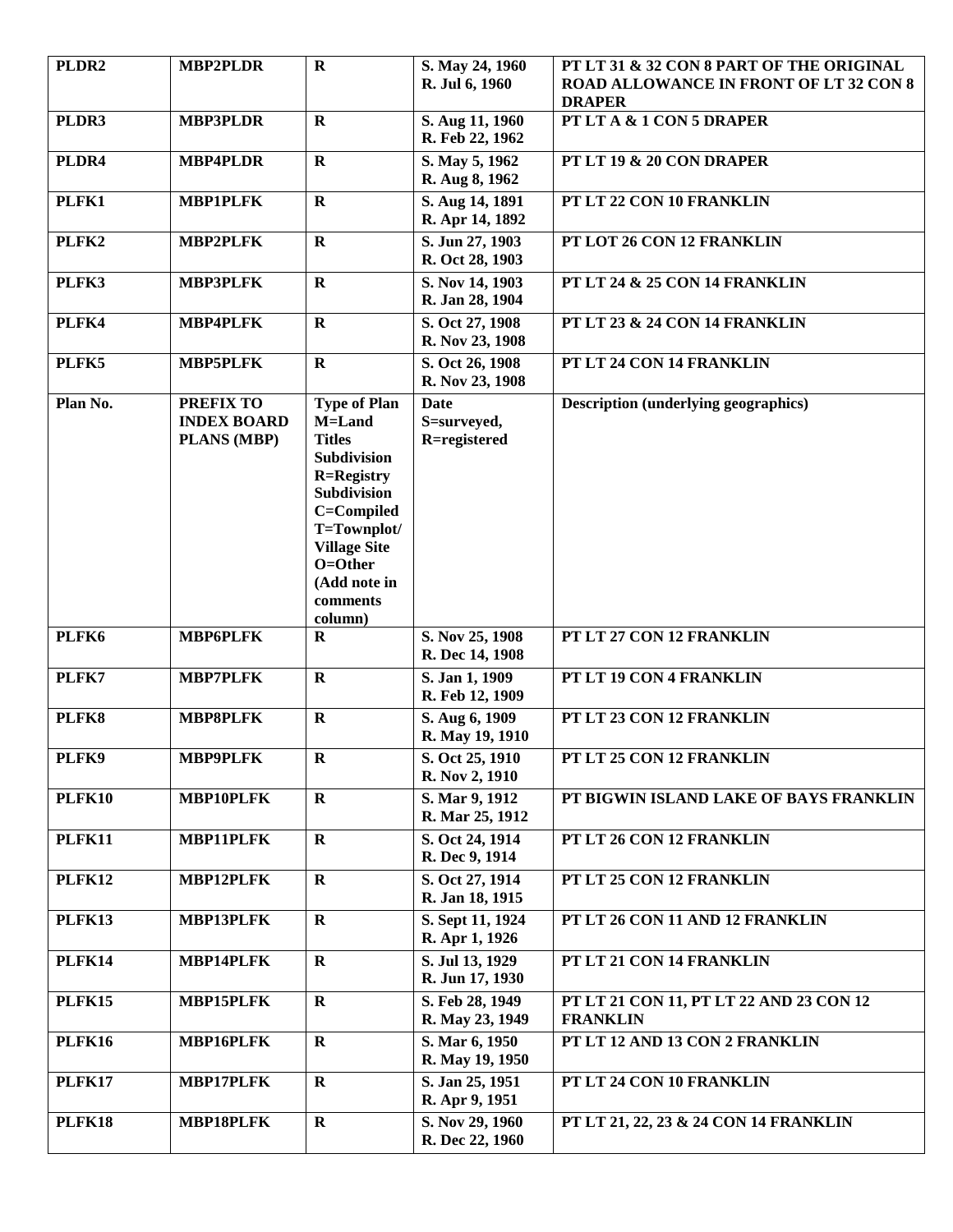| PLDR2 | MBP2PLDR | R | S. May 24, 1960<br>R. Jul 6, 1960 | PT LT 31 & 32 CON 8 PART OF THE ORIGINAL ROAD ALLOWANCE IN FRONT OF LT 32 CON 8 DRAPER |
|---|---|---|---|---|
| PLDR3 | MBP3PLDR | R | S. Aug 11, 1960<br>R. Feb 22, 1962 | PT LT A & 1 CON 5 DRAPER |
| PLDR4 | MBP4PLDR | R | S. May 5, 1962<br>R. Aug 8, 1962 | PT LT 19 & 20 CON DRAPER |
| PLFK1 | MBP1PLFK | R | S. Aug 14, 1891<br>R. Apr 14, 1892 | PT LT 22 CON 10 FRANKLIN |
| PLFK2 | MBP2PLFK | R | S. Jun 27, 1903<br>R. Oct 28, 1903 | PT LOT 26 CON 12 FRANKLIN |
| PLFK3 | MBP3PLFK | R | S. Nov 14, 1903<br>R. Jan 28, 1904 | PT LT 24 & 25 CON 14 FRANKLIN |
| PLFK4 | MBP4PLFK | R | S. Oct 27, 1908<br>R. Nov 23, 1908 | PT LT 23 & 24 CON 14 FRANKLIN |
| PLFK5 | MBP5PLFK | R | S. Oct 26, 1908<br>R. Nov 23, 1908 | PT LT 24 CON 14 FRANKLIN |
| Plan No. | PREFIX TO INDEX BOARD PLANS (MBP) | Type of Plan M=Land Titles Subdivision R=Registry Subdivision C=Compiled T=Townplot/ Village Site O=Other (Add note in comments column) | Date S=surveyed, R=registered | Description (underlying geographics) |
| PLFK6 | MBP6PLFK | R | S. Nov 25, 1908<br>R. Dec 14, 1908 | PT LT 27 CON 12 FRANKLIN |
| PLFK7 | MBP7PLFK | R | S. Jan 1, 1909<br>R. Feb 12, 1909 | PT LT 19 CON 4 FRANKLIN |
| PLFK8 | MBP8PLFK | R | S. Aug 6, 1909<br>R. May 19, 1910 | PT LT 23 CON 12 FRANKLIN |
| PLFK9 | MBP9PLFK | R | S. Oct 25, 1910<br>R. Nov 2, 1910 | PT LT 25 CON 12 FRANKLIN |
| PLFK10 | MBP10PLFK | R | S. Mar 9, 1912<br>R. Mar 25, 1912 | PT BIGWIN ISLAND LAKE OF BAYS FRANKLIN |
| PLFK11 | MBP11PLFK | R | S. Oct 24, 1914<br>R. Dec 9, 1914 | PT LT 26 CON 12 FRANKLIN |
| PLFK12 | MBP12PLFK | R | S. Oct 27, 1914<br>R. Jan 18, 1915 | PT LT 25 CON 12 FRANKLIN |
| PLFK13 | MBP13PLFK | R | S. Sept 11, 1924<br>R. Apr 1, 1926 | PT LT 26 CON 11 AND 12 FRANKLIN |
| PLFK14 | MBP14PLFK | R | S. Jul 13, 1929<br>R. Jun 17, 1930 | PT LT 21 CON 14 FRANKLIN |
| PLFK15 | MBP15PLFK | R | S. Feb 28, 1949<br>R. May 23, 1949 | PT LT 21 CON 11, PT LT 22 AND 23 CON 12 FRANKLIN |
| PLFK16 | MBP16PLFK | R | S. Mar 6, 1950<br>R. May 19, 1950 | PT LT 12 AND 13 CON 2 FRANKLIN |
| PLFK17 | MBP17PLFK | R | S. Jan 25, 1951<br>R. Apr 9, 1951 | PT LT 24 CON 10 FRANKLIN |
| PLFK18 | MBP18PLFK | R | S. Nov 29, 1960<br>R. Dec 22, 1960 | PT LT 21, 22, 23 & 24 CON 14 FRANKLIN |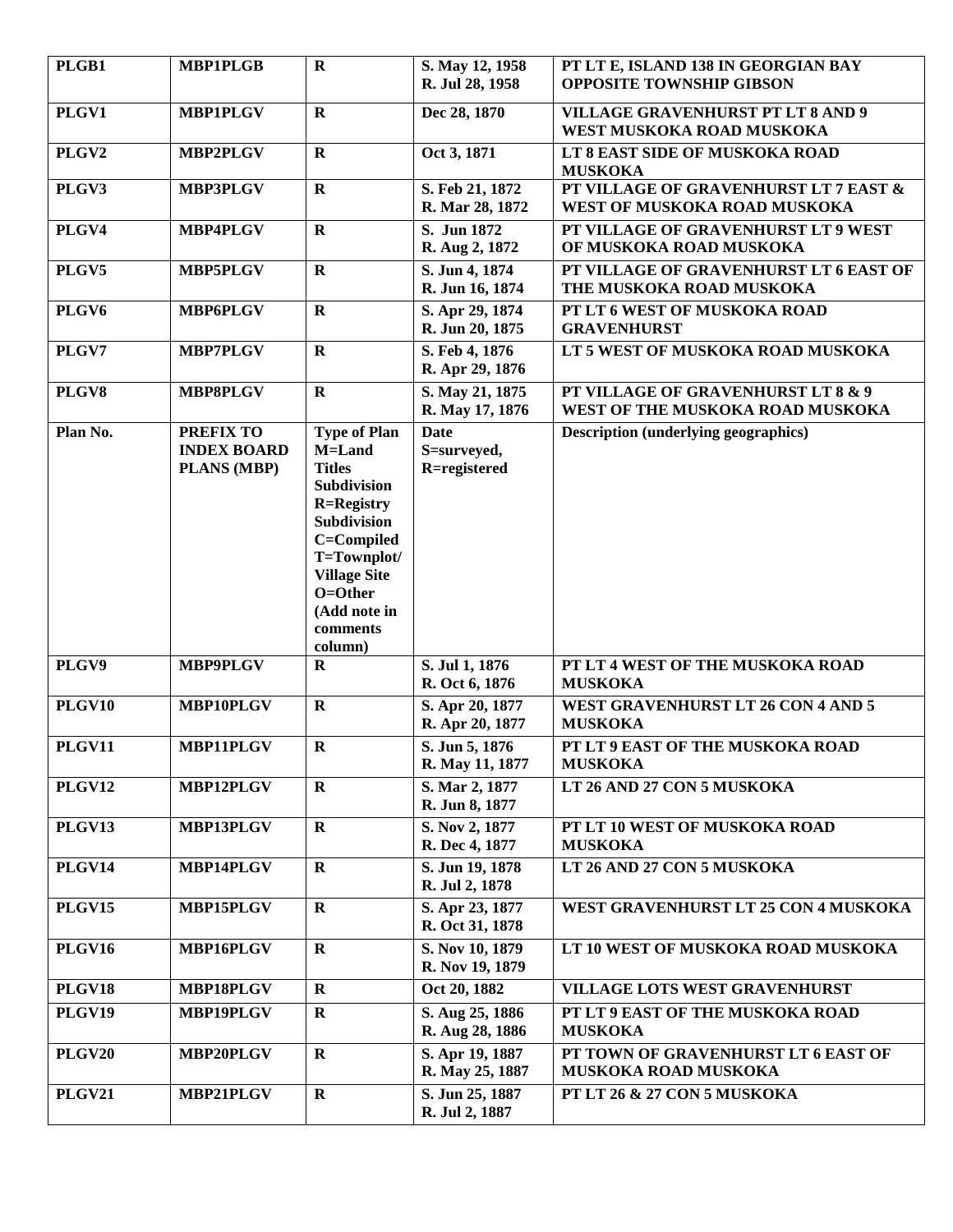| PLGB1 | MBP1PLGB | R | S. May 12, 1958<br>R. Jul 28, 1958 | PT LT E, ISLAND 138 IN GEORGIAN BAY OPPOSITE TOWNSHIP GIBSON |
|---|---|---|---|---|
| PLGV1 | MBP1PLGV | R | Dec 28, 1870 | VILLAGE GRAVENHURST PT LT 8 AND 9 WEST MUSKOKA ROAD MUSKOKA |
| PLGV2 | MBP2PLGV | R | Oct 3, 1871 | LT 8 EAST SIDE OF MUSKOKA ROAD MUSKOKA |
| PLGV3 | MBP3PLGV | R | S. Feb 21, 1872<br>R. Mar 28, 1872 | PT VILLAGE OF GRAVENHURST LT 7 EAST & WEST OF MUSKOKA ROAD MUSKOKA |
| PLGV4 | MBP4PLGV | R | S. Jun 1872<br>R. Aug 2, 1872 | PT VILLAGE OF GRAVENHURST LT 9 WEST OF MUSKOKA ROAD MUSKOKA |
| PLGV5 | MBP5PLGV | R | S. Jun 4, 1874<br>R. Jun 16, 1874 | PT VILLAGE OF GRAVENHURST LT 6 EAST OF THE MUSKOKA ROAD MUSKOKA |
| PLGV6 | MBP6PLGV | R | S. Apr 29, 1874<br>R. Jun 20, 1875 | PT LT 6 WEST OF MUSKOKA ROAD GRAVENHURST |
| PLGV7 | MBP7PLGV | R | S. Feb 4, 1876<br>R. Apr 29, 1876 | LT 5 WEST OF MUSKOKA ROAD MUSKOKA |
| PLGV8 | MBP8PLGV | R | S. May 21, 1875<br>R. May 17, 1876 | PT VILLAGE OF GRAVENHURST LT 8 & 9 WEST OF THE MUSKOKA ROAD MUSKOKA |
| Plan No. | PREFIX TO INDEX BOARD PLANS (MBP) | Type of Plan M=Land Titles Subdivision R=Registry Subdivision C=Compiled T=Townplot/ Village Site O=Other (Add note in comments column) | Date S=surveyed, R=registered | Description (underlying geographics) |
| PLGV9 | MBP9PLGV | R | S. Jul 1, 1876<br>R. Oct 6, 1876 | PT LT 4 WEST OF THE MUSKOKA ROAD MUSKOKA |
| PLGV10 | MBP10PLGV | R | S. Apr 20, 1877<br>R. Apr 20, 1877 | WEST GRAVENHURST LT 26 CON 4 AND 5 MUSKOKA |
| PLGV11 | MBP11PLGV | R | S. Jun 5, 1876<br>R. May 11, 1877 | PT LT 9 EAST OF THE MUSKOKA ROAD MUSKOKA |
| PLGV12 | MBP12PLGV | R | S. Mar 2, 1877<br>R. Jun 8, 1877 | LT 26 AND 27 CON 5 MUSKOKA |
| PLGV13 | MBP13PLGV | R | S. Nov 2, 1877<br>R. Dec 4, 1877 | PT LT 10 WEST OF MUSKOKA ROAD MUSKOKA |
| PLGV14 | MBP14PLGV | R | S. Jun 19, 1878<br>R. Jul 2, 1878 | LT 26 AND 27 CON 5 MUSKOKA |
| PLGV15 | MBP15PLGV | R | S. Apr 23, 1877<br>R. Oct 31, 1878 | WEST GRAVENHURST LT 25 CON 4 MUSKOKA |
| PLGV16 | MBP16PLGV | R | S. Nov 10, 1879<br>R. Nov 19, 1879 | LT 10 WEST OF MUSKOKA ROAD MUSKOKA |
| PLGV18 | MBP18PLGV | R | Oct 20, 1882 | VILLAGE LOTS WEST GRAVENHURST |
| PLGV19 | MBP19PLGV | R | S. Aug 25, 1886<br>R. Aug 28, 1886 | PT LT 9 EAST OF THE MUSKOKA ROAD MUSKOKA |
| PLGV20 | MBP20PLGV | R | S. Apr 19, 1887<br>R. May 25, 1887 | PT TOWN OF GRAVENHURST LT 6 EAST OF MUSKOKA ROAD MUSKOKA |
| PLGV21 | MBP21PLGV | R | S. Jun 25, 1887<br>R. Jul 2, 1887 | PT LT 26 & 27 CON 5 MUSKOKA |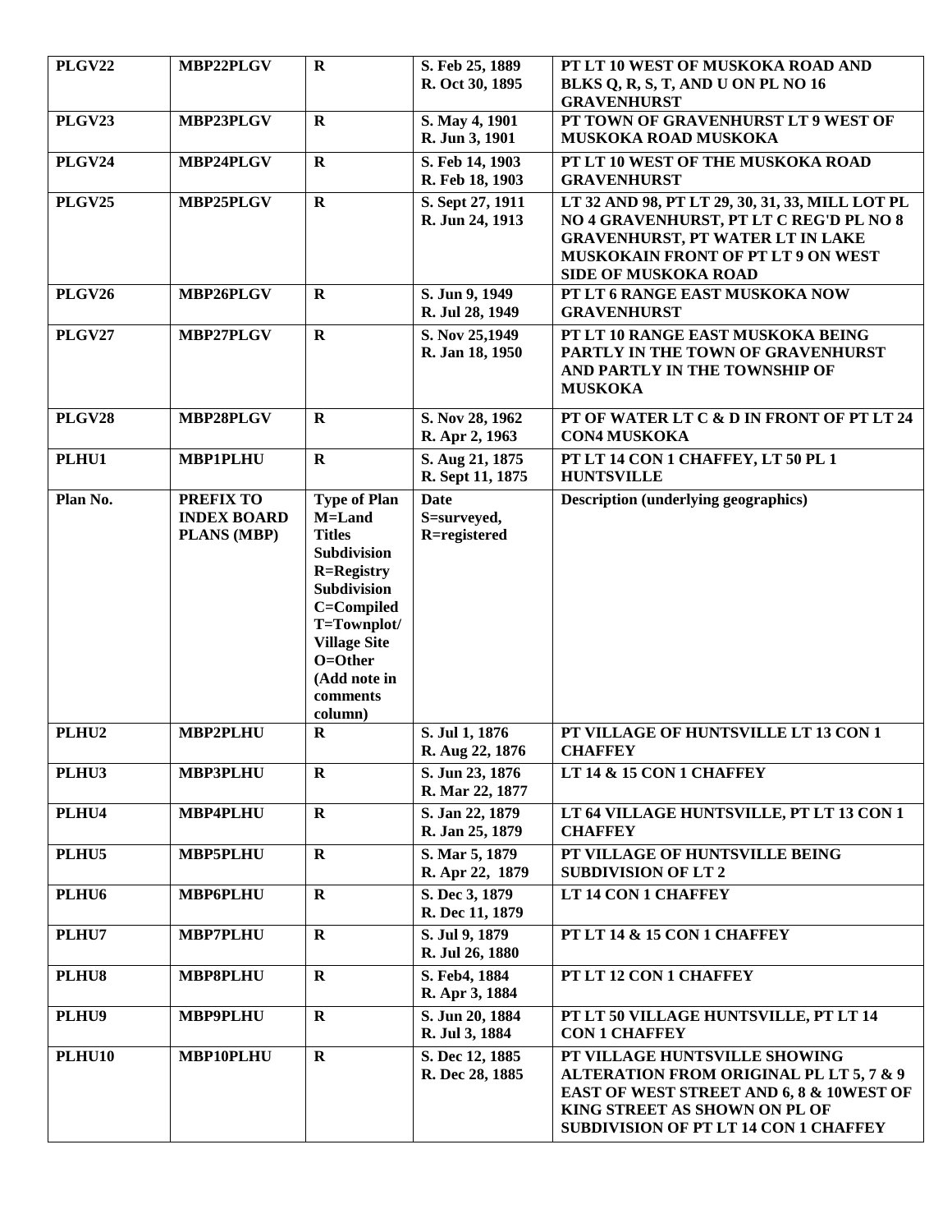| PLGV22 | MBP22PLGV | R | S. Feb 25, 1889<br>R. Oct 30, 1895 | PT LT 10 WEST OF MUSKOKA ROAD AND BLKS Q, R, S, T, AND U ON PL NO 16 GRAVENHURST |
|---|---|---|---|---|
| PLGV23 | MBP23PLGV | R | S. May 4, 1901<br>R. Jun 3, 1901 | PT TOWN OF GRAVENHURST LT 9 WEST OF MUSKOKA ROAD MUSKOKA |
| PLGV24 | MBP24PLGV | R | S. Feb 14, 1903<br>R. Feb 18, 1903 | PT LT 10 WEST OF THE MUSKOKA ROAD GRAVENHURST |
| PLGV25 | MBP25PLGV | R | S. Sept 27, 1911<br>R. Jun 24, 1913 | LT 32 AND 98, PT LT 29, 30, 31, 33, MILL LOT PL NO 4 GRAVENHURST, PT LT C REG'D PL NO 8 GRAVENHURST, PT WATER LT IN LAKE MUSKOKAIN FRONT OF PT LT 9 ON WEST SIDE OF MUSKOKA ROAD |
| PLGV26 | MBP26PLGV | R | S. Jun 9, 1949<br>R. Jul 28, 1949 | PT LT 6 RANGE EAST MUSKOKA NOW GRAVENHURST |
| PLGV27 | MBP27PLGV | R | S. Nov 25,1949<br>R. Jan 18, 1950 | PT LT 10 RANGE EAST MUSKOKA BEING PARTLY IN THE TOWN OF GRAVENHURST AND PARTLY IN THE TOWNSHIP OF MUSKOKA |
| PLGV28 | MBP28PLGV | R | S. Nov 28, 1962<br>R. Apr 2, 1963 | PT OF WATER LT C & D IN FRONT OF PT LT 24 CON4 MUSKOKA |
| PLHU1 | MBP1PLHU | R | S. Aug 21, 1875<br>R. Sept 11, 1875 | PT LT 14 CON 1 CHAFFEY, LT 50 PL 1 HUNTSVILLE |
| Plan No. | PREFIX TO INDEX BOARD PLANS (MBP) | Type of Plan M=Land Titles Subdivision R=Registry Subdivision C=Compiled T=Townplot/ Village Site O=Other (Add note in comments column) | Date S=surveyed, R=registered | Description (underlying geographics) |
| PLHU2 | MBP2PLHU | R | S. Jul 1, 1876<br>R. Aug 22, 1876 | PT VILLAGE OF HUNTSVILLE LT 13 CON 1 CHAFFEY |
| PLHU3 | MBP3PLHU | R | S. Jun 23, 1876<br>R. Mar 22, 1877 | LT 14 & 15 CON 1 CHAFFEY |
| PLHU4 | MBP4PLHU | R | S. Jan 22, 1879<br>R. Jan 25, 1879 | LT 64 VILLAGE HUNTSVILLE, PT LT 13 CON 1 CHAFFEY |
| PLHU5 | MBP5PLHU | R | S. Mar 5, 1879<br>R. Apr 22, 1879 | PT VILLAGE OF HUNTSVILLE BEING SUBDIVISION OF LT 2 |
| PLHU6 | MBP6PLHU | R | S. Dec 3, 1879<br>R. Dec 11, 1879 | LT 14 CON 1 CHAFFEY |
| PLHU7 | MBP7PLHU | R | S. Jul 9, 1879<br>R. Jul 26, 1880 | PT LT 14 & 15 CON 1 CHAFFEY |
| PLHU8 | MBP8PLHU | R | S. Feb4, 1884<br>R. Apr 3, 1884 | PT LT 12 CON 1 CHAFFEY |
| PLHU9 | MBP9PLHU | R | S. Jun 20, 1884<br>R. Jul 3, 1884 | PT LT 50 VILLAGE HUNTSVILLE, PT LT 14 CON 1 CHAFFEY |
| PLHU10 | MBP10PLHU | R | S. Dec 12, 1885<br>R. Dec 28, 1885 | PT VILLAGE HUNTSVILLE SHOWING ALTERATION FROM ORIGINAL PL LT 5, 7 & 9 EAST OF WEST STREET AND 6, 8 & 10WEST OF KING STREET AS SHOWN ON PL OF SUBDIVISION OF PT LT 14 CON 1 CHAFFEY |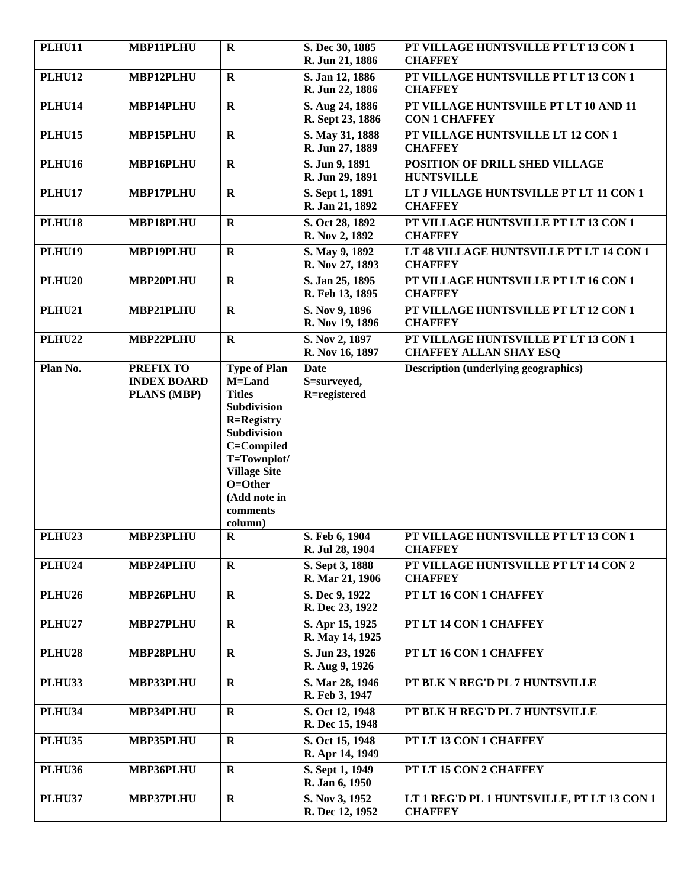| PLHU11 | MBP11PLHU | R | S. Dec 30, 1885<br>R. Jun 21, 1886 | PT VILLAGE HUNTSVILLE PT LT 13 CON 1 CHAFFEY |
|---|---|---|---|---|
| PLHU12 | MBP12PLHU | R | S. Jan 12, 1886<br>R. Jun 22, 1886 | PT VILLAGE HUNTSVILLE PT LT 13 CON 1 CHAFFEY |
| PLHU14 | MBP14PLHU | R | S. Aug 24, 1886<br>R. Sept 23, 1886 | PT VILLAGE HUNTSVIILE PT LT 10 AND 11 CON 1 CHAFFEY |
| PLHU15 | MBP15PLHU | R | S. May 31, 1888<br>R. Jun 27, 1889 | PT VILLAGE HUNTSVILLE LT 12 CON 1 CHAFFEY |
| PLHU16 | MBP16PLHU | R | S. Jun 9, 1891<br>R. Jun 29, 1891 | POSITION OF DRILL SHED VILLAGE HUNTSVILLE |
| PLHU17 | MBP17PLHU | R | S. Sept 1, 1891<br>R. Jan 21, 1892 | LT J VILLAGE HUNTSVILLE PT LT 11 CON 1 CHAFFEY |
| PLHU18 | MBP18PLHU | R | S. Oct 28, 1892<br>R. Nov 2, 1892 | PT VILLAGE HUNTSVILLE PT LT 13 CON 1 CHAFFEY |
| PLHU19 | MBP19PLHU | R | S. May 9, 1892<br>R. Nov 27, 1893 | LT 48 VILLAGE HUNTSVILLE PT LT 14 CON 1 CHAFFEY |
| PLHU20 | MBP20PLHU | R | S. Jan 25, 1895<br>R. Feb 13, 1895 | PT VILLAGE HUNTSVILLE PT LT 16 CON 1 CHAFFEY |
| PLHU21 | MBP21PLHU | R | S. Nov 9, 1896<br>R. Nov 19, 1896 | PT VILLAGE HUNTSVILLE PT LT 12 CON 1 CHAFFEY |
| PLHU22 | MBP22PLHU | R | S. Nov 2, 1897<br>R. Nov 16, 1897 | PT VILLAGE HUNTSVILLE PT LT 13 CON 1 CHAFFEY ALLAN SHAY ESQ |
| **Plan No.** | **PREFIX TO INDEX BOARD PLANS (MBP)** | **Type of Plan M=Land Titles Subdivision R=Registry Subdivision C=Compiled T=Townplot/ Village Site O=Other (Add note in comments column)** | **Date S=surveyed, R=registered** | **Description (underlying geographics)** |
| PLHU23 | MBP23PLHU | R | S. Feb 6, 1904<br>R. Jul 28, 1904 | PT VILLAGE HUNTSVILLE PT LT 13 CON 1 CHAFFEY |
| PLHU24 | MBP24PLHU | R | S. Sept 3, 1888<br>R. Mar 21, 1906 | PT VILLAGE HUNTSVILLE PT LT 14 CON 2 CHAFFEY |
| PLHU26 | MBP26PLHU | R | S. Dec 9, 1922<br>R. Dec 23, 1922 | PT LT 16 CON 1 CHAFFEY |
| PLHU27 | MBP27PLHU | R | S. Apr 15, 1925<br>R. May 14, 1925 | PT LT 14 CON 1 CHAFFEY |
| PLHU28 | MBP28PLHU | R | S. Jun 23, 1926<br>R. Aug 9, 1926 | PT LT 16 CON 1 CHAFFEY |
| PLHU33 | MBP33PLHU | R | S. Mar 28, 1946<br>R. Feb 3, 1947 | PT BLK N REG'D PL 7 HUNTSVILLE |
| PLHU34 | MBP34PLHU | R | S. Oct 12, 1948<br>R. Dec 15, 1948 | PT BLK H REG'D PL 7 HUNTSVILLE |
| PLHU35 | MBP35PLHU | R | S. Oct 15, 1948<br>R. Apr 14, 1949 | PT LT 13 CON 1 CHAFFEY |
| PLHU36 | MBP36PLHU | R | S. Sept 1, 1949<br>R. Jan 6, 1950 | PT LT 15 CON 2 CHAFFEY |
| PLHU37 | MBP37PLHU | R | S. Nov 3, 1952<br>R. Dec 12, 1952 | LT 1 REG'D PL 1 HUNTSVILLE, PT LT 13 CON 1 CHAFFEY |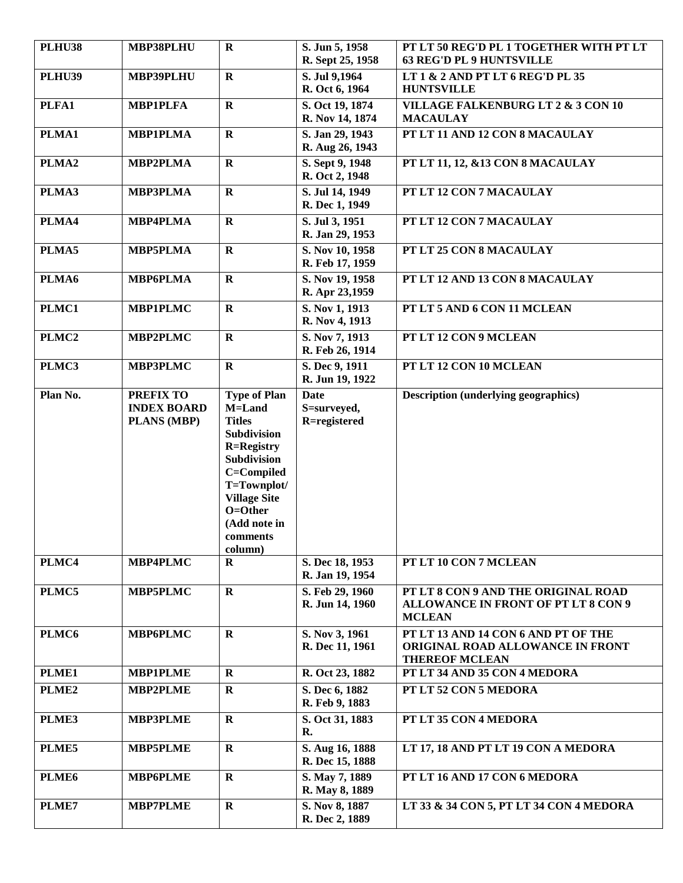| PLHU38 | MBP38PLHU | R | S. Jun 5, 1958<br>R. Sept 25, 1958 | PT LT 50 REG'D PL 1 TOGETHER WITH PT LT 63 REG'D PL 9 HUNTSVILLE |
|---|---|---|---|---|
| PLHU39 | MBP39PLHU | R | S. Jul 9,1964<br>R. Oct 6, 1964 | LT 1 & 2 AND PT LT 6 REG'D PL 35 HUNTSVILLE |
| PLFA1 | MBP1PLFA | R | S. Oct 19, 1874<br>R. Nov 14, 1874 | VILLAGE FALKENBURG LT 2 & 3 CON 10 MACAULAY |
| PLMA1 | MBP1PLMA | R | S. Jan 29, 1943<br>R. Aug 26, 1943 | PT LT 11 AND 12 CON 8 MACAULAY |
| PLMA2 | MBP2PLMA | R | S. Sept 9, 1948<br>R. Oct 2, 1948 | PT LT 11, 12, &13 CON 8 MACAULAY |
| PLMA3 | MBP3PLMA | R | S. Jul 14, 1949<br>R. Dec 1, 1949 | PT LT 12 CON 7 MACAULAY |
| PLMA4 | MBP4PLMA | R | S. Jul 3, 1951<br>R. Jan 29, 1953 | PT LT 12 CON 7 MACAULAY |
| PLMA5 | MBP5PLMA | R | S. Nov 10, 1958<br>R. Feb 17, 1959 | PT LT 25 CON 8 MACAULAY |
| PLMA6 | MBP6PLMA | R | S. Nov 19, 1958<br>R. Apr 23,1959 | PT LT 12 AND 13 CON 8 MACAULAY |
| PLMC1 | MBP1PLMC | R | S. Nov 1, 1913<br>R. Nov 4, 1913 | PT LT 5 AND 6 CON 11 MCLEAN |
| PLMC2 | MBP2PLMC | R | S. Nov 7, 1913<br>R. Feb 26, 1914 | PT LT 12 CON 9 MCLEAN |
| PLMC3 | MBP3PLMC | R | S. Dec 9, 1911<br>R. Jun 19, 1922 | PT LT 12 CON 10 MCLEAN |
| Plan No. | PREFIX TO INDEX BOARD PLANS (MBP) | Type of Plan M=Land Titles Subdivision R=Registry Subdivision C=Compiled T=Townplot/ Village Site O=Other (Add note in comments column) | Date S=surveyed, R=registered | Description (underlying geographics) |
| PLMC4 | MBP4PLMC | R | S. Dec 18, 1953<br>R. Jan 19, 1954 | PT LT 10 CON 7 MCLEAN |
| PLMC5 | MBP5PLMC | R | S. Feb 29, 1960<br>R. Jun 14, 1960 | PT LT 8 CON 9 AND THE ORIGINAL ROAD ALLOWANCE IN FRONT OF PT LT 8 CON 9 MCLEAN |
| PLMC6 | MBP6PLMC | R | S. Nov 3, 1961<br>R. Dec 11, 1961 | PT LT 13 AND 14 CON 6 AND PT OF THE ORIGINAL ROAD ALLOWANCE IN FRONT THEREOF MCLEAN |
| PLME1 | MBP1PLME | R | R. Oct 23, 1882 | PT LT 34 AND 35 CON 4 MEDORA |
| PLME2 | MBP2PLME | R | S. Dec 6, 1882<br>R. Feb 9, 1883 | PT LT 52 CON 5 MEDORA |
| PLME3 | MBP3PLME | R | S. Oct 31, 1883<br>R. | PT LT 35 CON 4 MEDORA |
| PLME5 | MBP5PLME | R | S. Aug 16, 1888<br>R. Dec 15, 1888 | LT 17, 18 AND PT LT 19 CON A MEDORA |
| PLME6 | MBP6PLME | R | S. May 7, 1889<br>R. May 8, 1889 | PT LT 16 AND 17 CON 6 MEDORA |
| PLME7 | MBP7PLME | R | S. Nov 8, 1887<br>R. Dec 2, 1889 | LT 33 & 34 CON 5, PT LT 34 CON 4 MEDORA |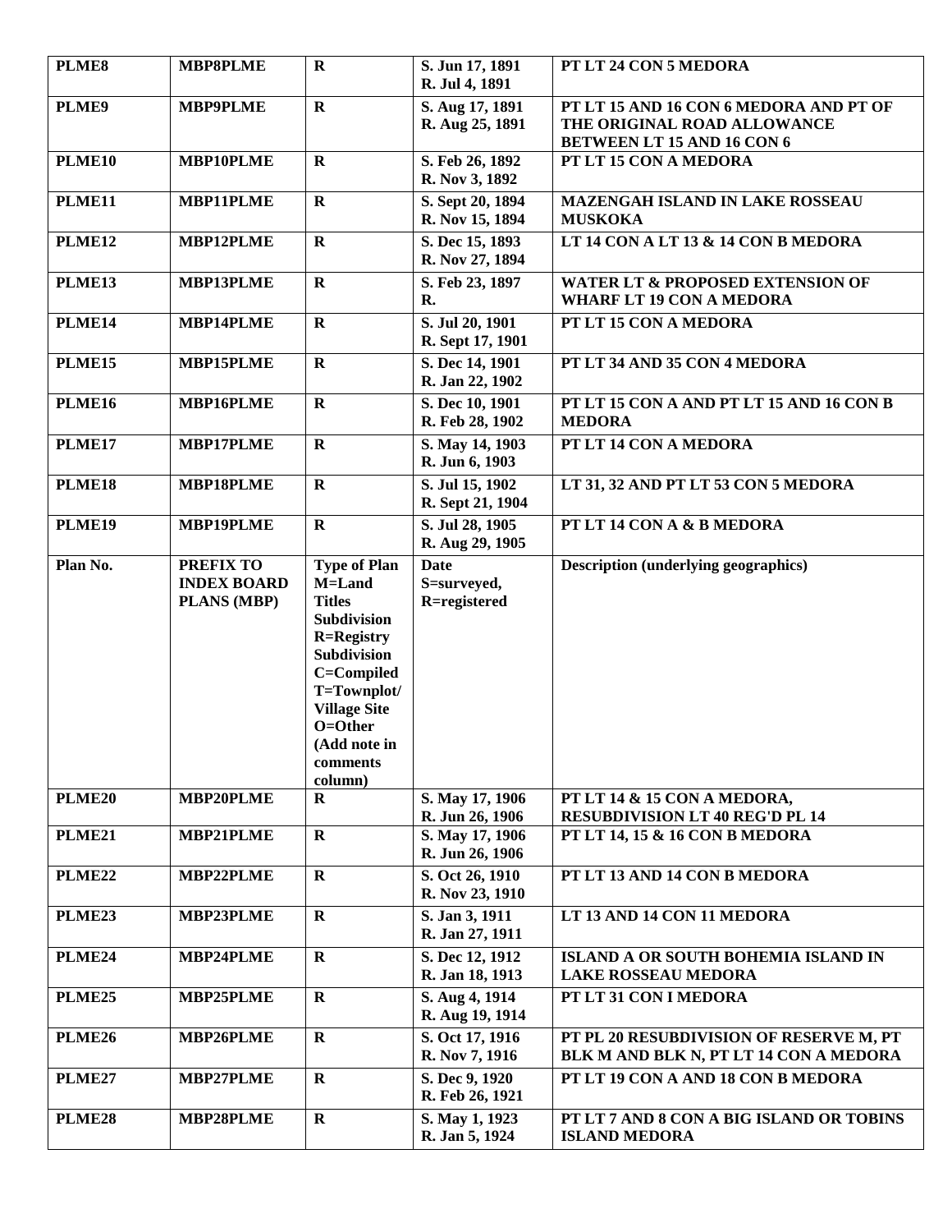| PLME8 | MBP8PLME | R | S. Jun 17, 1891<br>R. Jul 4, 1891 | PT LT 24 CON 5 MEDORA |
|---|---|---|---|---|
| PLME9 | MBP9PLME | R | S. Aug 17, 1891<br>R. Aug 25, 1891 | PT LT 15 AND 16 CON 6 MEDORA AND PT OF THE ORIGINAL ROAD ALLOWANCE BETWEEN LT 15 AND 16 CON 6 |
| PLME10 | MBP10PLME | R | S. Feb 26, 1892<br>R. Nov 3, 1892 | PT LT 15 CON A MEDORA |
| PLME11 | MBP11PLME | R | S. Sept 20, 1894<br>R. Nov 15, 1894 | MAZENGAH ISLAND IN LAKE ROSSEAU MUSKOKA |
| PLME12 | MBP12PLME | R | S. Dec 15, 1893<br>R. Nov 27, 1894 | LT 14 CON A LT 13 & 14 CON B MEDORA |
| PLME13 | MBP13PLME | R | S. Feb 23, 1897<br>R. | WATER LT & PROPOSED EXTENSION OF WHARF LT 19 CON A MEDORA |
| PLME14 | MBP14PLME | R | S. Jul 20, 1901<br>R. Sept 17, 1901 | PT LT 15 CON A MEDORA |
| PLME15 | MBP15PLME | R | S. Dec 14, 1901<br>R. Jan 22, 1902 | PT LT 34 AND 35 CON 4 MEDORA |
| PLME16 | MBP16PLME | R | S. Dec 10, 1901<br>R. Feb 28, 1902 | PT LT 15 CON A AND PT LT 15 AND 16 CON B MEDORA |
| PLME17 | MBP17PLME | R | S. May 14, 1903<br>R. Jun 6, 1903 | PT LT 14 CON A MEDORA |
| PLME18 | MBP18PLME | R | S. Jul 15, 1902<br>R. Sept 21, 1904 | LT 31, 32 AND PT LT 53 CON 5 MEDORA |
| PLME19 | MBP19PLME | R | S. Jul 28, 1905<br>R. Aug 29, 1905 | PT LT 14 CON A & B MEDORA |
| **Plan No.** | **PREFIX TO INDEX BOARD PLANS (MBP)** | **Type of Plan**<br>M=Land Titles Subdivision<br>R=Registry Subdivision<br>C=Compiled<br>T=Townplot/ Village Site<br>O=Other (Add note in comments column) | **Date**<br>S=surveyed,<br>R=registered | **Description (underlying geographics)** |
| PLME20 | MBP20PLME | R | S. May 17, 1906<br>R. Jun 26, 1906 | PT LT 14 & 15 CON A MEDORA, RESUBDIVISION LT 40 REG'D PL 14 |
| PLME21 | MBP21PLME | R | S. May 17, 1906<br>R. Jun 26, 1906 | PT LT 14, 15 & 16 CON B MEDORA |
| PLME22 | MBP22PLME | R | S. Oct 26, 1910<br>R. Nov 23, 1910 | PT LT 13 AND 14 CON B MEDORA |
| PLME23 | MBP23PLME | R | S. Jan 3, 1911<br>R. Jan 27, 1911 | LT 13 AND 14 CON 11 MEDORA |
| PLME24 | MBP24PLME | R | S. Dec 12, 1912<br>R. Jan 18, 1913 | ISLAND A OR SOUTH BOHEMIA ISLAND IN LAKE ROSSEAU MEDORA |
| PLME25 | MBP25PLME | R | S. Aug 4, 1914<br>R. Aug 19, 1914 | PT LT 31 CON I MEDORA |
| PLME26 | MBP26PLME | R | S. Oct 17, 1916<br>R. Nov 7, 1916 | PT PL 20 RESUBDIVISION OF RESERVE M, PT BLK M AND BLK N, PT LT 14 CON A MEDORA |
| PLME27 | MBP27PLME | R | S. Dec 9, 1920<br>R. Feb 26, 1921 | PT LT 19 CON A AND 18 CON B MEDORA |
| PLME28 | MBP28PLME | R | S. May 1, 1923<br>R. Jan 5, 1924 | PT LT 7 AND 8 CON A BIG ISLAND OR TOBINS ISLAND MEDORA |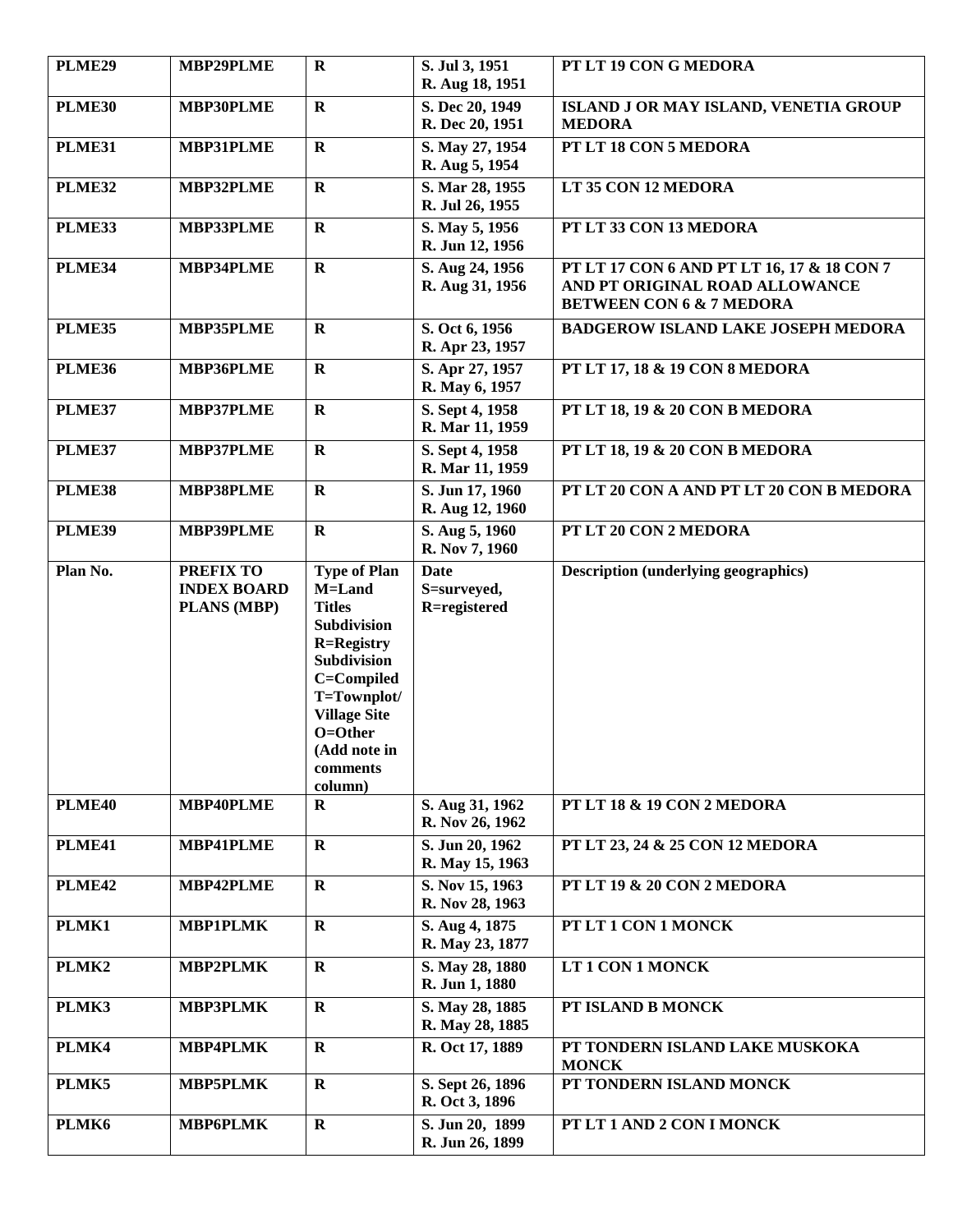| PLME29 | MBP29PLME | R | S. Jul 3, 1951<br>R. Aug 18, 1951 | PT LT 19 CON G MEDORA |
|---|---|---|---|---|
| PLME30 | MBP30PLME | R | S. Dec 20, 1949<br>R. Dec 20, 1951 | ISLAND J OR MAY ISLAND, VENETIA GROUP MEDORA |
| PLME31 | MBP31PLME | R | S. May 27, 1954<br>R. Aug 5, 1954 | PT LT 18 CON 5 MEDORA |
| PLME32 | MBP32PLME | R | S. Mar 28, 1955<br>R. Jul 26, 1955 | LT 35 CON 12 MEDORA |
| PLME33 | MBP33PLME | R | S. May 5, 1956<br>R. Jun 12, 1956 | PT LT 33 CON 13 MEDORA |
| PLME34 | MBP34PLME | R | S. Aug 24, 1956<br>R. Aug 31, 1956 | PT LT 17 CON 6 AND PT LT 16, 17 & 18 CON 7 AND PT ORIGINAL ROAD ALLOWANCE BETWEEN CON 6 & 7 MEDORA |
| PLME35 | MBP35PLME | R | S. Oct 6, 1956<br>R. Apr 23, 1957 | BADGEROW ISLAND LAKE JOSEPH MEDORA |
| PLME36 | MBP36PLME | R | S. Apr 27, 1957<br>R. May 6, 1957 | PT LT 17, 18 & 19 CON 8 MEDORA |
| PLME37 | MBP37PLME | R | S. Sept 4, 1958<br>R. Mar 11, 1959 | PT LT 18, 19 & 20 CON B MEDORA |
| PLME37 | MBP37PLME | R | S. Sept 4, 1958<br>R. Mar 11, 1959 | PT LT 18, 19 & 20 CON B MEDORA |
| PLME38 | MBP38PLME | R | S. Jun 17, 1960<br>R. Aug 12, 1960 | PT LT 20 CON A AND PT LT 20 CON B MEDORA |
| PLME39 | MBP39PLME | R | S. Aug 5, 1960<br>R. Nov 7, 1960 | PT LT 20 CON 2 MEDORA |
| **Plan No.** | **PREFIX TO INDEX BOARD PLANS (MBP)** | **Type of Plan M=Land Titles Subdivision R=Registry Subdivision C=Compiled T=Townplot/ Village Site O=Other (Add note in comments column)** | **Date S=surveyed, R=registered** | **Description (underlying geographics)** |
| PLME40 | MBP40PLME | R | S. Aug 31, 1962<br>R. Nov 26, 1962 | PT LT 18 & 19 CON 2 MEDORA |
| PLME41 | MBP41PLME | R | S. Jun 20, 1962<br>R. May 15, 1963 | PT LT 23, 24 & 25 CON 12 MEDORA |
| PLME42 | MBP42PLME | R | S. Nov 15, 1963<br>R. Nov 28, 1963 | PT LT 19 & 20 CON 2 MEDORA |
| PLMK1 | MBP1PLMK | R | S. Aug 4, 1875<br>R. May 23, 1877 | PT LT 1 CON 1 MONCK |
| PLMK2 | MBP2PLMK | R | S. May 28, 1880<br>R. Jun 1, 1880 | LT 1 CON 1 MONCK |
| PLMK3 | MBP3PLMK | R | S. May 28, 1885<br>R. May 28, 1885 | PT ISLAND B MONCK |
| PLMK4 | MBP4PLMK | R | R. Oct 17, 1889 | PT TONDERN ISLAND LAKE MUSKOKA MONCK |
| PLMK5 | MBP5PLMK | R | S. Sept 26, 1896<br>R. Oct 3, 1896 | PT TONDERN ISLAND MONCK |
| PLMK6 | MBP6PLMK | R | S. Jun 20, 1899<br>R. Jun 26, 1899 | PT LT 1 AND 2 CON I MONCK |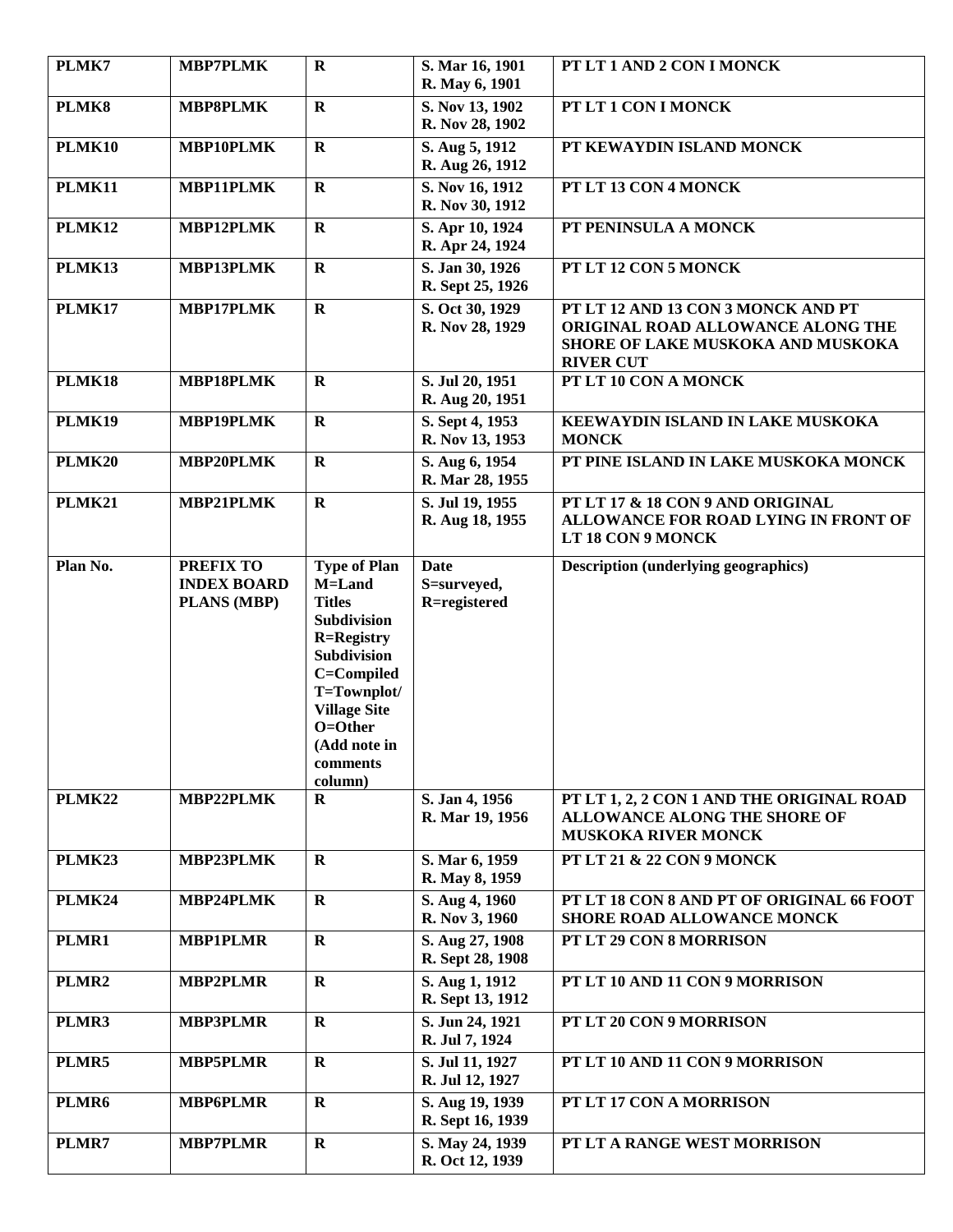| PLMK7 | MBP7PLMK | R | S. Mar 16, 1901<br>R. May 6, 1901 | PT LT 1 AND 2 CON I MONCK |
|---|---|---|---|---|
| PLMK8 | MBP8PLMK | R | S. Nov 13, 1902<br>R. Nov 28, 1902 | PT LT 1 CON I MONCK |
| PLMK10 | MBP10PLMK | R | S. Aug 5, 1912<br>R. Aug 26, 1912 | PT KEWAYDIN ISLAND MONCK |
| PLMK11 | MBP11PLMK | R | S. Nov 16, 1912<br>R. Nov 30, 1912 | PT LT 13 CON 4 MONCK |
| PLMK12 | MBP12PLMK | R | S. Apr 10, 1924<br>R. Apr 24, 1924 | PT PENINSULA A MONCK |
| PLMK13 | MBP13PLMK | R | S. Jan 30, 1926<br>R. Sept 25, 1926 | PT LT 12 CON 5 MONCK |
| PLMK17 | MBP17PLMK | R | S. Oct 30, 1929<br>R. Nov 28, 1929 | PT LT 12 AND 13 CON 3 MONCK AND PT ORIGINAL ROAD ALLOWANCE ALONG THE SHORE OF LAKE MUSKOKA AND MUSKOKA RIVER CUT |
| PLMK18 | MBP18PLMK | R | S. Jul 20, 1951<br>R. Aug 20, 1951 | PT LT 10 CON A MONCK |
| PLMK19 | MBP19PLMK | R | S. Sept 4, 1953<br>R. Nov 13, 1953 | KEEWAYDIN ISLAND IN LAKE MUSKOKA MONCK |
| PLMK20 | MBP20PLMK | R | S. Aug 6, 1954<br>R. Mar 28, 1955 | PT PINE ISLAND IN LAKE MUSKOKA MONCK |
| PLMK21 | MBP21PLMK | R | S. Jul 19, 1955<br>R. Aug 18, 1955 | PT LT 17 & 18 CON 9 AND ORIGINAL ALLOWANCE FOR ROAD LYING IN FRONT OF LT 18 CON 9 MONCK |
| Plan No. | PREFIX TO INDEX BOARD PLANS (MBP) | Type of Plan M=Land Titles Subdivision R=Registry Subdivision C=Compiled T=Townplot/ Village Site O=Other (Add note in comments column) | Date S=surveyed, R=registered | Description (underlying geographics) |
| PLMK22 | MBP22PLMK | R | S. Jan 4, 1956<br>R. Mar 19, 1956 | PT LT 1, 2, 2 CON 1 AND THE ORIGINAL ROAD ALLOWANCE ALONG THE SHORE OF MUSKOKA RIVER MONCK |
| PLMK23 | MBP23PLMK | R | S. Mar 6, 1959<br>R. May 8, 1959 | PT LT 21 & 22 CON 9 MONCK |
| PLMK24 | MBP24PLMK | R | S. Aug 4, 1960<br>R. Nov 3, 1960 | PT LT 18 CON 8 AND PT OF ORIGINAL 66 FOOT SHORE ROAD ALLOWANCE MONCK |
| PLMR1 | MBP1PLMR | R | S. Aug 27, 1908<br>R. Sept 28, 1908 | PT LT 29 CON 8 MORRISON |
| PLMR2 | MBP2PLMR | R | S. Aug 1, 1912<br>R. Sept 13, 1912 | PT LT 10 AND 11 CON 9 MORRISON |
| PLMR3 | MBP3PLMR | R | S. Jun 24, 1921<br>R. Jul 7, 1924 | PT LT 20 CON 9 MORRISON |
| PLMR5 | MBP5PLMR | R | S. Jul 11, 1927<br>R. Jul 12, 1927 | PT LT 10 AND 11 CON 9 MORRISON |
| PLMR6 | MBP6PLMR | R | S. Aug 19, 1939<br>R. Sept 16, 1939 | PT LT 17 CON A MORRISON |
| PLMR7 | MBP7PLMR | R | S. May 24, 1939<br>R. Oct 12, 1939 | PT LT A RANGE WEST MORRISON |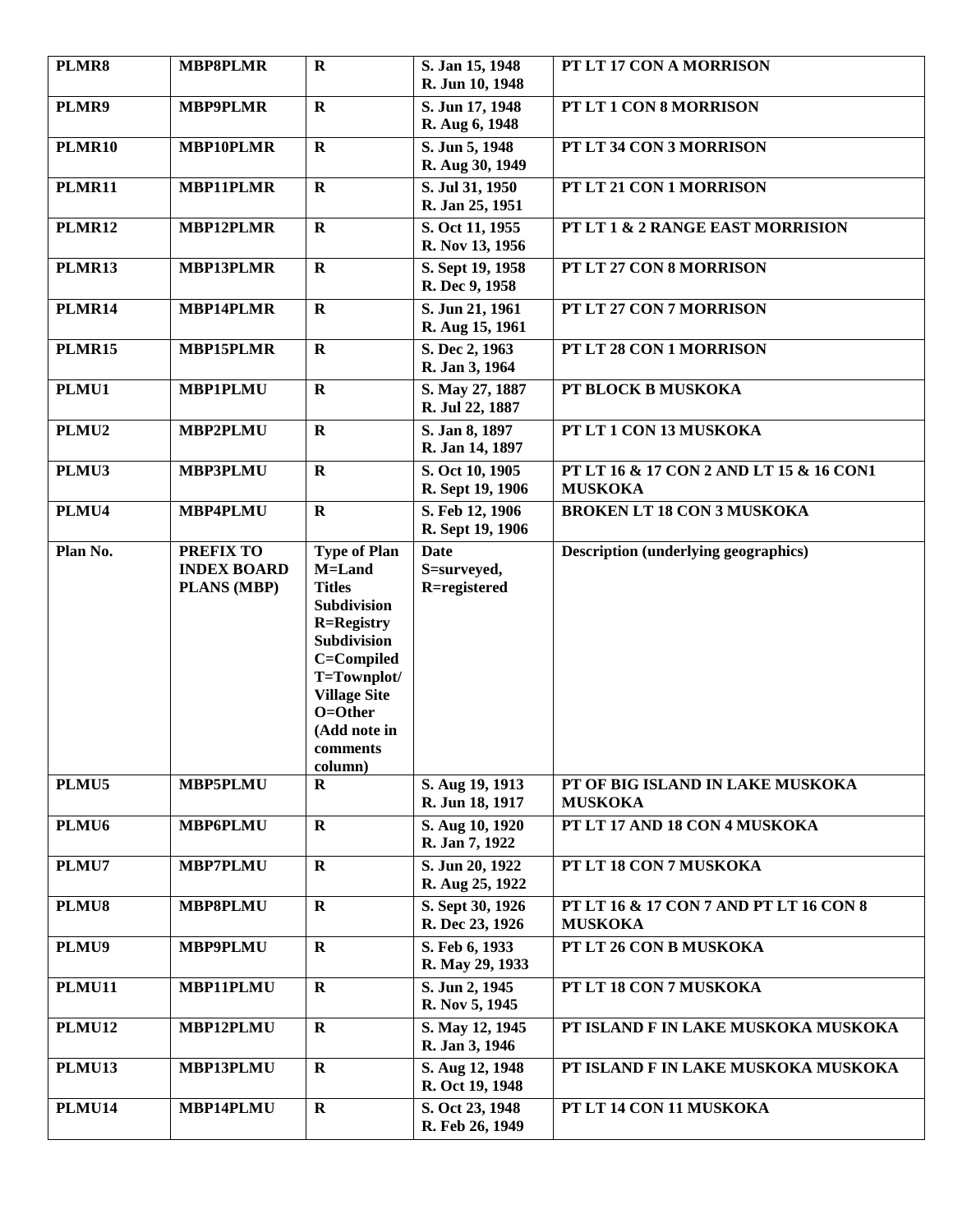| PLMR8 | MBP8PLMR | R | S. Jan 15, 1948<br>R. Jun 10, 1948 | PT LT 17 CON A MORRISON |
|---|---|---|---|---|
| PLMR9 | MBP9PLMR | R | S. Jun 17, 1948<br>R. Aug 6, 1948 | PT LT 1 CON 8 MORRISON |
| PLMR10 | MBP10PLMR | R | S. Jun 5, 1948<br>R. Aug 30, 1949 | PT LT 34 CON 3 MORRISON |
| PLMR11 | MBP11PLMR | R | S. Jul 31, 1950<br>R. Jan 25, 1951 | PT LT 21 CON 1 MORRISON |
| PLMR12 | MBP12PLMR | R | S. Oct 11, 1955<br>R. Nov 13, 1956 | PT LT 1 & 2 RANGE EAST MORRISION |
| PLMR13 | MBP13PLMR | R | S. Sept 19, 1958<br>R. Dec 9, 1958 | PT LT 27 CON 8 MORRISON |
| PLMR14 | MBP14PLMR | R | S. Jun 21, 1961<br>R. Aug 15, 1961 | PT LT 27 CON 7 MORRISON |
| PLMR15 | MBP15PLMR | R | S. Dec 2, 1963<br>R. Jan 3, 1964 | PT LT 28 CON 1 MORRISON |
| PLMU1 | MBP1PLMU | R | S. May 27, 1887<br>R. Jul 22, 1887 | PT BLOCK B MUSKOKA |
| PLMU2 | MBP2PLMU | R | S. Jan 8, 1897<br>R. Jan 14, 1897 | PT LT 1 CON 13 MUSKOKA |
| PLMU3 | MBP3PLMU | R | S. Oct 10, 1905<br>R. Sept 19, 1906 | PT LT 16 & 17 CON 2 AND LT 15 & 16 CON1 MUSKOKA |
| PLMU4 | MBP4PLMU | R | S. Feb 12, 1906<br>R. Sept 19, 1906 | BROKEN LT 18 CON 3 MUSKOKA |
| Plan No. | PREFIX TO INDEX BOARD PLANS (MBP) | Type of Plan M=Land Titles Subdivision R=Registry Subdivision C=Compiled T=Townplot/ Village Site O=Other (Add note in comments column) | Date S=surveyed, R=registered | Description (underlying geographics) |
| PLMU5 | MBP5PLMU | R | S. Aug 19, 1913<br>R. Jun 18, 1917 | PT OF BIG ISLAND IN LAKE MUSKOKA MUSKOKA |
| PLMU6 | MBP6PLMU | R | S. Aug 10, 1920<br>R. Jan 7, 1922 | PT LT 17 AND 18 CON 4 MUSKOKA |
| PLMU7 | MBP7PLMU | R | S. Jun 20, 1922<br>R. Aug 25, 1922 | PT LT 18 CON 7 MUSKOKA |
| PLMU8 | MBP8PLMU | R | S. Sept 30, 1926<br>R. Dec 23, 1926 | PT LT 16 & 17 CON 7 AND PT LT 16 CON 8 MUSKOKA |
| PLMU9 | MBP9PLMU | R | S. Feb 6, 1933<br>R. May 29, 1933 | PT LT 26 CON B MUSKOKA |
| PLMU11 | MBP11PLMU | R | S. Jun 2, 1945<br>R. Nov 5, 1945 | PT LT 18 CON 7 MUSKOKA |
| PLMU12 | MBP12PLMU | R | S. May 12, 1945<br>R. Jan 3, 1946 | PT ISLAND F IN LAKE MUSKOKA MUSKOKA |
| PLMU13 | MBP13PLMU | R | S. Aug 12, 1948<br>R. Oct 19, 1948 | PT ISLAND F IN LAKE MUSKOKA MUSKOKA |
| PLMU14 | MBP14PLMU | R | S. Oct 23, 1948<br>R. Feb 26, 1949 | PT LT 14 CON 11 MUSKOKA |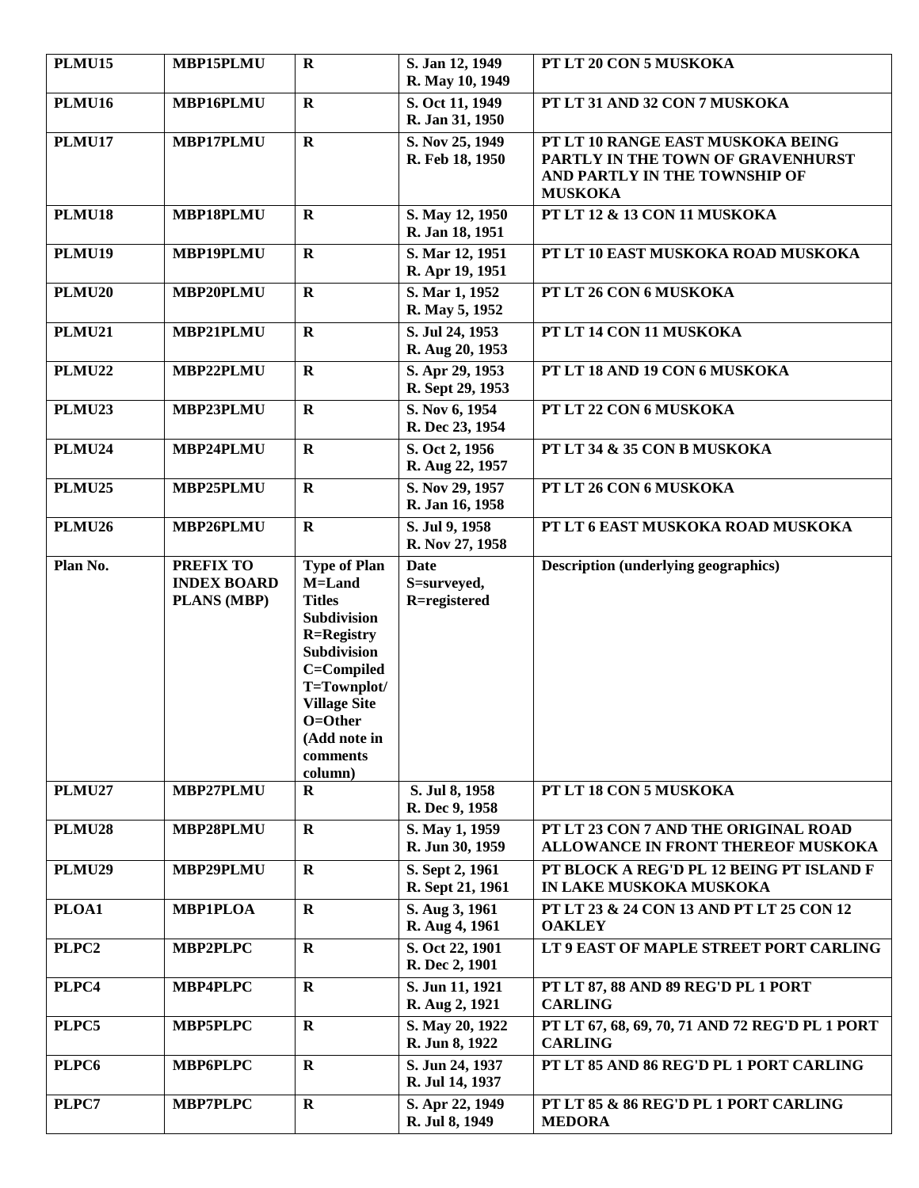| PLMU15 | MBP15PLMU | R | S. Jan 12, 1949<br>R. May 10, 1949 | PT LT 20 CON 5 MUSKOKA |
|---|---|---|---|---|
| PLMU16 | MBP16PLMU | R | S. Oct 11, 1949<br>R. Jan 31, 1950 | PT LT 31 AND 32 CON 7 MUSKOKA |
| PLMU17 | MBP17PLMU | R | S. Nov 25, 1949<br>R. Feb 18, 1950 | PT LT 10 RANGE EAST MUSKOKA BEING PARTLY IN THE TOWN OF GRAVENHURST AND PARTLY IN THE TOWNSHIP OF MUSKOKA |
| PLMU18 | MBP18PLMU | R | S. May 12, 1950<br>R. Jan 18, 1951 | PT LT 12 & 13 CON 11 MUSKOKA |
| PLMU19 | MBP19PLMU | R | S. Mar 12, 1951<br>R. Apr 19, 1951 | PT LT 10 EAST MUSKOKA ROAD MUSKOKA |
| PLMU20 | MBP20PLMU | R | S. Mar 1, 1952<br>R. May 5, 1952 | PT LT 26 CON 6 MUSKOKA |
| PLMU21 | MBP21PLMU | R | S. Jul 24, 1953<br>R. Aug 20, 1953 | PT LT 14 CON 11 MUSKOKA |
| PLMU22 | MBP22PLMU | R | S. Apr 29, 1953<br>R. Sept 29, 1953 | PT LT 18 AND 19 CON 6 MUSKOKA |
| PLMU23 | MBP23PLMU | R | S. Nov 6, 1954<br>R. Dec 23, 1954 | PT LT 22 CON 6 MUSKOKA |
| PLMU24 | MBP24PLMU | R | S. Oct 2, 1956<br>R. Aug 22, 1957 | PT LT 34 & 35 CON B MUSKOKA |
| PLMU25 | MBP25PLMU | R | S. Nov 29, 1957<br>R. Jan 16, 1958 | PT LT 26 CON 6 MUSKOKA |
| PLMU26 | MBP26PLMU | R | S. Jul 9, 1958<br>R. Nov 27, 1958 | PT LT 6 EAST MUSKOKA ROAD MUSKOKA |
| **Plan No.** | **PREFIX TO INDEX BOARD PLANS (MBP)** | **Type of Plan M=Land Titles Subdivision R=Registry Subdivision C=Compiled T=Townplot/ Village Site O=Other (Add note in comments column)** | **Date S=surveyed, R=registered** | **Description (underlying geographics)** |
| PLMU27 | MBP27PLMU | R | S. Jul 8, 1958<br>R. Dec 9, 1958 | PT LT 18 CON 5 MUSKOKA |
| PLMU28 | MBP28PLMU | R | S. May 1, 1959<br>R. Jun 30, 1959 | PT LT 23 CON 7 AND THE ORIGINAL ROAD ALLOWANCE IN FRONT THEREOF MUSKOKA |
| PLMU29 | MBP29PLMU | R | S. Sept 2, 1961<br>R. Sept 21, 1961 | PT BLOCK A REG'D PL 12 BEING PT ISLAND F IN LAKE MUSKOKA MUSKOKA |
| PLOA1 | MBP1PLOA | R | S. Aug 3, 1961<br>R. Aug 4, 1961 | PT LT 23 & 24 CON 13 AND PT LT 25 CON 12 OAKLEY |
| PLPC2 | MBP2PLPC | R | S. Oct 22, 1901<br>R. Dec 2, 1901 | LT 9 EAST OF MAPLE STREET PORT CARLING |
| PLPC4 | MBP4PLPC | R | S. Jun 11, 1921<br>R. Aug 2, 1921 | PT LT 87, 88 AND 89 REG'D PL 1 PORT CARLING |
| PLPC5 | MBP5PLPC | R | S. May 20, 1922<br>R. Jun 8, 1922 | PT LT 67, 68, 69, 70, 71 AND 72 REG'D PL 1 PORT CARLING |
| PLPC6 | MBP6PLPC | R | S. Jun 24, 1937<br>R. Jul 14, 1937 | PT LT 85 AND 86 REG'D PL 1 PORT CARLING |
| PLPC7 | MBP7PLPC | R | S. Apr 22, 1949<br>R. Jul 8, 1949 | PT LT 85 & 86 REG'D PL 1 PORT CARLING MEDORA |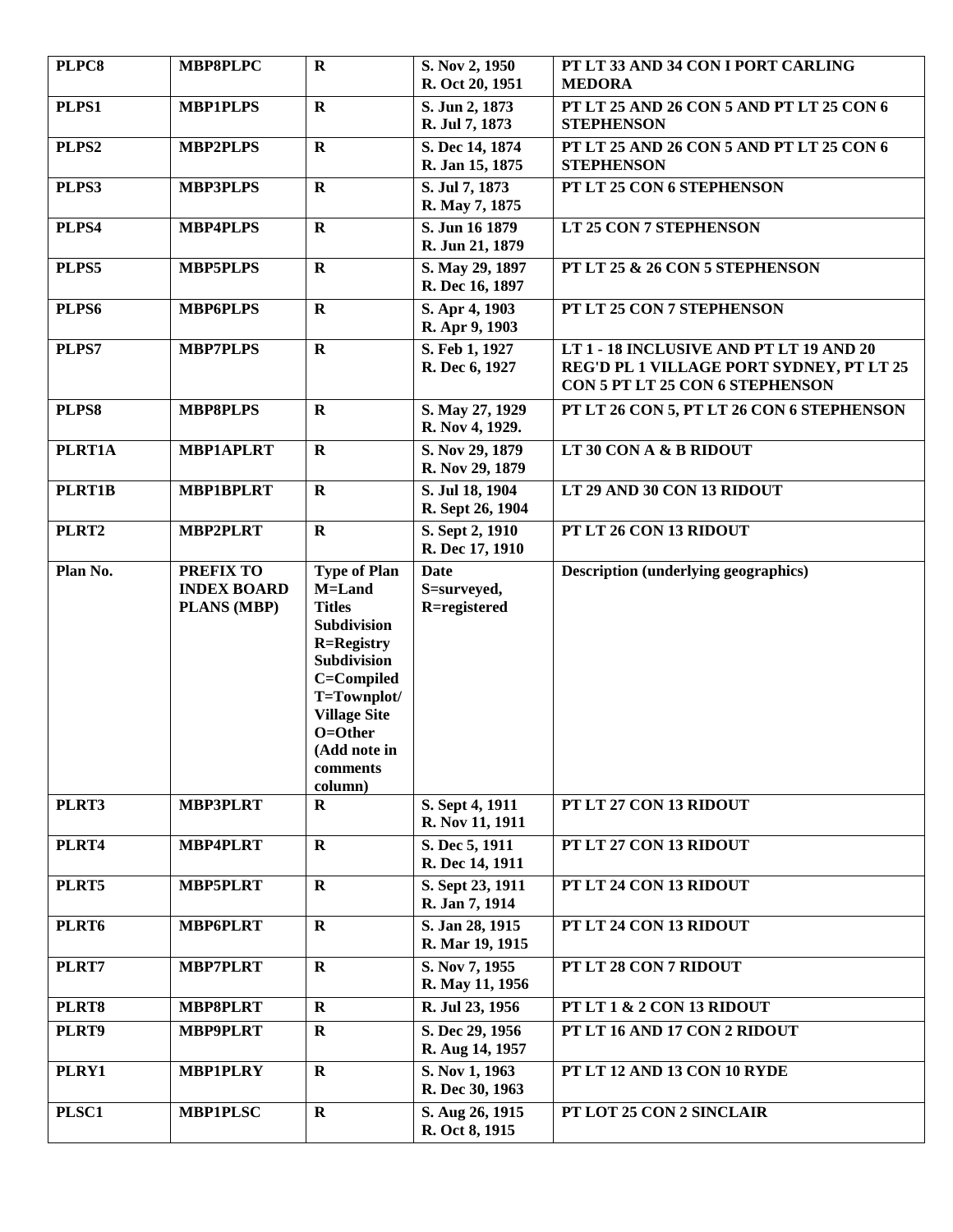| PLPC8 | MBP8PLPC | R | S. Nov 2, 1950<br>R. Oct 20, 1951 | PT LT 33 AND 34 CON I PORT CARLING MEDORA |
|---|---|---|---|---|
| PLPS1 | MBP1PLPS | R | S. Jun 2, 1873<br>R. Jul 7, 1873 | PT LT 25 AND 26 CON 5 AND PT LT 25 CON 6 STEPHENSON |
| PLPS2 | MBP2PLPS | R | S. Dec 14, 1874<br>R. Jan 15, 1875 | PT LT 25 AND 26 CON 5 AND PT LT 25 CON 6 STEPHENSON |
| PLPS3 | MBP3PLPS | R | S. Jul 7, 1873<br>R. May 7, 1875 | PT LT 25 CON 6 STEPHENSON |
| PLPS4 | MBP4PLPS | R | S. Jun 16 1879<br>R. Jun 21, 1879 | LT 25 CON 7 STEPHENSON |
| PLPS5 | MBP5PLPS | R | S. May 29, 1897<br>R. Dec 16, 1897 | PT LT 25 & 26 CON 5 STEPHENSON |
| PLPS6 | MBP6PLPS | R | S. Apr 4, 1903<br>R. Apr 9, 1903 | PT LT 25 CON 7 STEPHENSON |
| PLPS7 | MBP7PLPS | R | S. Feb 1, 1927<br>R. Dec 6, 1927 | LT 1 - 18 INCLUSIVE AND PT LT 19 AND 20 REG'D PL 1 VILLAGE PORT SYDNEY, PT LT 25 CON 5 PT LT 25 CON 6 STEPHENSON |
| PLPS8 | MBP8PLPS | R | S. May 27, 1929<br>R. Nov 4, 1929. | PT LT 26 CON 5, PT LT 26 CON 6 STEPHENSON |
| PLRT1A | MBP1APLRT | R | S. Nov 29, 1879<br>R. Nov 29, 1879 | LT 30 CON A & B RIDOUT |
| PLRT1B | MBP1BPLRT | R | S. Jul 18, 1904<br>R. Sept 26, 1904 | LT 29 AND 30 CON 13 RIDOUT |
| PLRT2 | MBP2PLRT | R | S. Sept 2, 1910<br>R. Dec 17, 1910 | PT LT 26 CON 13 RIDOUT |
| **Plan No.** | **PREFIX TO INDEX BOARD PLANS (MBP)** | **Type of Plan M=Land Titles Subdivision R=Registry Subdivision C=Compiled T=Townplot/ Village Site O=Other (Add note in comments column)** | **Date S=surveyed, R=registered** | **Description (underlying geographics)** |
| PLRT3 | MBP3PLRT | R | S. Sept 4, 1911<br>R. Nov 11, 1911 | PT LT 27 CON 13 RIDOUT |
| PLRT4 | MBP4PLRT | R | S. Dec 5, 1911<br>R. Dec 14, 1911 | PT LT 27 CON 13 RIDOUT |
| PLRT5 | MBP5PLRT | R | S. Sept 23, 1911<br>R. Jan 7, 1914 | PT LT 24 CON 13 RIDOUT |
| PLRT6 | MBP6PLRT | R | S. Jan 28, 1915<br>R. Mar 19, 1915 | PT LT 24 CON 13 RIDOUT |
| PLRT7 | MBP7PLRT | R | S. Nov 7, 1955<br>R. May 11, 1956 | PT LT 28 CON 7 RIDOUT |
| PLRT8 | MBP8PLRT | R | R. Jul 23, 1956 | PT LT 1 & 2 CON 13 RIDOUT |
| PLRT9 | MBP9PLRT | R | S. Dec 29, 1956<br>R. Aug 14, 1957 | PT LT 16 AND 17 CON 2 RIDOUT |
| PLRY1 | MBP1PLRY | R | S. Nov 1, 1963<br>R. Dec 30, 1963 | PT LT 12 AND 13 CON 10 RYDE |
| PLSC1 | MBP1PLSC | R | S. Aug 26, 1915<br>R. Oct 8, 1915 | PT LOT 25 CON 2 SINCLAIR |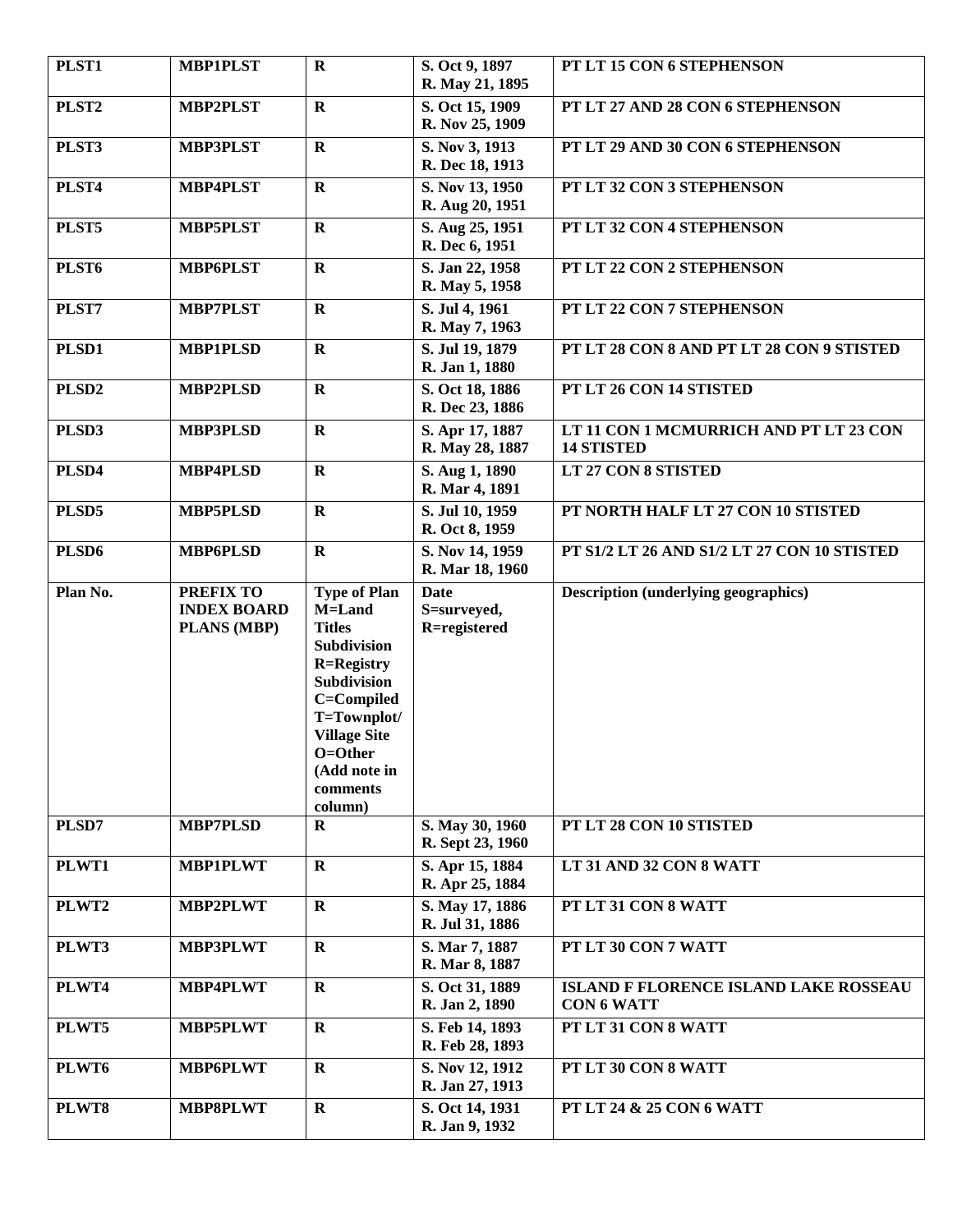| PLST1 | MBP1PLST | R | S. Oct 9, 1897<br>R. May 21, 1895 | PT LT 15 CON 6 STEPHENSON |
|---|---|---|---|---|
| PLST2 | MBP2PLST | R | S. Oct 15, 1909<br>R. Nov 25, 1909 | PT LT 27 AND 28 CON 6 STEPHENSON |
| PLST3 | MBP3PLST | R | S. Nov 3, 1913<br>R. Dec 18, 1913 | PT LT 29 AND 30 CON 6 STEPHENSON |
| PLST4 | MBP4PLST | R | S. Nov 13, 1950<br>R. Aug 20, 1951 | PT LT 32 CON 3 STEPHENSON |
| PLST5 | MBP5PLST | R | S. Aug 25, 1951<br>R. Dec 6, 1951 | PT LT 32 CON 4 STEPHENSON |
| PLST6 | MBP6PLST | R | S. Jan 22, 1958<br>R. May 5, 1958 | PT LT 22 CON 2 STEPHENSON |
| PLST7 | MBP7PLST | R | S. Jul 4, 1961<br>R. May 7, 1963 | PT LT 22 CON 7 STEPHENSON |
| PLSD1 | MBP1PLSD | R | S. Jul 19, 1879<br>R. Jan 1, 1880 | PT LT 28 CON 8 AND PT LT 28 CON 9 STISTED |
| PLSD2 | MBP2PLSD | R | S. Oct 18, 1886<br>R. Dec 23, 1886 | PT LT 26 CON 14 STISTED |
| PLSD3 | MBP3PLSD | R | S. Apr 17, 1887<br>R. May 28, 1887 | LT 11 CON 1 MCMURRICH AND PT LT 23 CON 14 STISTED |
| PLSD4 | MBP4PLSD | R | S. Aug 1, 1890<br>R. Mar 4, 1891 | LT 27 CON 8 STISTED |
| PLSD5 | MBP5PLSD | R | S. Jul 10, 1959<br>R. Oct 8, 1959 | PT NORTH HALF LT 27 CON 10 STISTED |
| PLSD6 | MBP6PLSD | R | S. Nov 14, 1959<br>R. Mar 18, 1960 | PT S1/2 LT 26 AND S1/2 LT 27 CON 10 STISTED |
| Plan No. | PREFIX TO INDEX BOARD PLANS (MBP) | Type of Plan M=Land Titles Subdivision R=Registry Subdivision C=Compiled T=Townplot/ Village Site O=Other (Add note in comments column) | Date S=surveyed, R=registered | Description (underlying geographics) |
| PLSD7 | MBP7PLSD | R | S. May 30, 1960<br>R. Sept 23, 1960 | PT LT 28 CON 10 STISTED |
| PLWT1 | MBP1PLWT | R | S. Apr 15, 1884<br>R. Apr 25, 1884 | LT 31 AND 32 CON 8 WATT |
| PLWT2 | MBP2PLWT | R | S. May 17, 1886<br>R. Jul 31, 1886 | PT LT 31 CON 8 WATT |
| PLWT3 | MBP3PLWT | R | S. Mar 7, 1887<br>R. Mar 8, 1887 | PT LT 30 CON 7 WATT |
| PLWT4 | MBP4PLWT | R | S. Oct 31, 1889<br>R. Jan 2, 1890 | ISLAND F FLORENCE ISLAND LAKE ROSSEAU CON 6 WATT |
| PLWT5 | MBP5PLWT | R | S. Feb 14, 1893<br>R. Feb 28, 1893 | PT LT 31 CON 8 WATT |
| PLWT6 | MBP6PLWT | R | S. Nov 12, 1912<br>R. Jan 27, 1913 | PT LT 30 CON 8 WATT |
| PLWT8 | MBP8PLWT | R | S. Oct 14, 1931<br>R. Jan 9, 1932 | PT LT 24 & 25 CON 6 WATT |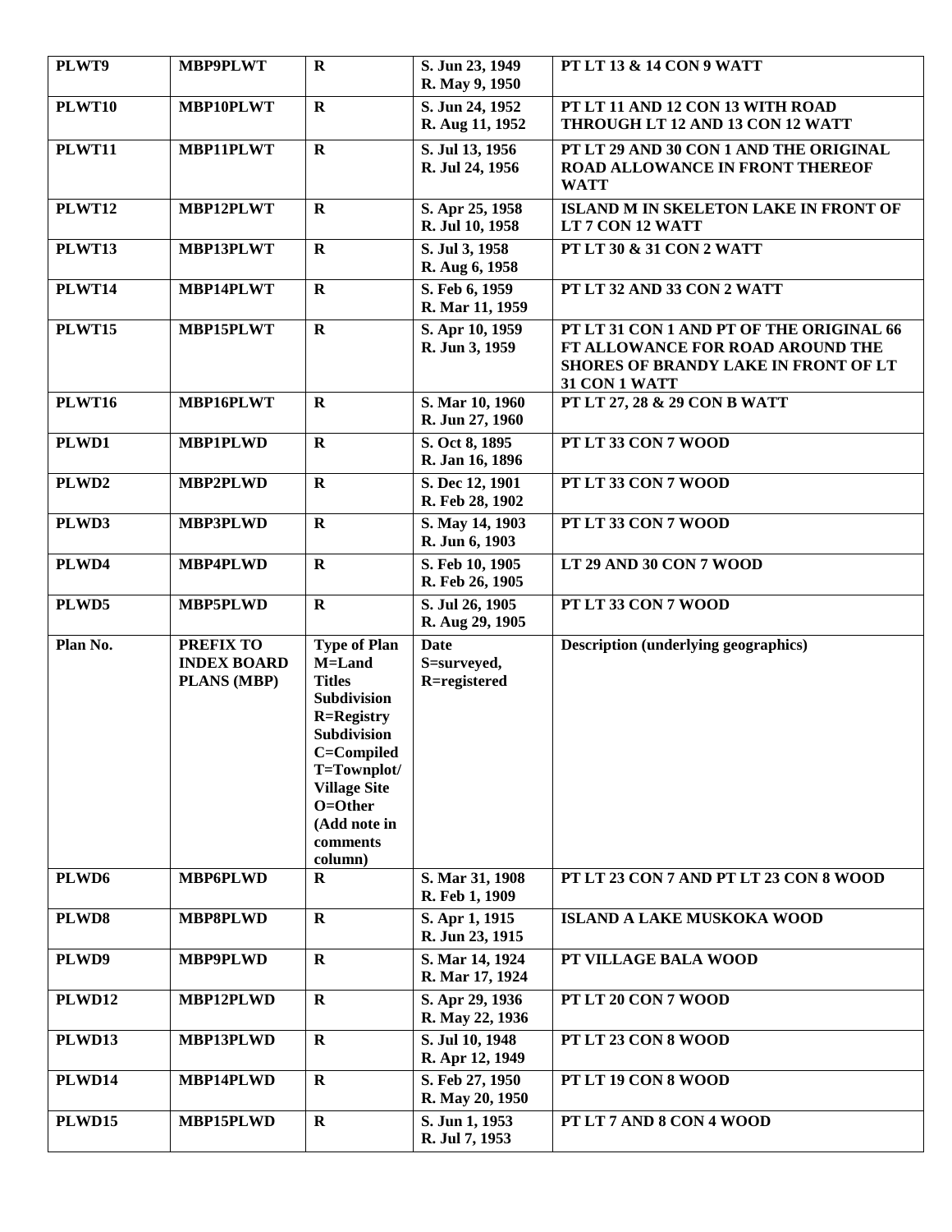| PLWT9 | MBP9PLWT | R | S. Jun 23, 1949<br>R. May 9, 1950 | PT LT 13 & 14 CON 9 WATT |
|---|---|---|---|---|
| PLWT10 | MBP10PLWT | R | S. Jun 24, 1952<br>R. Aug 11, 1952 | PT LT 11 AND 12 CON 13 WITH ROAD THROUGH LT 12 AND 13 CON 12 WATT |
| PLWT11 | MBP11PLWT | R | S. Jul 13, 1956<br>R. Jul 24, 1956 | PT LT 29 AND 30 CON 1 AND THE ORIGINAL ROAD ALLOWANCE IN FRONT THEREOF WATT |
| PLWT12 | MBP12PLWT | R | S. Apr 25, 1958<br>R. Jul 10, 1958 | ISLAND M IN SKELETON LAKE IN FRONT OF LT 7 CON 12 WATT |
| PLWT13 | MBP13PLWT | R | S. Jul 3, 1958<br>R. Aug 6, 1958 | PT LT 30 & 31 CON 2 WATT |
| PLWT14 | MBP14PLWT | R | S. Feb 6, 1959<br>R. Mar 11, 1959 | PT LT 32 AND 33 CON 2 WATT |
| PLWT15 | MBP15PLWT | R | S. Apr 10, 1959<br>R. Jun 3, 1959 | PT LT 31 CON 1 AND PT OF THE ORIGINAL 66 FT ALLOWANCE FOR ROAD AROUND THE SHORES OF BRANDY LAKE IN FRONT OF LT 31 CON 1 WATT |
| PLWT16 | MBP16PLWT | R | S. Mar 10, 1960<br>R. Jun 27, 1960 | PT LT 27, 28 & 29 CON B WATT |
| PLWD1 | MBP1PLWD | R | S. Oct 8, 1895<br>R. Jan 16, 1896 | PT LT 33 CON 7 WOOD |
| PLWD2 | MBP2PLWD | R | S. Dec 12, 1901<br>R. Feb 28, 1902 | PT LT 33 CON 7 WOOD |
| PLWD3 | MBP3PLWD | R | S. May 14, 1903<br>R. Jun 6, 1903 | PT LT 33 CON 7 WOOD |
| PLWD4 | MBP4PLWD | R | S. Feb 10, 1905<br>R. Feb 26, 1905 | LT 29 AND 30 CON 7 WOOD |
| PLWD5 | MBP5PLWD | R | S. Jul 26, 1905<br>R. Aug 29, 1905 | PT LT 33 CON 7 WOOD |
| **Plan No.** | **PREFIX TO INDEX BOARD PLANS (MBP)** | **Type of Plan M=Land Titles Subdivision R=Registry Subdivision C=Compiled T=Townplot/ Village Site O=Other (Add note in comments column)** | **Date S=surveyed, R=registered** | **Description (underlying geographics)** |
| PLWD6 | MBP6PLWD | R | S. Mar 31, 1908<br>R. Feb 1, 1909 | PT LT 23 CON 7 AND PT LT 23 CON 8 WOOD |
| PLWD8 | MBP8PLWD | R | S. Apr 1, 1915<br>R. Jun 23, 1915 | ISLAND A LAKE MUSKOKA WOOD |
| PLWD9 | MBP9PLWD | R | S. Mar 14, 1924<br>R. Mar 17, 1924 | PT VILLAGE BALA WOOD |
| PLWD12 | MBP12PLWD | R | S. Apr 29, 1936<br>R. May 22, 1936 | PT LT 20 CON 7 WOOD |
| PLWD13 | MBP13PLWD | R | S. Jul 10, 1948<br>R. Apr 12, 1949 | PT LT 23 CON 8 WOOD |
| PLWD14 | MBP14PLWD | R | S. Feb 27, 1950<br>R. May 20, 1950 | PT LT 19 CON 8 WOOD |
| PLWD15 | MBP15PLWD | R | S. Jun 1, 1953<br>R. Jul 7, 1953 | PT LT 7 AND 8 CON 4 WOOD |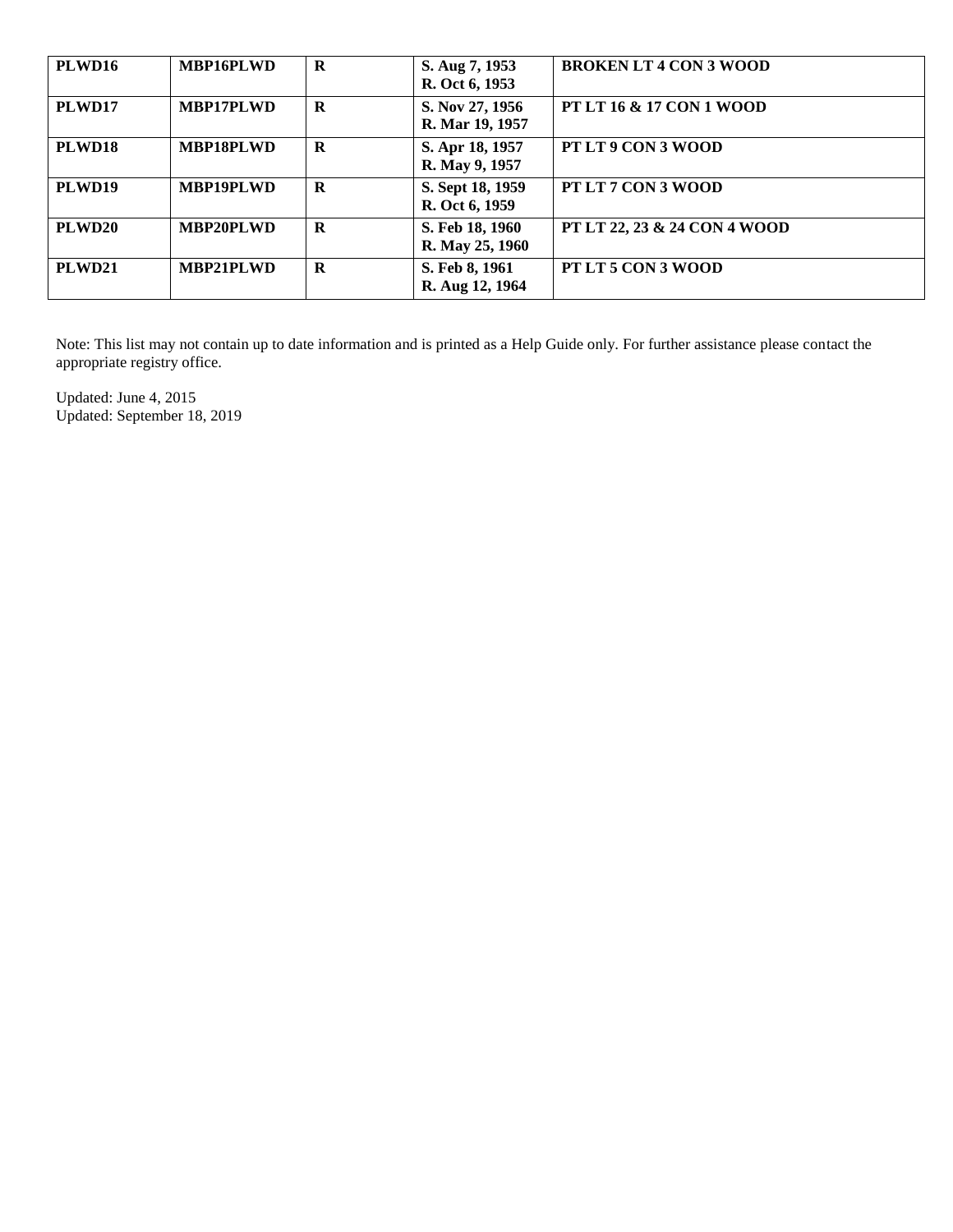| | | | | |
|---|---|---|---|---|
| **PLWD16** | **MBP16PLWD** | **R** | **S. Aug 7, 1953**<br>**R. Oct 6, 1953** | **BROKEN LT 4 CON 3 WOOD** |
| **PLWD17** | **MBP17PLWD** | **R** | **S. Nov 27, 1956**<br>**R. Mar 19, 1957** | **PT LT 16 & 17 CON 1 WOOD** |
| **PLWD18** | **MBP18PLWD** | **R** | **S. Apr 18, 1957**<br>**R. May 9, 1957** | **PT LT 9 CON 3 WOOD** |
| **PLWD19** | **MBP19PLWD** | **R** | **S. Sept 18, 1959**<br>**R. Oct 6, 1959** | **PT LT 7 CON 3 WOOD** |
| **PLWD20** | **MBP20PLWD** | **R** | **S. Feb 18, 1960**<br>**R. May 25, 1960** | **PT LT 22, 23 & 24 CON 4 WOOD** |
| **PLWD21** | **MBP21PLWD** | **R** | **S. Feb 8, 1961**<br>**R. Aug 12, 1964** | **PT LT 5 CON 3 WOOD** |

Note: This list may not contain up to date information and is printed as a Help Guide only. For further assistance please contact the appropriate registry office.

Updated: June 4, 2015
Updated: September 18, 2019